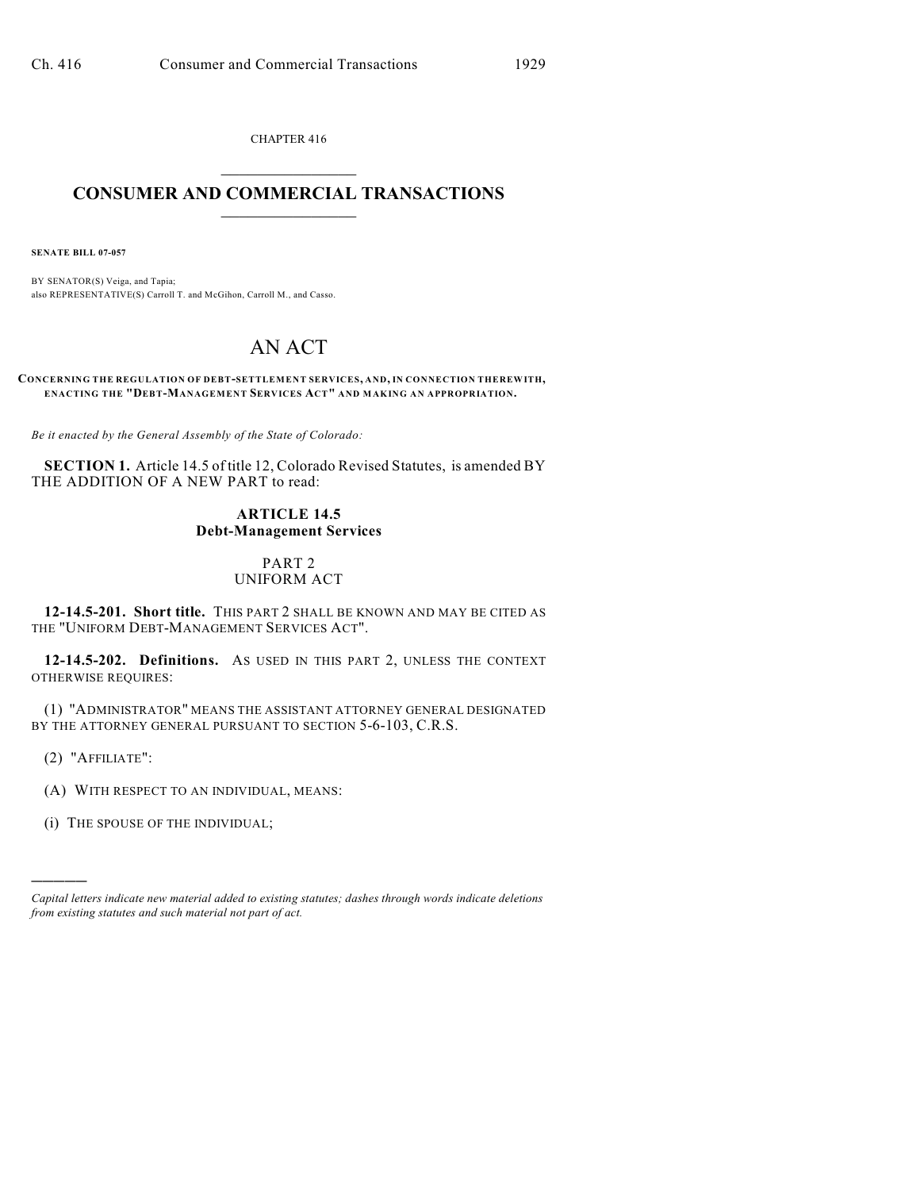CHAPTER 416

# CONSUMER AND COMMERCIAL TRANSACTIONS

**SENATE BILL 07-057**

BY SENATOR(S) Veiga, and Tapia;
also REPRESENTATIVE(S) Carroll T. and McGihon, Carroll M., and Casso.

# AN ACT

**CONCERNING THE REGULATION OF DEBT-SETTLEMENT SERVICES, AND, IN CONNECTION THEREWITH, ENACTING THE "DEBT-MANAGEMENT SERVICES ACT" AND MAKING AN APPROPRIATION.**

*Be it enacted by the General Assembly of the State of Colorado:*

**SECTION 1.** Article 14.5 of title 12, Colorado Revised Statutes, is amended BY THE ADDITION OF A NEW PART to read:

### ARTICLE 14.5
### Debt-Management Services

#### PART 2
#### UNIFORM ACT

**12-14.5-201. Short title.** THIS PART 2 SHALL BE KNOWN AND MAY BE CITED AS THE "UNIFORM DEBT-MANAGEMENT SERVICES ACT".

**12-14.5-202. Definitions.** AS USED IN THIS PART 2, UNLESS THE CONTEXT OTHERWISE REQUIRES:

(1) "ADMINISTRATOR" MEANS THE ASSISTANT ATTORNEY GENERAL DESIGNATED BY THE ATTORNEY GENERAL PURSUANT TO SECTION 5-6-103, C.R.S.

(2) "AFFILIATE":

(A) WITH RESPECT TO AN INDIVIDUAL, MEANS:

(i) THE SPOUSE OF THE INDIVIDUAL;

---

*Capital letters indicate new material added to existing statutes; dashes through words indicate deletions from existing statutes and such material not part of act.*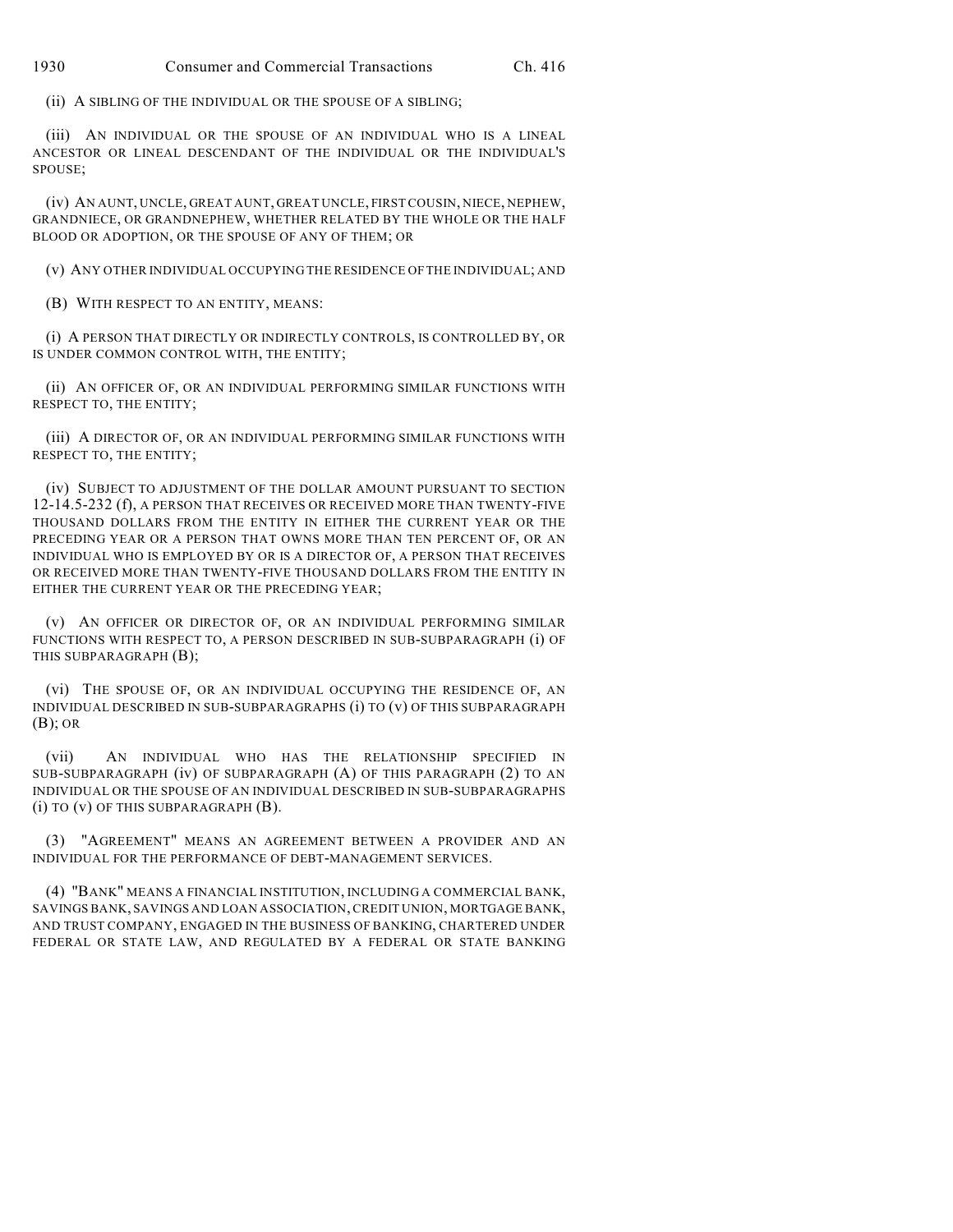(ii) A SIBLING OF THE INDIVIDUAL OR THE SPOUSE OF A SIBLING;

(iii) AN INDIVIDUAL OR THE SPOUSE OF AN INDIVIDUAL WHO IS A LINEAL ANCESTOR OR LINEAL DESCENDANT OF THE INDIVIDUAL OR THE INDIVIDUAL'S SPOUSE;

(iv) AN AUNT, UNCLE, GREAT AUNT, GREAT UNCLE, FIRST COUSIN, NIECE, NEPHEW, GRANDNIECE, OR GRANDNEPHEW, WHETHER RELATED BY THE WHOLE OR THE HALF BLOOD OR ADOPTION, OR THE SPOUSE OF ANY OF THEM; OR

(v) ANY OTHER INDIVIDUAL OCCUPYING THE RESIDENCE OF THE INDIVIDUAL; AND

(B) WITH RESPECT TO AN ENTITY, MEANS:

(i) A PERSON THAT DIRECTLY OR INDIRECTLY CONTROLS, IS CONTROLLED BY, OR IS UNDER COMMON CONTROL WITH, THE ENTITY;

(ii) AN OFFICER OF, OR AN INDIVIDUAL PERFORMING SIMILAR FUNCTIONS WITH RESPECT TO, THE ENTITY;

(iii) A DIRECTOR OF, OR AN INDIVIDUAL PERFORMING SIMILAR FUNCTIONS WITH RESPECT TO, THE ENTITY;

(iv) SUBJECT TO ADJUSTMENT OF THE DOLLAR AMOUNT PURSUANT TO SECTION 12-14.5-232 (f), A PERSON THAT RECEIVES OR RECEIVED MORE THAN TWENTY-FIVE THOUSAND DOLLARS FROM THE ENTITY IN EITHER THE CURRENT YEAR OR THE PRECEDING YEAR OR A PERSON THAT OWNS MORE THAN TEN PERCENT OF, OR AN INDIVIDUAL WHO IS EMPLOYED BY OR IS A DIRECTOR OF, A PERSON THAT RECEIVES OR RECEIVED MORE THAN TWENTY-FIVE THOUSAND DOLLARS FROM THE ENTITY IN EITHER THE CURRENT YEAR OR THE PRECEDING YEAR;

(v) AN OFFICER OR DIRECTOR OF, OR AN INDIVIDUAL PERFORMING SIMILAR FUNCTIONS WITH RESPECT TO, A PERSON DESCRIBED IN SUB-SUBPARAGRAPH (i) OF THIS SUBPARAGRAPH (B);

(vi) THE SPOUSE OF, OR AN INDIVIDUAL OCCUPYING THE RESIDENCE OF, AN INDIVIDUAL DESCRIBED IN SUB-SUBPARAGRAPHS (i) TO (v) OF THIS SUBPARAGRAPH (B); OR

(vii) AN INDIVIDUAL WHO HAS THE RELATIONSHIP SPECIFIED IN SUB-SUBPARAGRAPH (iv) OF SUBPARAGRAPH (A) OF THIS PARAGRAPH (2) TO AN INDIVIDUAL OR THE SPOUSE OF AN INDIVIDUAL DESCRIBED IN SUB-SUBPARAGRAPHS (i) TO (v) OF THIS SUBPARAGRAPH (B).

(3) "AGREEMENT" MEANS AN AGREEMENT BETWEEN A PROVIDER AND AN INDIVIDUAL FOR THE PERFORMANCE OF DEBT-MANAGEMENT SERVICES.

(4) "BANK" MEANS A FINANCIAL INSTITUTION, INCLUDING A COMMERCIAL BANK, SAVINGS BANK, SAVINGS AND LOAN ASSOCIATION, CREDIT UNION, MORTGAGE BANK, AND TRUST COMPANY, ENGAGED IN THE BUSINESS OF BANKING, CHARTERED UNDER FEDERAL OR STATE LAW, AND REGULATED BY A FEDERAL OR STATE BANKING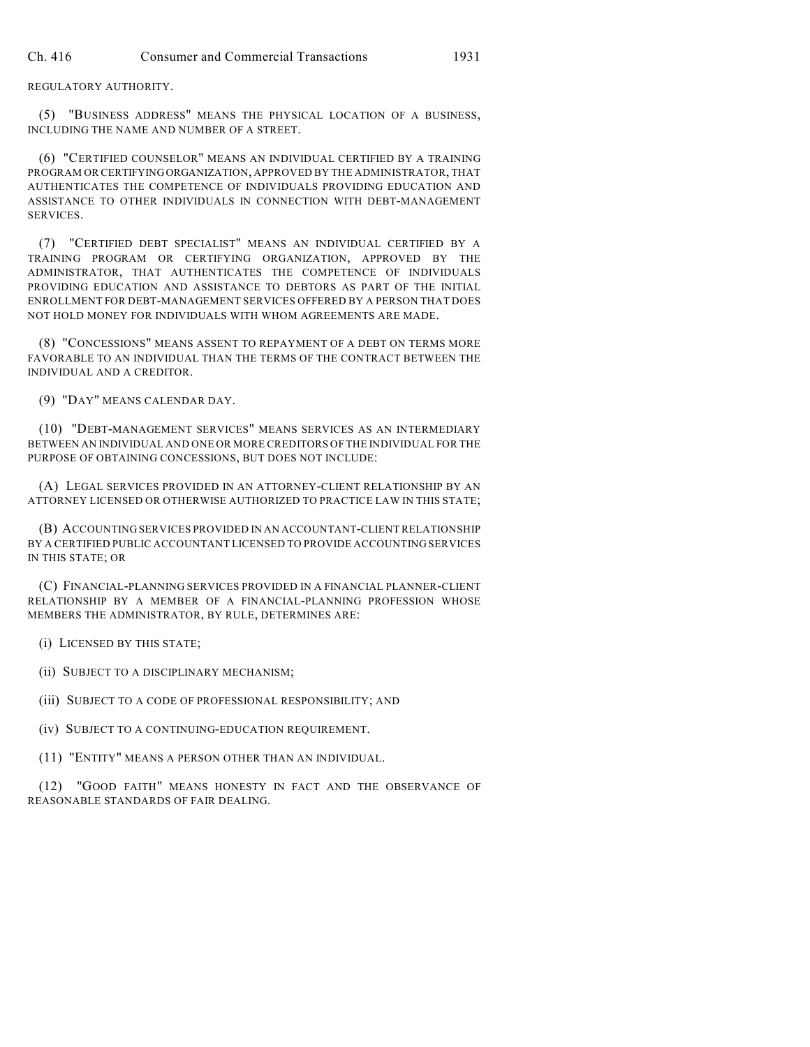REGULATORY AUTHORITY.

(5) "BUSINESS ADDRESS" MEANS THE PHYSICAL LOCATION OF A BUSINESS, INCLUDING THE NAME AND NUMBER OF A STREET.

(6) "CERTIFIED COUNSELOR" MEANS AN INDIVIDUAL CERTIFIED BY A TRAINING PROGRAM OR CERTIFYING ORGANIZATION, APPROVED BY THE ADMINISTRATOR, THAT AUTHENTICATES THE COMPETENCE OF INDIVIDUALS PROVIDING EDUCATION AND ASSISTANCE TO OTHER INDIVIDUALS IN CONNECTION WITH DEBT-MANAGEMENT SERVICES.

(7) "CERTIFIED DEBT SPECIALIST" MEANS AN INDIVIDUAL CERTIFIED BY A TRAINING PROGRAM OR CERTIFYING ORGANIZATION, APPROVED BY THE ADMINISTRATOR, THAT AUTHENTICATES THE COMPETENCE OF INDIVIDUALS PROVIDING EDUCATION AND ASSISTANCE TO DEBTORS AS PART OF THE INITIAL ENROLLMENT FOR DEBT-MANAGEMENT SERVICES OFFERED BY A PERSON THAT DOES NOT HOLD MONEY FOR INDIVIDUALS WITH WHOM AGREEMENTS ARE MADE.

(8) "CONCESSIONS" MEANS ASSENT TO REPAYMENT OF A DEBT ON TERMS MORE FAVORABLE TO AN INDIVIDUAL THAN THE TERMS OF THE CONTRACT BETWEEN THE INDIVIDUAL AND A CREDITOR.

(9) "DAY" MEANS CALENDAR DAY.

(10) "DEBT-MANAGEMENT SERVICES" MEANS SERVICES AS AN INTERMEDIARY BETWEEN AN INDIVIDUAL AND ONE OR MORE CREDITORS OF THE INDIVIDUAL FOR THE PURPOSE OF OBTAINING CONCESSIONS, BUT DOES NOT INCLUDE:

(A) LEGAL SERVICES PROVIDED IN AN ATTORNEY-CLIENT RELATIONSHIP BY AN ATTORNEY LICENSED OR OTHERWISE AUTHORIZED TO PRACTICE LAW IN THIS STATE;

(B) ACCOUNTING SERVICES PROVIDED IN AN ACCOUNTANT-CLIENT RELATIONSHIP BY A CERTIFIED PUBLIC ACCOUNTANT LICENSED TO PROVIDE ACCOUNTING SERVICES IN THIS STATE; OR

(C) FINANCIAL-PLANNING SERVICES PROVIDED IN A FINANCIAL PLANNER-CLIENT RELATIONSHIP BY A MEMBER OF A FINANCIAL-PLANNING PROFESSION WHOSE MEMBERS THE ADMINISTRATOR, BY RULE, DETERMINES ARE:

(i) LICENSED BY THIS STATE;

(ii) SUBJECT TO A DISCIPLINARY MECHANISM;

(iii) SUBJECT TO A CODE OF PROFESSIONAL RESPONSIBILITY; AND

(iv) SUBJECT TO A CONTINUING-EDUCATION REQUIREMENT.

(11) "ENTITY" MEANS A PERSON OTHER THAN AN INDIVIDUAL.

(12) "GOOD FAITH" MEANS HONESTY IN FACT AND THE OBSERVANCE OF REASONABLE STANDARDS OF FAIR DEALING.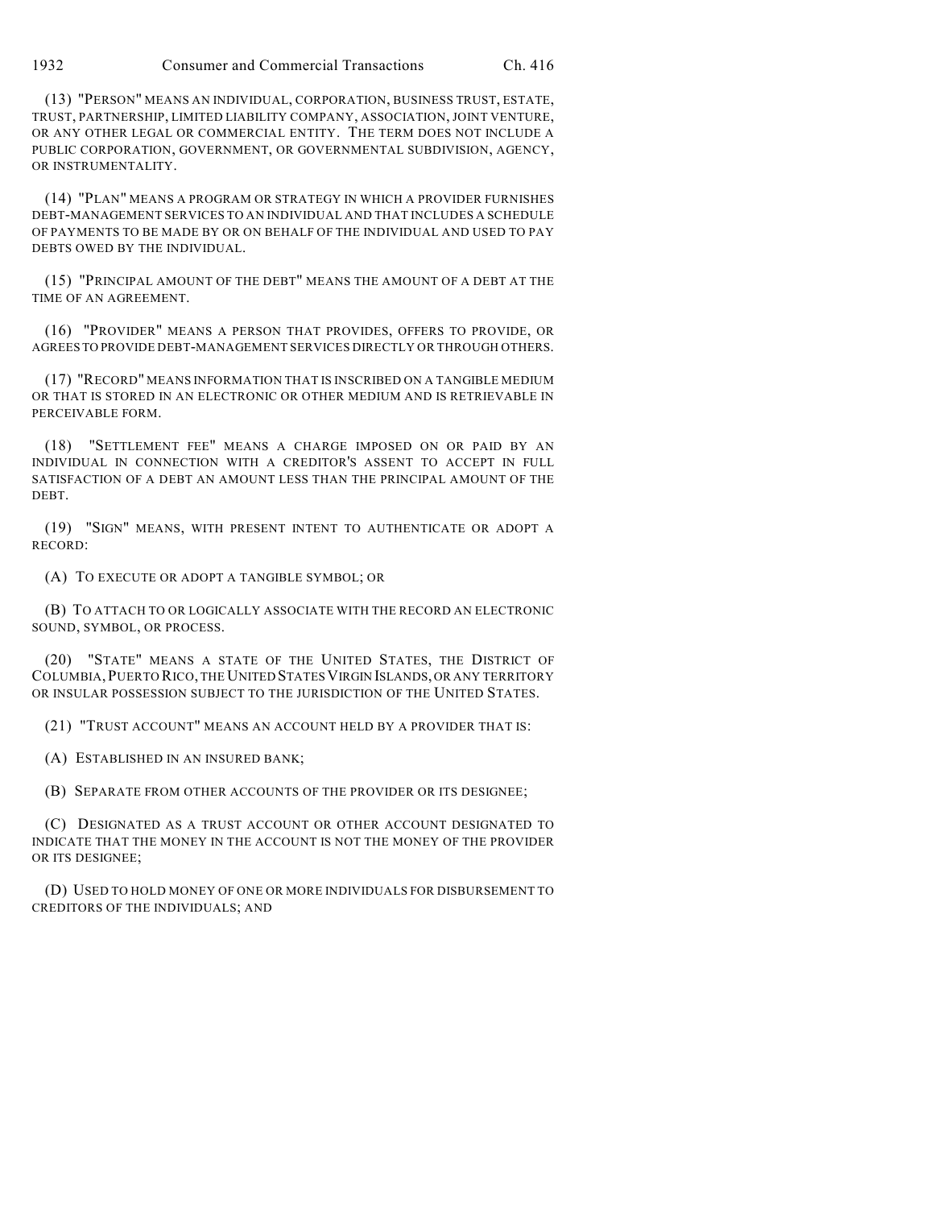(13) "PERSON" MEANS AN INDIVIDUAL, CORPORATION, BUSINESS TRUST, ESTATE, TRUST, PARTNERSHIP, LIMITED LIABILITY COMPANY, ASSOCIATION, JOINT VENTURE, OR ANY OTHER LEGAL OR COMMERCIAL ENTITY. THE TERM DOES NOT INCLUDE A PUBLIC CORPORATION, GOVERNMENT, OR GOVERNMENTAL SUBDIVISION, AGENCY, OR INSTRUMENTALITY.

(14) "PLAN" MEANS A PROGRAM OR STRATEGY IN WHICH A PROVIDER FURNISHES DEBT-MANAGEMENT SERVICES TO AN INDIVIDUAL AND THAT INCLUDES A SCHEDULE OF PAYMENTS TO BE MADE BY OR ON BEHALF OF THE INDIVIDUAL AND USED TO PAY DEBTS OWED BY THE INDIVIDUAL.

(15) "PRINCIPAL AMOUNT OF THE DEBT" MEANS THE AMOUNT OF A DEBT AT THE TIME OF AN AGREEMENT.

(16) "PROVIDER" MEANS A PERSON THAT PROVIDES, OFFERS TO PROVIDE, OR AGREES TO PROVIDE DEBT-MANAGEMENT SERVICES DIRECTLY OR THROUGH OTHERS.

(17) "RECORD" MEANS INFORMATION THAT IS INSCRIBED ON A TANGIBLE MEDIUM OR THAT IS STORED IN AN ELECTRONIC OR OTHER MEDIUM AND IS RETRIEVABLE IN PERCEIVABLE FORM.

(18) "SETTLEMENT FEE" MEANS A CHARGE IMPOSED ON OR PAID BY AN INDIVIDUAL IN CONNECTION WITH A CREDITOR'S ASSENT TO ACCEPT IN FULL SATISFACTION OF A DEBT AN AMOUNT LESS THAN THE PRINCIPAL AMOUNT OF THE DEBT.

(19) "SIGN" MEANS, WITH PRESENT INTENT TO AUTHENTICATE OR ADOPT A RECORD:

(A) TO EXECUTE OR ADOPT A TANGIBLE SYMBOL; OR

(B) TO ATTACH TO OR LOGICALLY ASSOCIATE WITH THE RECORD AN ELECTRONIC SOUND, SYMBOL, OR PROCESS.

(20) "STATE" MEANS A STATE OF THE UNITED STATES, THE DISTRICT OF COLUMBIA, PUERTO RICO, THE UNITED STATES VIRGIN ISLANDS, OR ANY TERRITORY OR INSULAR POSSESSION SUBJECT TO THE JURISDICTION OF THE UNITED STATES.

(21) "TRUST ACCOUNT" MEANS AN ACCOUNT HELD BY A PROVIDER THAT IS:

(A) ESTABLISHED IN AN INSURED BANK;

(B) SEPARATE FROM OTHER ACCOUNTS OF THE PROVIDER OR ITS DESIGNEE;

(C) DESIGNATED AS A TRUST ACCOUNT OR OTHER ACCOUNT DESIGNATED TO INDICATE THAT THE MONEY IN THE ACCOUNT IS NOT THE MONEY OF THE PROVIDER OR ITS DESIGNEE;

(D) USED TO HOLD MONEY OF ONE OR MORE INDIVIDUALS FOR DISBURSEMENT TO CREDITORS OF THE INDIVIDUALS; AND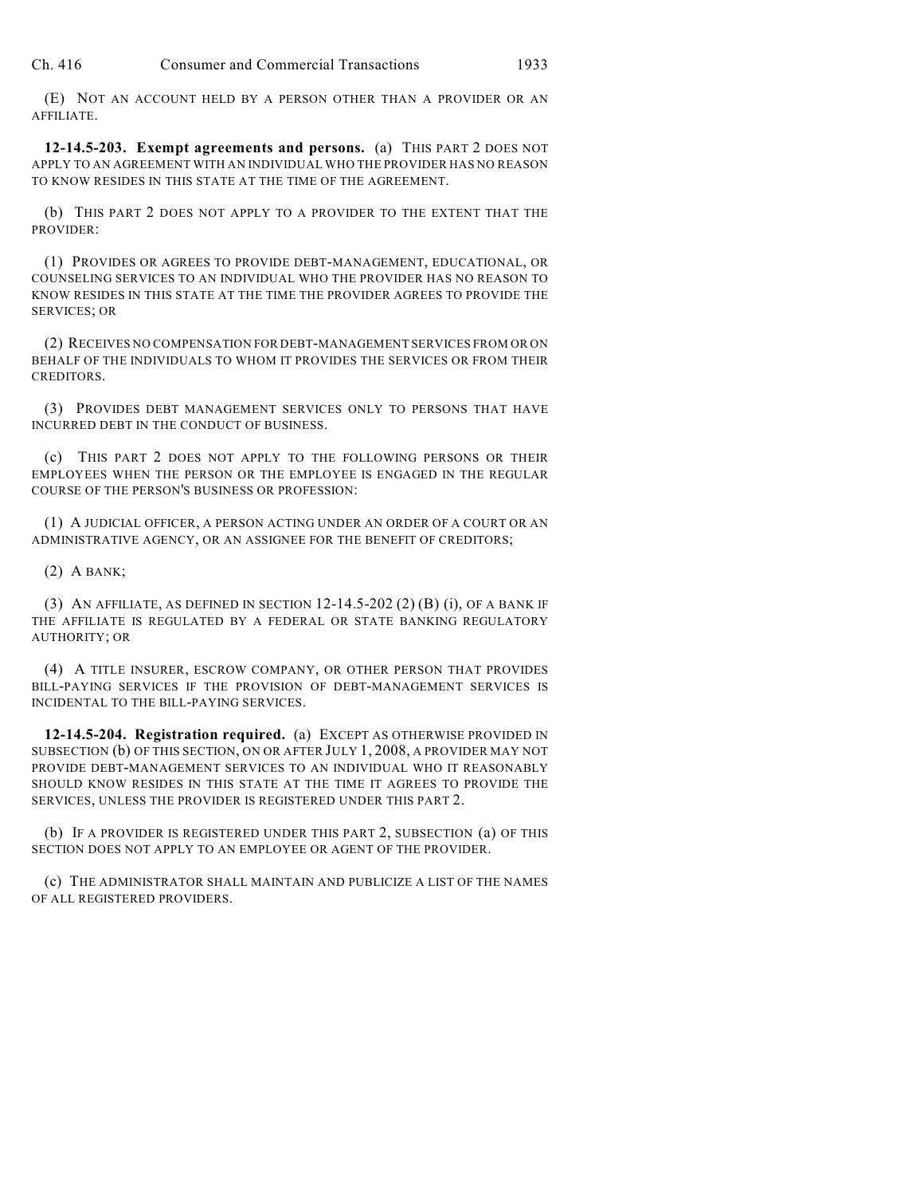(E) NOT AN ACCOUNT HELD BY A PERSON OTHER THAN A PROVIDER OR AN AFFILIATE.

**12-14.5-203. Exempt agreements and persons.** (a) THIS PART 2 DOES NOT APPLY TO AN AGREEMENT WITH AN INDIVIDUAL WHO THE PROVIDER HAS NO REASON TO KNOW RESIDES IN THIS STATE AT THE TIME OF THE AGREEMENT.

(b) THIS PART 2 DOES NOT APPLY TO A PROVIDER TO THE EXTENT THAT THE PROVIDER:

(1) PROVIDES OR AGREES TO PROVIDE DEBT-MANAGEMENT, EDUCATIONAL, OR COUNSELING SERVICES TO AN INDIVIDUAL WHO THE PROVIDER HAS NO REASON TO KNOW RESIDES IN THIS STATE AT THE TIME THE PROVIDER AGREES TO PROVIDE THE SERVICES; OR

(2) RECEIVES NO COMPENSATION FOR DEBT-MANAGEMENT SERVICES FROM OR ON BEHALF OF THE INDIVIDUALS TO WHOM IT PROVIDES THE SERVICES OR FROM THEIR CREDITORS.

(3) PROVIDES DEBT MANAGEMENT SERVICES ONLY TO PERSONS THAT HAVE INCURRED DEBT IN THE CONDUCT OF BUSINESS.

(c) THIS PART 2 DOES NOT APPLY TO THE FOLLOWING PERSONS OR THEIR EMPLOYEES WHEN THE PERSON OR THE EMPLOYEE IS ENGAGED IN THE REGULAR COURSE OF THE PERSON'S BUSINESS OR PROFESSION:

(1) A JUDICIAL OFFICER, A PERSON ACTING UNDER AN ORDER OF A COURT OR AN ADMINISTRATIVE AGENCY, OR AN ASSIGNEE FOR THE BENEFIT OF CREDITORS;

(2) A BANK;

(3) AN AFFILIATE, AS DEFINED IN SECTION 12-14.5-202 (2) (B) (i), OF A BANK IF THE AFFILIATE IS REGULATED BY A FEDERAL OR STATE BANKING REGULATORY AUTHORITY; OR

(4) A TITLE INSURER, ESCROW COMPANY, OR OTHER PERSON THAT PROVIDES BILL-PAYING SERVICES IF THE PROVISION OF DEBT-MANAGEMENT SERVICES IS INCIDENTAL TO THE BILL-PAYING SERVICES.

**12-14.5-204. Registration required.** (a) EXCEPT AS OTHERWISE PROVIDED IN SUBSECTION (b) OF THIS SECTION, ON OR AFTER JULY 1, 2008, A PROVIDER MAY NOT PROVIDE DEBT-MANAGEMENT SERVICES TO AN INDIVIDUAL WHO IT REASONABLY SHOULD KNOW RESIDES IN THIS STATE AT THE TIME IT AGREES TO PROVIDE THE SERVICES, UNLESS THE PROVIDER IS REGISTERED UNDER THIS PART 2.

(b) IF A PROVIDER IS REGISTERED UNDER THIS PART 2, SUBSECTION (a) OF THIS SECTION DOES NOT APPLY TO AN EMPLOYEE OR AGENT OF THE PROVIDER.

(c) THE ADMINISTRATOR SHALL MAINTAIN AND PUBLICIZE A LIST OF THE NAMES OF ALL REGISTERED PROVIDERS.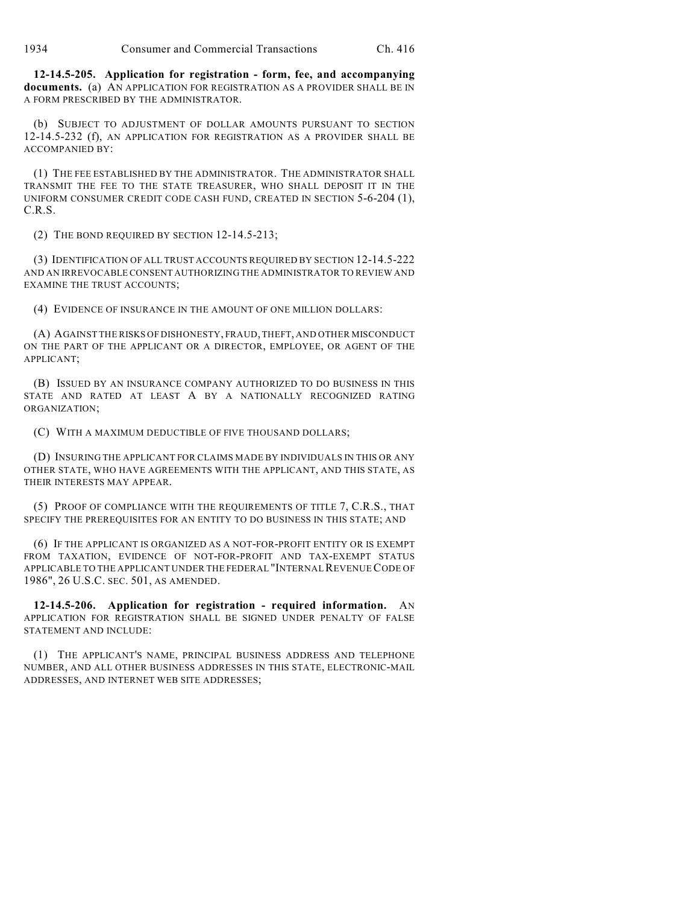**12-14.5-205. Application for registration - form, fee, and accompanying documents.** (a) AN APPLICATION FOR REGISTRATION AS A PROVIDER SHALL BE IN A FORM PRESCRIBED BY THE ADMINISTRATOR.

(b) SUBJECT TO ADJUSTMENT OF DOLLAR AMOUNTS PURSUANT TO SECTION 12-14.5-232 (f), AN APPLICATION FOR REGISTRATION AS A PROVIDER SHALL BE ACCOMPANIED BY:

(1) THE FEE ESTABLISHED BY THE ADMINISTRATOR. THE ADMINISTRATOR SHALL TRANSMIT THE FEE TO THE STATE TREASURER, WHO SHALL DEPOSIT IT IN THE UNIFORM CONSUMER CREDIT CODE CASH FUND, CREATED IN SECTION 5-6-204 (1), C.R.S.

(2) THE BOND REQUIRED BY SECTION 12-14.5-213;

(3) IDENTIFICATION OF ALL TRUST ACCOUNTS REQUIRED BY SECTION 12-14.5-222 AND AN IRREVOCABLE CONSENT AUTHORIZING THE ADMINISTRATOR TO REVIEW AND EXAMINE THE TRUST ACCOUNTS;

(4) EVIDENCE OF INSURANCE IN THE AMOUNT OF ONE MILLION DOLLARS:

(A) AGAINST THE RISKS OF DISHONESTY, FRAUD, THEFT, AND OTHER MISCONDUCT ON THE PART OF THE APPLICANT OR A DIRECTOR, EMPLOYEE, OR AGENT OF THE APPLICANT;

(B) ISSUED BY AN INSURANCE COMPANY AUTHORIZED TO DO BUSINESS IN THIS STATE AND RATED AT LEAST A BY A NATIONALLY RECOGNIZED RATING ORGANIZATION;

(C) WITH A MAXIMUM DEDUCTIBLE OF FIVE THOUSAND DOLLARS;

(D) INSURING THE APPLICANT FOR CLAIMS MADE BY INDIVIDUALS IN THIS OR ANY OTHER STATE, WHO HAVE AGREEMENTS WITH THE APPLICANT, AND THIS STATE, AS THEIR INTERESTS MAY APPEAR.

(5) PROOF OF COMPLIANCE WITH THE REQUIREMENTS OF TITLE 7, C.R.S., THAT SPECIFY THE PREREQUISITES FOR AN ENTITY TO DO BUSINESS IN THIS STATE; AND

(6) IF THE APPLICANT IS ORGANIZED AS A NOT-FOR-PROFIT ENTITY OR IS EXEMPT FROM TAXATION, EVIDENCE OF NOT-FOR-PROFIT AND TAX-EXEMPT STATUS APPLICABLE TO THE APPLICANT UNDER THE FEDERAL "INTERNAL REVENUE CODE OF 1986", 26 U.S.C. SEC. 501, AS AMENDED.

**12-14.5-206. Application for registration - required information.** AN APPLICATION FOR REGISTRATION SHALL BE SIGNED UNDER PENALTY OF FALSE STATEMENT AND INCLUDE:

(1) THE APPLICANT'S NAME, PRINCIPAL BUSINESS ADDRESS AND TELEPHONE NUMBER, AND ALL OTHER BUSINESS ADDRESSES IN THIS STATE, ELECTRONIC-MAIL ADDRESSES, AND INTERNET WEB SITE ADDRESSES;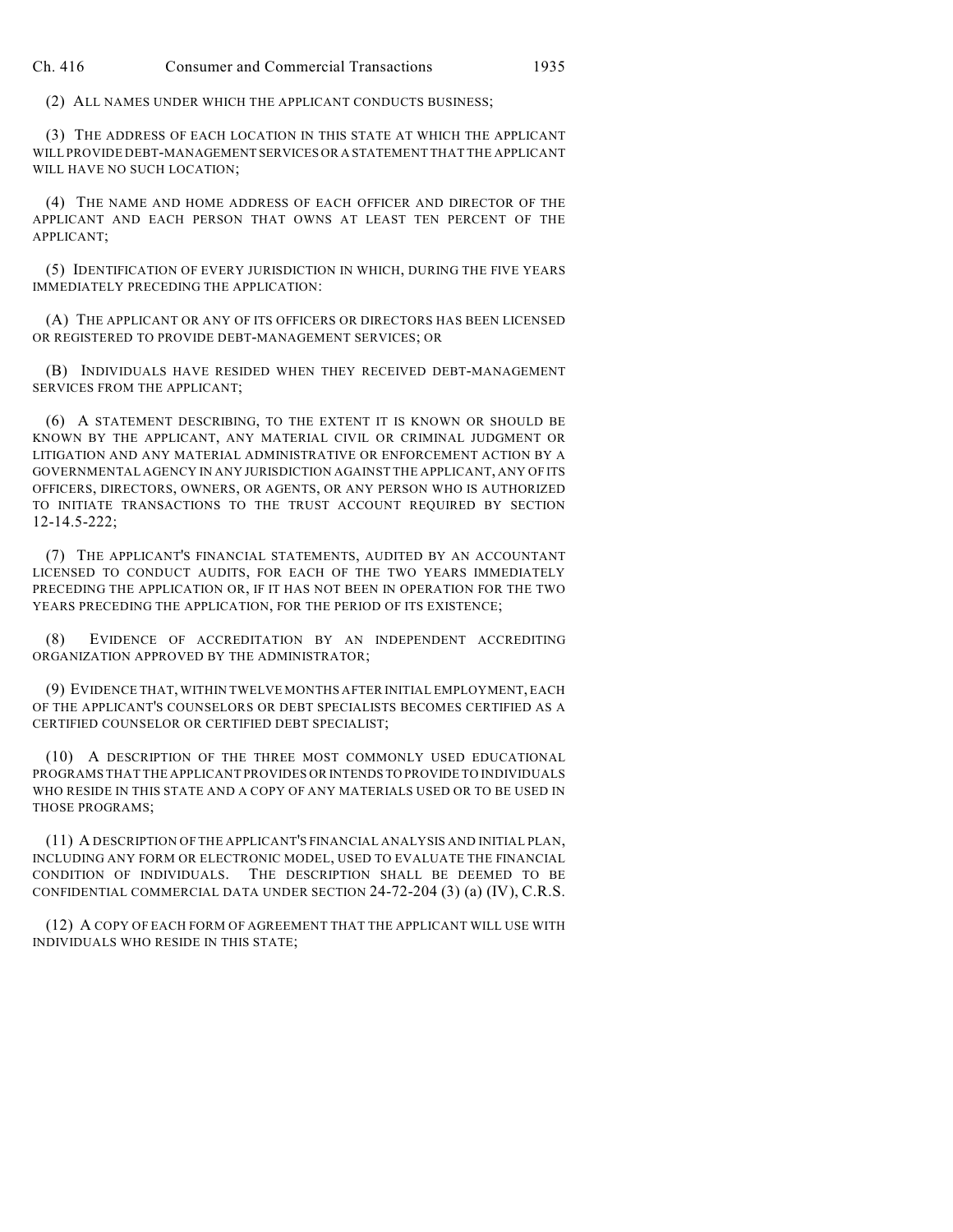(2) ALL NAMES UNDER WHICH THE APPLICANT CONDUCTS BUSINESS;

(3) THE ADDRESS OF EACH LOCATION IN THIS STATE AT WHICH THE APPLICANT WILL PROVIDE DEBT-MANAGEMENT SERVICES OR A STATEMENT THAT THE APPLICANT WILL HAVE NO SUCH LOCATION;

(4) THE NAME AND HOME ADDRESS OF EACH OFFICER AND DIRECTOR OF THE APPLICANT AND EACH PERSON THAT OWNS AT LEAST TEN PERCENT OF THE APPLICANT;

(5) IDENTIFICATION OF EVERY JURISDICTION IN WHICH, DURING THE FIVE YEARS IMMEDIATELY PRECEDING THE APPLICATION:

(A) THE APPLICANT OR ANY OF ITS OFFICERS OR DIRECTORS HAS BEEN LICENSED OR REGISTERED TO PROVIDE DEBT-MANAGEMENT SERVICES; OR

(B) INDIVIDUALS HAVE RESIDED WHEN THEY RECEIVED DEBT-MANAGEMENT SERVICES FROM THE APPLICANT;

(6) A STATEMENT DESCRIBING, TO THE EXTENT IT IS KNOWN OR SHOULD BE KNOWN BY THE APPLICANT, ANY MATERIAL CIVIL OR CRIMINAL JUDGMENT OR LITIGATION AND ANY MATERIAL ADMINISTRATIVE OR ENFORCEMENT ACTION BY A GOVERNMENTAL AGENCY IN ANY JURISDICTION AGAINST THE APPLICANT, ANY OF ITS OFFICERS, DIRECTORS, OWNERS, OR AGENTS, OR ANY PERSON WHO IS AUTHORIZED TO INITIATE TRANSACTIONS TO THE TRUST ACCOUNT REQUIRED BY SECTION 12-14.5-222;

(7) THE APPLICANT'S FINANCIAL STATEMENTS, AUDITED BY AN ACCOUNTANT LICENSED TO CONDUCT AUDITS, FOR EACH OF THE TWO YEARS IMMEDIATELY PRECEDING THE APPLICATION OR, IF IT HAS NOT BEEN IN OPERATION FOR THE TWO YEARS PRECEDING THE APPLICATION, FOR THE PERIOD OF ITS EXISTENCE;

(8) EVIDENCE OF ACCREDITATION BY AN INDEPENDENT ACCREDITING ORGANIZATION APPROVED BY THE ADMINISTRATOR;

(9) EVIDENCE THAT, WITHIN TWELVE MONTHS AFTER INITIAL EMPLOYMENT, EACH OF THE APPLICANT'S COUNSELORS OR DEBT SPECIALISTS BECOMES CERTIFIED AS A CERTIFIED COUNSELOR OR CERTIFIED DEBT SPECIALIST;

(10) A DESCRIPTION OF THE THREE MOST COMMONLY USED EDUCATIONAL PROGRAMS THAT THE APPLICANT PROVIDES OR INTENDS TO PROVIDE TO INDIVIDUALS WHO RESIDE IN THIS STATE AND A COPY OF ANY MATERIALS USED OR TO BE USED IN THOSE PROGRAMS;

(11) A DESCRIPTION OF THE APPLICANT'S FINANCIAL ANALYSIS AND INITIAL PLAN, INCLUDING ANY FORM OR ELECTRONIC MODEL, USED TO EVALUATE THE FINANCIAL CONDITION OF INDIVIDUALS. THE DESCRIPTION SHALL BE DEEMED TO BE CONFIDENTIAL COMMERCIAL DATA UNDER SECTION 24-72-204 (3) (a) (IV), C.R.S.

(12) A COPY OF EACH FORM OF AGREEMENT THAT THE APPLICANT WILL USE WITH INDIVIDUALS WHO RESIDE IN THIS STATE;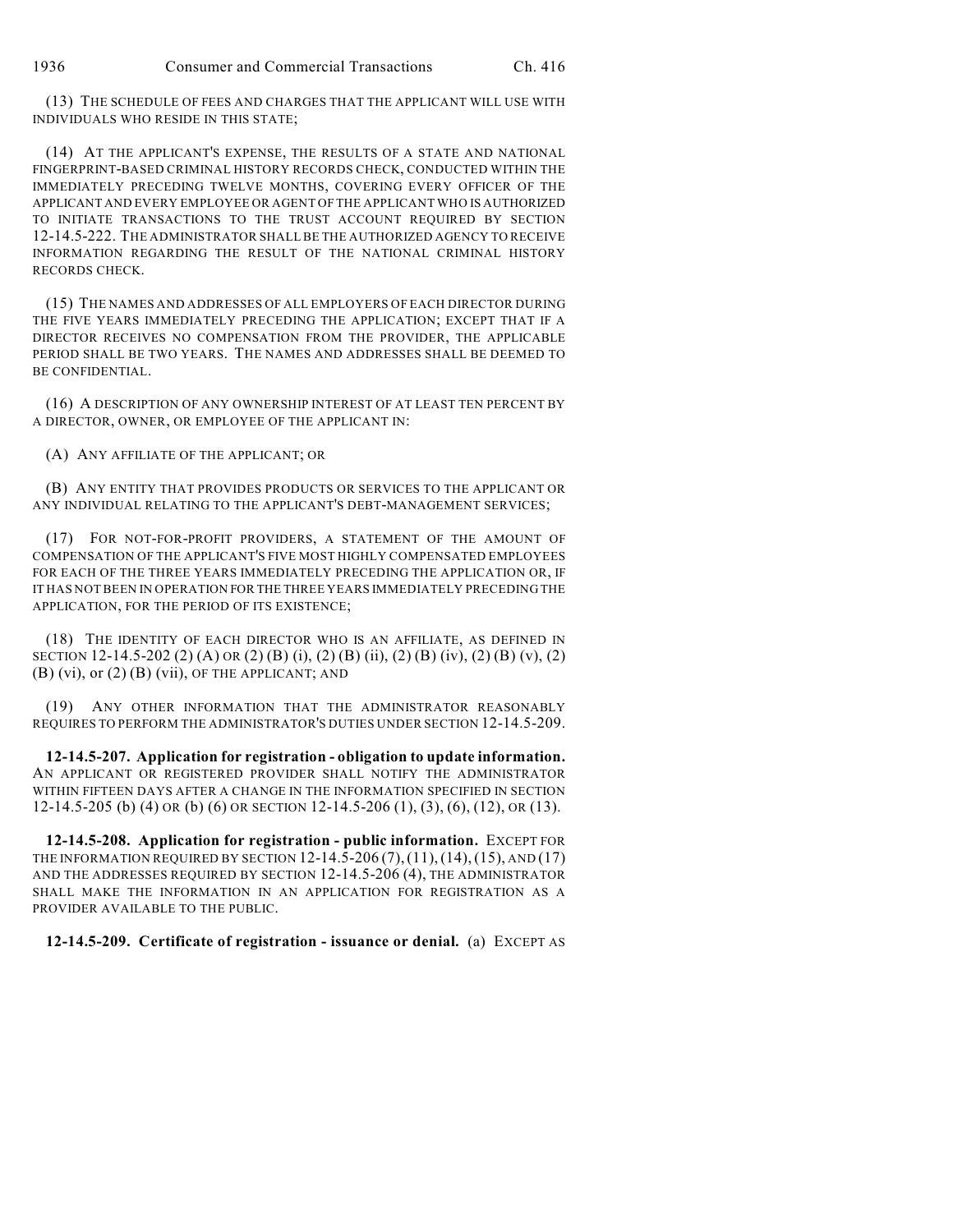(13) THE SCHEDULE OF FEES AND CHARGES THAT THE APPLICANT WILL USE WITH INDIVIDUALS WHO RESIDE IN THIS STATE;

(14) AT THE APPLICANT'S EXPENSE, THE RESULTS OF A STATE AND NATIONAL FINGERPRINT-BASED CRIMINAL HISTORY RECORDS CHECK, CONDUCTED WITHIN THE IMMEDIATELY PRECEDING TWELVE MONTHS, COVERING EVERY OFFICER OF THE APPLICANT AND EVERY EMPLOYEE OR AGENT OF THE APPLICANT WHO IS AUTHORIZED TO INITIATE TRANSACTIONS TO THE TRUST ACCOUNT REQUIRED BY SECTION 12-14.5-222. THE ADMINISTRATOR SHALL BE THE AUTHORIZED AGENCY TO RECEIVE INFORMATION REGARDING THE RESULT OF THE NATIONAL CRIMINAL HISTORY RECORDS CHECK.

(15) THE NAMES AND ADDRESSES OF ALL EMPLOYERS OF EACH DIRECTOR DURING THE FIVE YEARS IMMEDIATELY PRECEDING THE APPLICATION; EXCEPT THAT IF A DIRECTOR RECEIVES NO COMPENSATION FROM THE PROVIDER, THE APPLICABLE PERIOD SHALL BE TWO YEARS. THE NAMES AND ADDRESSES SHALL BE DEEMED TO BE CONFIDENTIAL.

(16) A DESCRIPTION OF ANY OWNERSHIP INTEREST OF AT LEAST TEN PERCENT BY A DIRECTOR, OWNER, OR EMPLOYEE OF THE APPLICANT IN:

(A) ANY AFFILIATE OF THE APPLICANT; OR

(B) ANY ENTITY THAT PROVIDES PRODUCTS OR SERVICES TO THE APPLICANT OR ANY INDIVIDUAL RELATING TO THE APPLICANT'S DEBT-MANAGEMENT SERVICES;

(17) FOR NOT-FOR-PROFIT PROVIDERS, A STATEMENT OF THE AMOUNT OF COMPENSATION OF THE APPLICANT'S FIVE MOST HIGHLY COMPENSATED EMPLOYEES FOR EACH OF THE THREE YEARS IMMEDIATELY PRECEDING THE APPLICATION OR, IF IT HAS NOT BEEN IN OPERATION FOR THE THREE YEARS IMMEDIATELY PRECEDING THE APPLICATION, FOR THE PERIOD OF ITS EXISTENCE;

(18) THE IDENTITY OF EACH DIRECTOR WHO IS AN AFFILIATE, AS DEFINED IN SECTION 12-14.5-202 (2) (A) OR (2) (B) (i), (2) (B) (ii), (2) (B) (iv), (2) (B) (v), (2) (B) (vi), or (2) (B) (vii), OF THE APPLICANT; AND

(19) ANY OTHER INFORMATION THAT THE ADMINISTRATOR REASONABLY REQUIRES TO PERFORM THE ADMINISTRATOR'S DUTIES UNDER SECTION 12-14.5-209.

**12-14.5-207. Application for registration - obligation to update information.** AN APPLICANT OR REGISTERED PROVIDER SHALL NOTIFY THE ADMINISTRATOR WITHIN FIFTEEN DAYS AFTER A CHANGE IN THE INFORMATION SPECIFIED IN SECTION 12-14.5-205 (b) (4) OR (b) (6) OR SECTION 12-14.5-206 (1), (3), (6), (12), OR (13).

**12-14.5-208. Application for registration - public information.** EXCEPT FOR THE INFORMATION REQUIRED BY SECTION 12-14.5-206 (7), (11), (14), (15), AND (17) AND THE ADDRESSES REQUIRED BY SECTION 12-14.5-206 (4), THE ADMINISTRATOR SHALL MAKE THE INFORMATION IN AN APPLICATION FOR REGISTRATION AS A PROVIDER AVAILABLE TO THE PUBLIC.

**12-14.5-209. Certificate of registration - issuance or denial.** (a) EXCEPT AS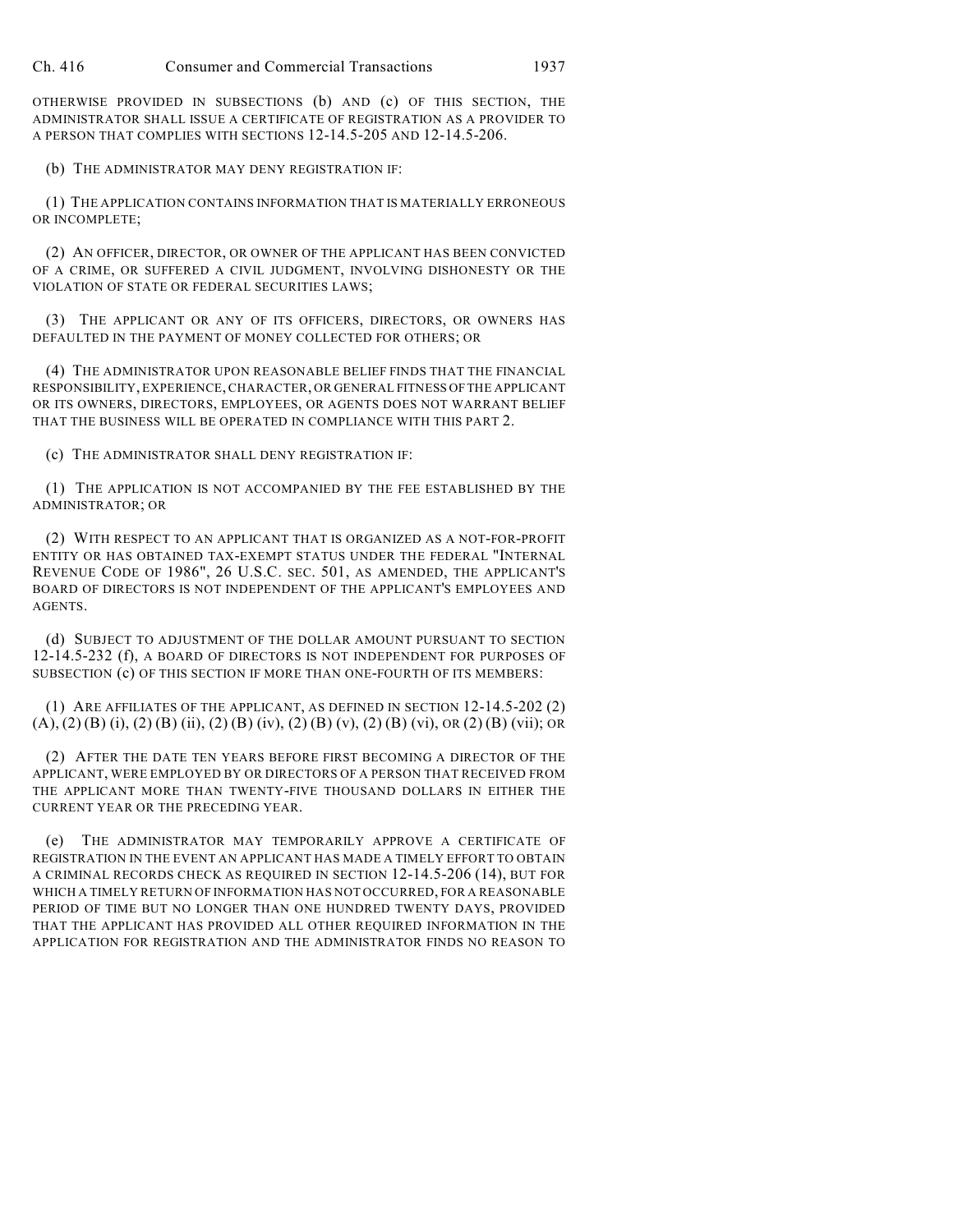OTHERWISE PROVIDED IN SUBSECTIONS (b) AND (c) OF THIS SECTION, THE ADMINISTRATOR SHALL ISSUE A CERTIFICATE OF REGISTRATION AS A PROVIDER TO A PERSON THAT COMPLIES WITH SECTIONS 12-14.5-205 AND 12-14.5-206.

(b) THE ADMINISTRATOR MAY DENY REGISTRATION IF:

(1) THE APPLICATION CONTAINS INFORMATION THAT IS MATERIALLY ERRONEOUS OR INCOMPLETE;

(2) AN OFFICER, DIRECTOR, OR OWNER OF THE APPLICANT HAS BEEN CONVICTED OF A CRIME, OR SUFFERED A CIVIL JUDGMENT, INVOLVING DISHONESTY OR THE VIOLATION OF STATE OR FEDERAL SECURITIES LAWS;

(3) THE APPLICANT OR ANY OF ITS OFFICERS, DIRECTORS, OR OWNERS HAS DEFAULTED IN THE PAYMENT OF MONEY COLLECTED FOR OTHERS; OR

(4) THE ADMINISTRATOR UPON REASONABLE BELIEF FINDS THAT THE FINANCIAL RESPONSIBILITY, EXPERIENCE, CHARACTER, OR GENERAL FITNESS OF THE APPLICANT OR ITS OWNERS, DIRECTORS, EMPLOYEES, OR AGENTS DOES NOT WARRANT BELIEF THAT THE BUSINESS WILL BE OPERATED IN COMPLIANCE WITH THIS PART 2.

(c) THE ADMINISTRATOR SHALL DENY REGISTRATION IF:

(1) THE APPLICATION IS NOT ACCOMPANIED BY THE FEE ESTABLISHED BY THE ADMINISTRATOR; OR

(2) WITH RESPECT TO AN APPLICANT THAT IS ORGANIZED AS A NOT-FOR-PROFIT ENTITY OR HAS OBTAINED TAX-EXEMPT STATUS UNDER THE FEDERAL "INTERNAL REVENUE CODE OF 1986", 26 U.S.C. SEC. 501, AS AMENDED, THE APPLICANT'S BOARD OF DIRECTORS IS NOT INDEPENDENT OF THE APPLICANT'S EMPLOYEES AND AGENTS.

(d) SUBJECT TO ADJUSTMENT OF THE DOLLAR AMOUNT PURSUANT TO SECTION 12-14.5-232 (f), A BOARD OF DIRECTORS IS NOT INDEPENDENT FOR PURPOSES OF SUBSECTION (c) OF THIS SECTION IF MORE THAN ONE-FOURTH OF ITS MEMBERS:

(1) ARE AFFILIATES OF THE APPLICANT, AS DEFINED IN SECTION 12-14.5-202 (2) (A), (2) (B) (i), (2) (B) (ii), (2) (B) (iv), (2) (B) (v), (2) (B) (vi), OR (2) (B) (vii); OR

(2) AFTER THE DATE TEN YEARS BEFORE FIRST BECOMING A DIRECTOR OF THE APPLICANT, WERE EMPLOYED BY OR DIRECTORS OF A PERSON THAT RECEIVED FROM THE APPLICANT MORE THAN TWENTY-FIVE THOUSAND DOLLARS IN EITHER THE CURRENT YEAR OR THE PRECEDING YEAR.

(e) THE ADMINISTRATOR MAY TEMPORARILY APPROVE A CERTIFICATE OF REGISTRATION IN THE EVENT AN APPLICANT HAS MADE A TIMELY EFFORT TO OBTAIN A CRIMINAL RECORDS CHECK AS REQUIRED IN SECTION 12-14.5-206 (14), BUT FOR WHICH A TIMELY RETURN OF INFORMATION HAS NOT OCCURRED, FOR A REASONABLE PERIOD OF TIME BUT NO LONGER THAN ONE HUNDRED TWENTY DAYS, PROVIDED THAT THE APPLICANT HAS PROVIDED ALL OTHER REQUIRED INFORMATION IN THE APPLICATION FOR REGISTRATION AND THE ADMINISTRATOR FINDS NO REASON TO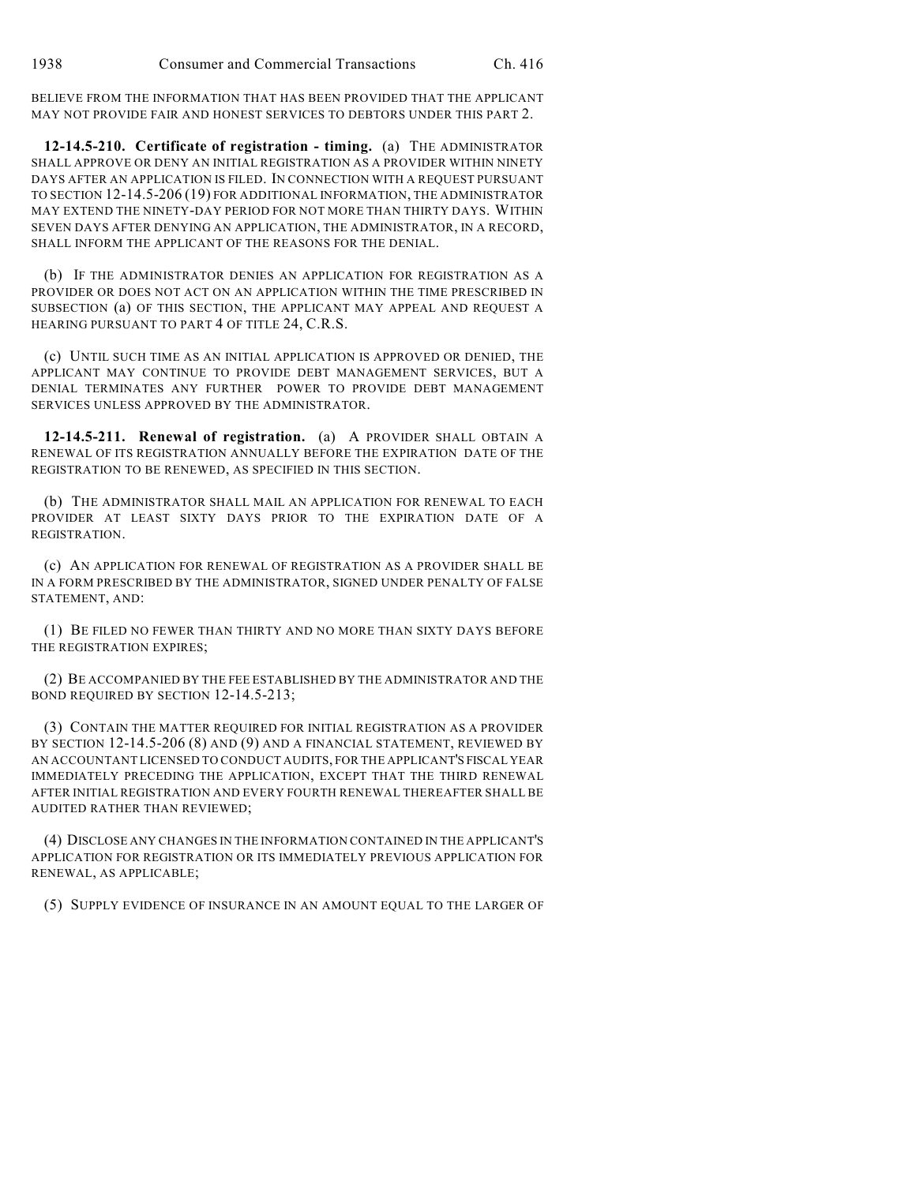BELIEVE FROM THE INFORMATION THAT HAS BEEN PROVIDED THAT THE APPLICANT MAY NOT PROVIDE FAIR AND HONEST SERVICES TO DEBTORS UNDER THIS PART 2.

**12-14.5-210. Certificate of registration - timing.** (a) THE ADMINISTRATOR SHALL APPROVE OR DENY AN INITIAL REGISTRATION AS A PROVIDER WITHIN NINETY DAYS AFTER AN APPLICATION IS FILED. IN CONNECTION WITH A REQUEST PURSUANT TO SECTION 12-14.5-206 (19) FOR ADDITIONAL INFORMATION, THE ADMINISTRATOR MAY EXTEND THE NINETY-DAY PERIOD FOR NOT MORE THAN THIRTY DAYS. WITHIN SEVEN DAYS AFTER DENYING AN APPLICATION, THE ADMINISTRATOR, IN A RECORD, SHALL INFORM THE APPLICANT OF THE REASONS FOR THE DENIAL.

(b) IF THE ADMINISTRATOR DENIES AN APPLICATION FOR REGISTRATION AS A PROVIDER OR DOES NOT ACT ON AN APPLICATION WITHIN THE TIME PRESCRIBED IN SUBSECTION (a) OF THIS SECTION, THE APPLICANT MAY APPEAL AND REQUEST A HEARING PURSUANT TO PART 4 OF TITLE 24, C.R.S.

(c) UNTIL SUCH TIME AS AN INITIAL APPLICATION IS APPROVED OR DENIED, THE APPLICANT MAY CONTINUE TO PROVIDE DEBT MANAGEMENT SERVICES, BUT A DENIAL TERMINATES ANY FURTHER POWER TO PROVIDE DEBT MANAGEMENT SERVICES UNLESS APPROVED BY THE ADMINISTRATOR.

**12-14.5-211. Renewal of registration.** (a) A PROVIDER SHALL OBTAIN A RENEWAL OF ITS REGISTRATION ANNUALLY BEFORE THE EXPIRATION DATE OF THE REGISTRATION TO BE RENEWED, AS SPECIFIED IN THIS SECTION.

(b) THE ADMINISTRATOR SHALL MAIL AN APPLICATION FOR RENEWAL TO EACH PROVIDER AT LEAST SIXTY DAYS PRIOR TO THE EXPIRATION DATE OF A REGISTRATION.

(c) AN APPLICATION FOR RENEWAL OF REGISTRATION AS A PROVIDER SHALL BE IN A FORM PRESCRIBED BY THE ADMINISTRATOR, SIGNED UNDER PENALTY OF FALSE STATEMENT, AND:

(1) BE FILED NO FEWER THAN THIRTY AND NO MORE THAN SIXTY DAYS BEFORE THE REGISTRATION EXPIRES;

(2) BE ACCOMPANIED BY THE FEE ESTABLISHED BY THE ADMINISTRATOR AND THE BOND REQUIRED BY SECTION 12-14.5-213;

(3) CONTAIN THE MATTER REQUIRED FOR INITIAL REGISTRATION AS A PROVIDER BY SECTION 12-14.5-206 (8) AND (9) AND A FINANCIAL STATEMENT, REVIEWED BY AN ACCOUNTANT LICENSED TO CONDUCT AUDITS, FOR THE APPLICANT'S FISCAL YEAR IMMEDIATELY PRECEDING THE APPLICATION, EXCEPT THAT THE THIRD RENEWAL AFTER INITIAL REGISTRATION AND EVERY FOURTH RENEWAL THEREAFTER SHALL BE AUDITED RATHER THAN REVIEWED;

(4) DISCLOSE ANY CHANGES IN THE INFORMATION CONTAINED IN THE APPLICANT'S APPLICATION FOR REGISTRATION OR ITS IMMEDIATELY PREVIOUS APPLICATION FOR RENEWAL, AS APPLICABLE;

(5) SUPPLY EVIDENCE OF INSURANCE IN AN AMOUNT EQUAL TO THE LARGER OF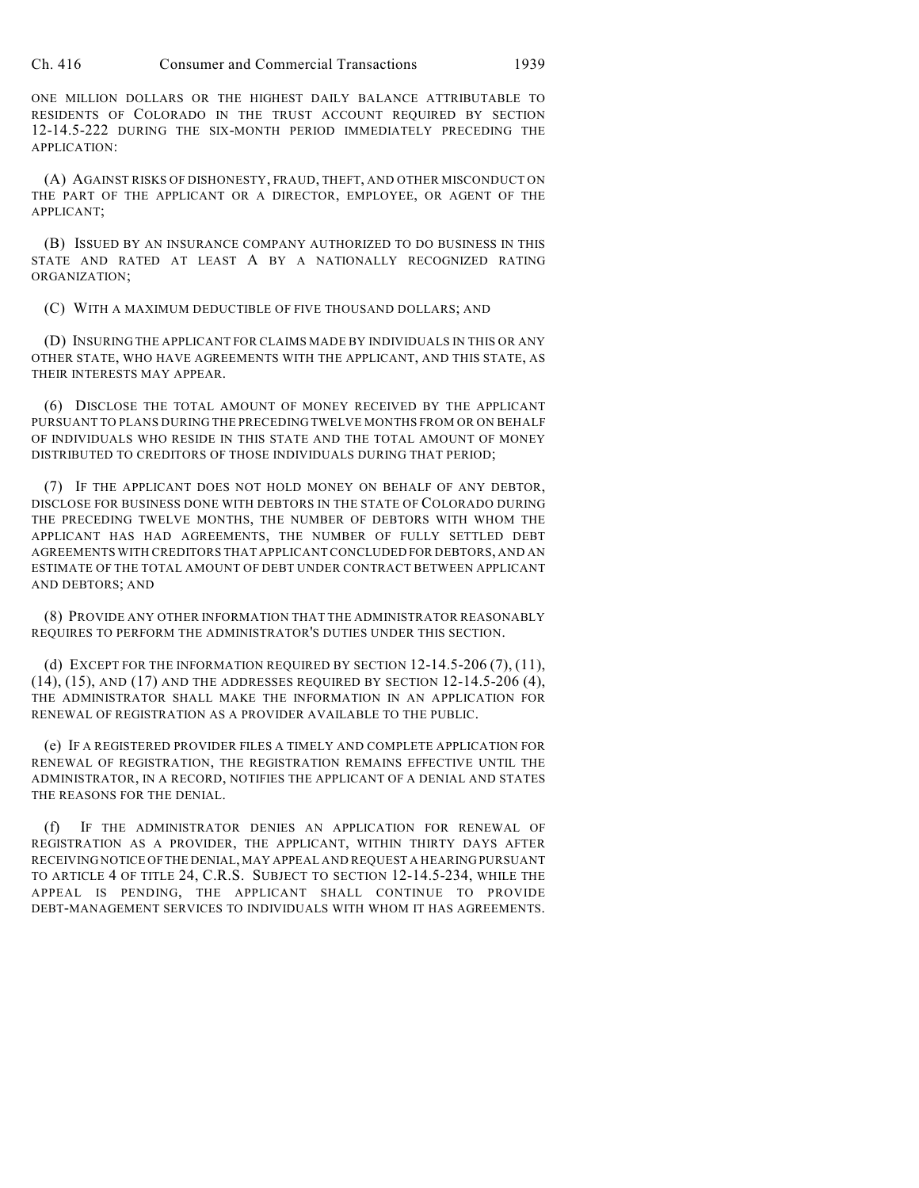ONE MILLION DOLLARS OR THE HIGHEST DAILY BALANCE ATTRIBUTABLE TO RESIDENTS OF COLORADO IN THE TRUST ACCOUNT REQUIRED BY SECTION 12-14.5-222 DURING THE SIX-MONTH PERIOD IMMEDIATELY PRECEDING THE APPLICATION:

(A) AGAINST RISKS OF DISHONESTY, FRAUD, THEFT, AND OTHER MISCONDUCT ON THE PART OF THE APPLICANT OR A DIRECTOR, EMPLOYEE, OR AGENT OF THE APPLICANT;

(B) ISSUED BY AN INSURANCE COMPANY AUTHORIZED TO DO BUSINESS IN THIS STATE AND RATED AT LEAST A BY A NATIONALLY RECOGNIZED RATING ORGANIZATION;

(C) WITH A MAXIMUM DEDUCTIBLE OF FIVE THOUSAND DOLLARS; AND

(D) INSURING THE APPLICANT FOR CLAIMS MADE BY INDIVIDUALS IN THIS OR ANY OTHER STATE, WHO HAVE AGREEMENTS WITH THE APPLICANT, AND THIS STATE, AS THEIR INTERESTS MAY APPEAR.

(6) DISCLOSE THE TOTAL AMOUNT OF MONEY RECEIVED BY THE APPLICANT PURSUANT TO PLANS DURING THE PRECEDING TWELVE MONTHS FROM OR ON BEHALF OF INDIVIDUALS WHO RESIDE IN THIS STATE AND THE TOTAL AMOUNT OF MONEY DISTRIBUTED TO CREDITORS OF THOSE INDIVIDUALS DURING THAT PERIOD;

(7) IF THE APPLICANT DOES NOT HOLD MONEY ON BEHALF OF ANY DEBTOR, DISCLOSE FOR BUSINESS DONE WITH DEBTORS IN THE STATE OF COLORADO DURING THE PRECEDING TWELVE MONTHS, THE NUMBER OF DEBTORS WITH WHOM THE APPLICANT HAS HAD AGREEMENTS, THE NUMBER OF FULLY SETTLED DEBT AGREEMENTS WITH CREDITORS THAT APPLICANT CONCLUDED FOR DEBTORS, AND AN ESTIMATE OF THE TOTAL AMOUNT OF DEBT UNDER CONTRACT BETWEEN APPLICANT AND DEBTORS; AND

(8) PROVIDE ANY OTHER INFORMATION THAT THE ADMINISTRATOR REASONABLY REQUIRES TO PERFORM THE ADMINISTRATOR'S DUTIES UNDER THIS SECTION.

(d) EXCEPT FOR THE INFORMATION REQUIRED BY SECTION 12-14.5-206 (7), (11), (14), (15), AND (17) AND THE ADDRESSES REQUIRED BY SECTION 12-14.5-206 (4), THE ADMINISTRATOR SHALL MAKE THE INFORMATION IN AN APPLICATION FOR RENEWAL OF REGISTRATION AS A PROVIDER AVAILABLE TO THE PUBLIC.

(e) IF A REGISTERED PROVIDER FILES A TIMELY AND COMPLETE APPLICATION FOR RENEWAL OF REGISTRATION, THE REGISTRATION REMAINS EFFECTIVE UNTIL THE ADMINISTRATOR, IN A RECORD, NOTIFIES THE APPLICANT OF A DENIAL AND STATES THE REASONS FOR THE DENIAL.

(f) IF THE ADMINISTRATOR DENIES AN APPLICATION FOR RENEWAL OF REGISTRATION AS A PROVIDER, THE APPLICANT, WITHIN THIRTY DAYS AFTER RECEIVING NOTICE OF THE DENIAL, MAY APPEAL AND REQUEST A HEARING PURSUANT TO ARTICLE 4 OF TITLE 24, C.R.S. SUBJECT TO SECTION 12-14.5-234, WHILE THE APPEAL IS PENDING, THE APPLICANT SHALL CONTINUE TO PROVIDE DEBT-MANAGEMENT SERVICES TO INDIVIDUALS WITH WHOM IT HAS AGREEMENTS.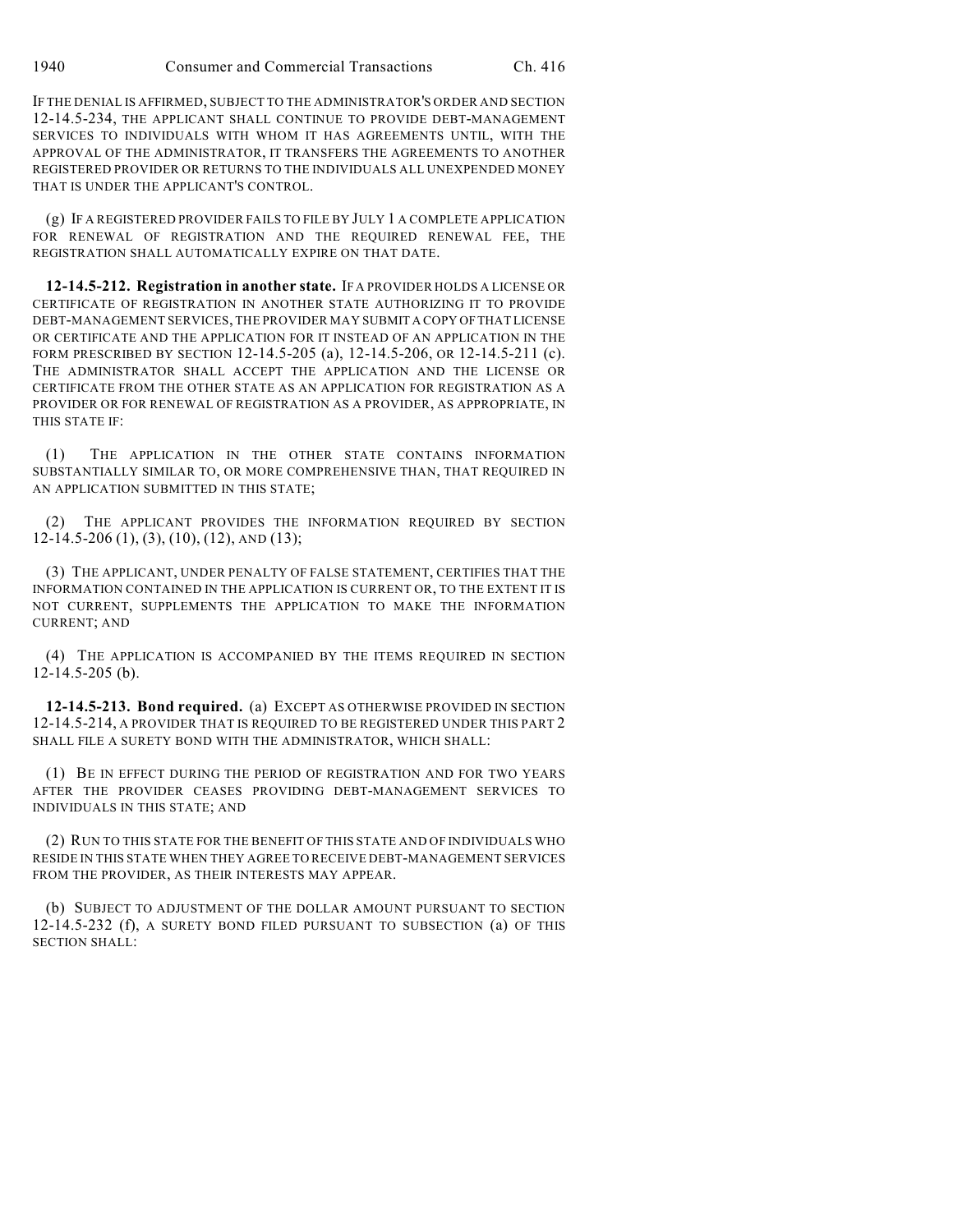IF THE DENIAL IS AFFIRMED, SUBJECT TO THE ADMINISTRATOR'S ORDER AND SECTION 12-14.5-234, THE APPLICANT SHALL CONTINUE TO PROVIDE DEBT-MANAGEMENT SERVICES TO INDIVIDUALS WITH WHOM IT HAS AGREEMENTS UNTIL, WITH THE APPROVAL OF THE ADMINISTRATOR, IT TRANSFERS THE AGREEMENTS TO ANOTHER REGISTERED PROVIDER OR RETURNS TO THE INDIVIDUALS ALL UNEXPENDED MONEY THAT IS UNDER THE APPLICANT'S CONTROL.

(g) IF A REGISTERED PROVIDER FAILS TO FILE BY JULY 1 A COMPLETE APPLICATION FOR RENEWAL OF REGISTRATION AND THE REQUIRED RENEWAL FEE, THE REGISTRATION SHALL AUTOMATICALLY EXPIRE ON THAT DATE.

**12-14.5-212. Registration in another state.** IF A PROVIDER HOLDS A LICENSE OR CERTIFICATE OF REGISTRATION IN ANOTHER STATE AUTHORIZING IT TO PROVIDE DEBT-MANAGEMENT SERVICES, THE PROVIDER MAY SUBMIT A COPY OF THAT LICENSE OR CERTIFICATE AND THE APPLICATION FOR IT INSTEAD OF AN APPLICATION IN THE FORM PRESCRIBED BY SECTION 12-14.5-205 (a), 12-14.5-206, OR 12-14.5-211 (c). THE ADMINISTRATOR SHALL ACCEPT THE APPLICATION AND THE LICENSE OR CERTIFICATE FROM THE OTHER STATE AS AN APPLICATION FOR REGISTRATION AS A PROVIDER OR FOR RENEWAL OF REGISTRATION AS A PROVIDER, AS APPROPRIATE, IN THIS STATE IF:

(1) THE APPLICATION IN THE OTHER STATE CONTAINS INFORMATION SUBSTANTIALLY SIMILAR TO, OR MORE COMPREHENSIVE THAN, THAT REQUIRED IN AN APPLICATION SUBMITTED IN THIS STATE;

(2) THE APPLICANT PROVIDES THE INFORMATION REQUIRED BY SECTION 12-14.5-206 (1), (3), (10), (12), AND (13);

(3) THE APPLICANT, UNDER PENALTY OF FALSE STATEMENT, CERTIFIES THAT THE INFORMATION CONTAINED IN THE APPLICATION IS CURRENT OR, TO THE EXTENT IT IS NOT CURRENT, SUPPLEMENTS THE APPLICATION TO MAKE THE INFORMATION CURRENT; AND

(4) THE APPLICATION IS ACCOMPANIED BY THE ITEMS REQUIRED IN SECTION 12-14.5-205 (b).

**12-14.5-213. Bond required.** (a) EXCEPT AS OTHERWISE PROVIDED IN SECTION 12-14.5-214, A PROVIDER THAT IS REQUIRED TO BE REGISTERED UNDER THIS PART 2 SHALL FILE A SURETY BOND WITH THE ADMINISTRATOR, WHICH SHALL:

(1) BE IN EFFECT DURING THE PERIOD OF REGISTRATION AND FOR TWO YEARS AFTER THE PROVIDER CEASES PROVIDING DEBT-MANAGEMENT SERVICES TO INDIVIDUALS IN THIS STATE; AND

(2) RUN TO THIS STATE FOR THE BENEFIT OF THIS STATE AND OF INDIVIDUALS WHO RESIDE IN THIS STATE WHEN THEY AGREE TO RECEIVE DEBT-MANAGEMENT SERVICES FROM THE PROVIDER, AS THEIR INTERESTS MAY APPEAR.

(b) SUBJECT TO ADJUSTMENT OF THE DOLLAR AMOUNT PURSUANT TO SECTION 12-14.5-232 (f), A SURETY BOND FILED PURSUANT TO SUBSECTION (a) OF THIS SECTION SHALL: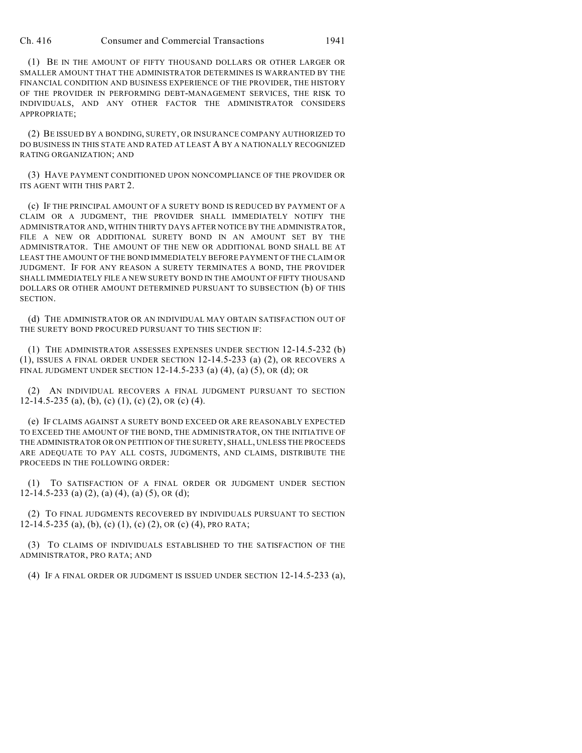(1) BE IN THE AMOUNT OF FIFTY THOUSAND DOLLARS OR OTHER LARGER OR SMALLER AMOUNT THAT THE ADMINISTRATOR DETERMINES IS WARRANTED BY THE FINANCIAL CONDITION AND BUSINESS EXPERIENCE OF THE PROVIDER, THE HISTORY OF THE PROVIDER IN PERFORMING DEBT-MANAGEMENT SERVICES, THE RISK TO INDIVIDUALS, AND ANY OTHER FACTOR THE ADMINISTRATOR CONSIDERS APPROPRIATE;

(2) BE ISSUED BY A BONDING, SURETY, OR INSURANCE COMPANY AUTHORIZED TO DO BUSINESS IN THIS STATE AND RATED AT LEAST A BY A NATIONALLY RECOGNIZED RATING ORGANIZATION; AND

(3) HAVE PAYMENT CONDITIONED UPON NONCOMPLIANCE OF THE PROVIDER OR ITS AGENT WITH THIS PART 2.

(c) IF THE PRINCIPAL AMOUNT OF A SURETY BOND IS REDUCED BY PAYMENT OF A CLAIM OR A JUDGMENT, THE PROVIDER SHALL IMMEDIATELY NOTIFY THE ADMINISTRATOR AND, WITHIN THIRTY DAYS AFTER NOTICE BY THE ADMINISTRATOR, FILE A NEW OR ADDITIONAL SURETY BOND IN AN AMOUNT SET BY THE ADMINISTRATOR. THE AMOUNT OF THE NEW OR ADDITIONAL BOND SHALL BE AT LEAST THE AMOUNT OF THE BOND IMMEDIATELY BEFORE PAYMENT OF THE CLAIM OR JUDGMENT. IF FOR ANY REASON A SURETY TERMINATES A BOND, THE PROVIDER SHALL IMMEDIATELY FILE A NEW SURETY BOND IN THE AMOUNT OF FIFTY THOUSAND DOLLARS OR OTHER AMOUNT DETERMINED PURSUANT TO SUBSECTION (b) OF THIS SECTION.

(d) THE ADMINISTRATOR OR AN INDIVIDUAL MAY OBTAIN SATISFACTION OUT OF THE SURETY BOND PROCURED PURSUANT TO THIS SECTION IF:

(1) THE ADMINISTRATOR ASSESSES EXPENSES UNDER SECTION 12-14.5-232 (b) (1), ISSUES A FINAL ORDER UNDER SECTION 12-14.5-233 (a) (2), OR RECOVERS A FINAL JUDGMENT UNDER SECTION 12-14.5-233 (a) (4), (a) (5), OR (d); OR

(2) AN INDIVIDUAL RECOVERS A FINAL JUDGMENT PURSUANT TO SECTION 12-14.5-235 (a), (b), (c) (1), (c) (2), OR (c) (4).

(e) IF CLAIMS AGAINST A SURETY BOND EXCEED OR ARE REASONABLY EXPECTED TO EXCEED THE AMOUNT OF THE BOND, THE ADMINISTRATOR, ON THE INITIATIVE OF THE ADMINISTRATOR OR ON PETITION OF THE SURETY, SHALL, UNLESS THE PROCEEDS ARE ADEQUATE TO PAY ALL COSTS, JUDGMENTS, AND CLAIMS, DISTRIBUTE THE PROCEEDS IN THE FOLLOWING ORDER:

(1) TO SATISFACTION OF A FINAL ORDER OR JUDGMENT UNDER SECTION 12-14.5-233 (a) (2), (a) (4), (a) (5), OR (d);

(2) TO FINAL JUDGMENTS RECOVERED BY INDIVIDUALS PURSUANT TO SECTION 12-14.5-235 (a), (b), (c) (1), (c) (2), OR (c) (4), PRO RATA;

(3) TO CLAIMS OF INDIVIDUALS ESTABLISHED TO THE SATISFACTION OF THE ADMINISTRATOR, PRO RATA; AND

(4) IF A FINAL ORDER OR JUDGMENT IS ISSUED UNDER SECTION 12-14.5-233 (a),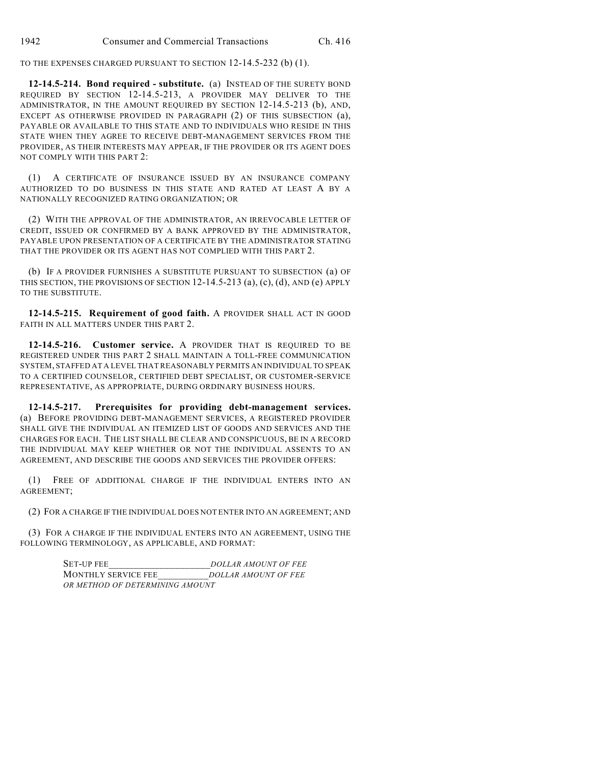TO THE EXPENSES CHARGED PURSUANT TO SECTION 12-14.5-232 (b) (1).

**12-14.5-214. Bond required - substitute.** (a) INSTEAD OF THE SURETY BOND REQUIRED BY SECTION 12-14.5-213, A PROVIDER MAY DELIVER TO THE ADMINISTRATOR, IN THE AMOUNT REQUIRED BY SECTION 12-14.5-213 (b), AND, EXCEPT AS OTHERWISE PROVIDED IN PARAGRAPH (2) OF THIS SUBSECTION (a), PAYABLE OR AVAILABLE TO THIS STATE AND TO INDIVIDUALS WHO RESIDE IN THIS STATE WHEN THEY AGREE TO RECEIVE DEBT-MANAGEMENT SERVICES FROM THE PROVIDER, AS THEIR INTERESTS MAY APPEAR, IF THE PROVIDER OR ITS AGENT DOES NOT COMPLY WITH THIS PART 2:

(1) A CERTIFICATE OF INSURANCE ISSUED BY AN INSURANCE COMPANY AUTHORIZED TO DO BUSINESS IN THIS STATE AND RATED AT LEAST A BY A NATIONALLY RECOGNIZED RATING ORGANIZATION; OR

(2) WITH THE APPROVAL OF THE ADMINISTRATOR, AN IRREVOCABLE LETTER OF CREDIT, ISSUED OR CONFIRMED BY A BANK APPROVED BY THE ADMINISTRATOR, PAYABLE UPON PRESENTATION OF A CERTIFICATE BY THE ADMINISTRATOR STATING THAT THE PROVIDER OR ITS AGENT HAS NOT COMPLIED WITH THIS PART 2.

(b) IF A PROVIDER FURNISHES A SUBSTITUTE PURSUANT TO SUBSECTION (a) OF THIS SECTION, THE PROVISIONS OF SECTION 12-14.5-213 (a), (c), (d), AND (e) APPLY TO THE SUBSTITUTE.

**12-14.5-215. Requirement of good faith.** A PROVIDER SHALL ACT IN GOOD FAITH IN ALL MATTERS UNDER THIS PART 2.

**12-14.5-216. Customer service.** A PROVIDER THAT IS REQUIRED TO BE REGISTERED UNDER THIS PART 2 SHALL MAINTAIN A TOLL-FREE COMMUNICATION SYSTEM, STAFFED AT A LEVEL THAT REASONABLY PERMITS AN INDIVIDUAL TO SPEAK TO A CERTIFIED COUNSELOR, CERTIFIED DEBT SPECIALIST, OR CUSTOMER-SERVICE REPRESENTATIVE, AS APPROPRIATE, DURING ORDINARY BUSINESS HOURS.

**12-14.5-217. Prerequisites for providing debt-management services.** (a) BEFORE PROVIDING DEBT-MANAGEMENT SERVICES, A REGISTERED PROVIDER SHALL GIVE THE INDIVIDUAL AN ITEMIZED LIST OF GOODS AND SERVICES AND THE CHARGES FOR EACH. THE LIST SHALL BE CLEAR AND CONSPICUOUS, BE IN A RECORD THE INDIVIDUAL MAY KEEP WHETHER OR NOT THE INDIVIDUAL ASSENTS TO AN AGREEMENT, AND DESCRIBE THE GOODS AND SERVICES THE PROVIDER OFFERS:

(1) FREE OF ADDITIONAL CHARGE IF THE INDIVIDUAL ENTERS INTO AN AGREEMENT;

(2) FOR A CHARGE IF THE INDIVIDUAL DOES NOT ENTER INTO AN AGREEMENT; AND

(3) FOR A CHARGE IF THE INDIVIDUAL ENTERS INTO AN AGREEMENT, USING THE FOLLOWING TERMINOLOGY, AS APPLICABLE, AND FORMAT:

SET-UP FEE_____________________*DOLLAR AMOUNT OF FEE*
MONTHLY SERVICE FEE___________*DOLLAR AMOUNT OF FEE OR METHOD OF DETERMINING AMOUNT*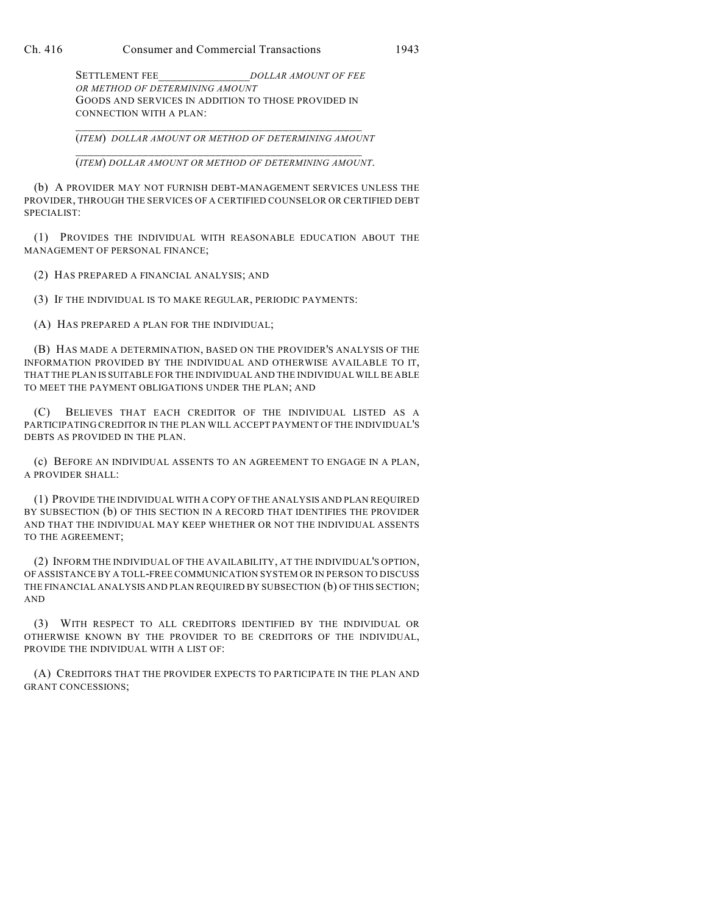SETTLEMENT FEE________________*DOLLAR AMOUNT OF FEE OR METHOD OF DETERMINING AMOUNT*
GOODS AND SERVICES IN ADDITION TO THOSE PROVIDED IN CONNECTION WITH A PLAN:

_______________________________________________
(*ITEM*) *DOLLAR AMOUNT OR METHOD OF DETERMINING AMOUNT*

_______________________________________________
(*ITEM*) *DOLLAR AMOUNT OR METHOD OF DETERMINING AMOUNT*.

(b) A PROVIDER MAY NOT FURNISH DEBT-MANAGEMENT SERVICES UNLESS THE PROVIDER, THROUGH THE SERVICES OF A CERTIFIED COUNSELOR OR CERTIFIED DEBT SPECIALIST:

(1) PROVIDES THE INDIVIDUAL WITH REASONABLE EDUCATION ABOUT THE MANAGEMENT OF PERSONAL FINANCE;

(2) HAS PREPARED A FINANCIAL ANALYSIS; AND

(3) IF THE INDIVIDUAL IS TO MAKE REGULAR, PERIODIC PAYMENTS:

(A) HAS PREPARED A PLAN FOR THE INDIVIDUAL;

(B) HAS MADE A DETERMINATION, BASED ON THE PROVIDER'S ANALYSIS OF THE INFORMATION PROVIDED BY THE INDIVIDUAL AND OTHERWISE AVAILABLE TO IT, THAT THE PLAN IS SUITABLE FOR THE INDIVIDUAL AND THE INDIVIDUAL WILL BE ABLE TO MEET THE PAYMENT OBLIGATIONS UNDER THE PLAN; AND

(C) BELIEVES THAT EACH CREDITOR OF THE INDIVIDUAL LISTED AS A PARTICIPATING CREDITOR IN THE PLAN WILL ACCEPT PAYMENT OF THE INDIVIDUAL'S DEBTS AS PROVIDED IN THE PLAN.

(c) BEFORE AN INDIVIDUAL ASSENTS TO AN AGREEMENT TO ENGAGE IN A PLAN, A PROVIDER SHALL:

(1) PROVIDE THE INDIVIDUAL WITH A COPY OF THE ANALYSIS AND PLAN REQUIRED BY SUBSECTION (b) OF THIS SECTION IN A RECORD THAT IDENTIFIES THE PROVIDER AND THAT THE INDIVIDUAL MAY KEEP WHETHER OR NOT THE INDIVIDUAL ASSENTS TO THE AGREEMENT;

(2) INFORM THE INDIVIDUAL OF THE AVAILABILITY, AT THE INDIVIDUAL'S OPTION, OF ASSISTANCE BY A TOLL-FREE COMMUNICATION SYSTEM OR IN PERSON TO DISCUSS THE FINANCIAL ANALYSIS AND PLAN REQUIRED BY SUBSECTION (b) OF THIS SECTION; AND

(3) WITH RESPECT TO ALL CREDITORS IDENTIFIED BY THE INDIVIDUAL OR OTHERWISE KNOWN BY THE PROVIDER TO BE CREDITORS OF THE INDIVIDUAL, PROVIDE THE INDIVIDUAL WITH A LIST OF:

(A) CREDITORS THAT THE PROVIDER EXPECTS TO PARTICIPATE IN THE PLAN AND GRANT CONCESSIONS;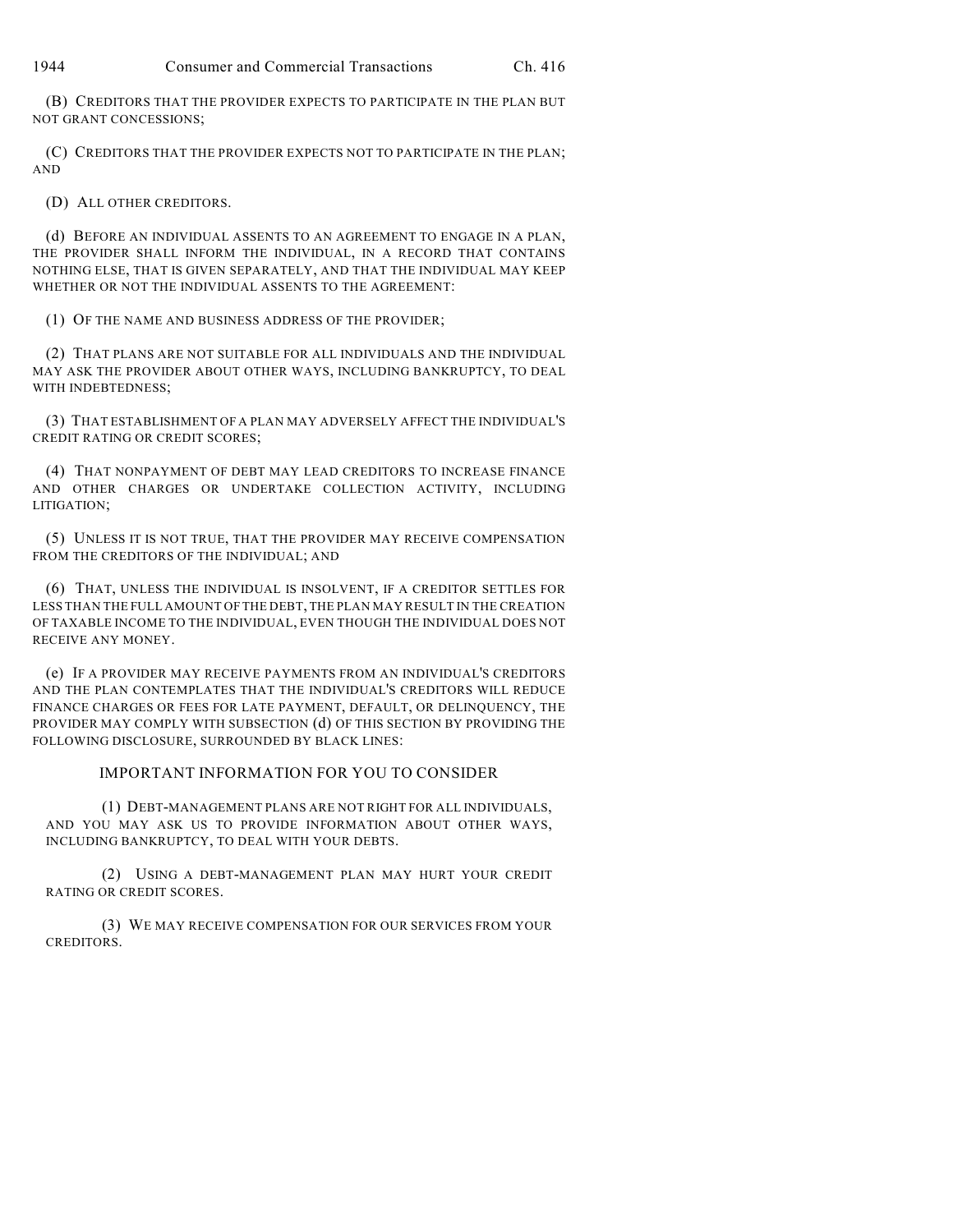(B) CREDITORS THAT THE PROVIDER EXPECTS TO PARTICIPATE IN THE PLAN BUT NOT GRANT CONCESSIONS;

(C) CREDITORS THAT THE PROVIDER EXPECTS NOT TO PARTICIPATE IN THE PLAN; AND

(D) ALL OTHER CREDITORS.

(d) BEFORE AN INDIVIDUAL ASSENTS TO AN AGREEMENT TO ENGAGE IN A PLAN, THE PROVIDER SHALL INFORM THE INDIVIDUAL, IN A RECORD THAT CONTAINS NOTHING ELSE, THAT IS GIVEN SEPARATELY, AND THAT THE INDIVIDUAL MAY KEEP WHETHER OR NOT THE INDIVIDUAL ASSENTS TO THE AGREEMENT:

(1) OF THE NAME AND BUSINESS ADDRESS OF THE PROVIDER;

(2) THAT PLANS ARE NOT SUITABLE FOR ALL INDIVIDUALS AND THE INDIVIDUAL MAY ASK THE PROVIDER ABOUT OTHER WAYS, INCLUDING BANKRUPTCY, TO DEAL WITH INDEBTEDNESS;

(3) THAT ESTABLISHMENT OF A PLAN MAY ADVERSELY AFFECT THE INDIVIDUAL'S CREDIT RATING OR CREDIT SCORES;

(4) THAT NONPAYMENT OF DEBT MAY LEAD CREDITORS TO INCREASE FINANCE AND OTHER CHARGES OR UNDERTAKE COLLECTION ACTIVITY, INCLUDING LITIGATION;

(5) UNLESS IT IS NOT TRUE, THAT THE PROVIDER MAY RECEIVE COMPENSATION FROM THE CREDITORS OF THE INDIVIDUAL; AND

(6) THAT, UNLESS THE INDIVIDUAL IS INSOLVENT, IF A CREDITOR SETTLES FOR LESS THAN THE FULL AMOUNT OF THE DEBT, THE PLAN MAY RESULT IN THE CREATION OF TAXABLE INCOME TO THE INDIVIDUAL, EVEN THOUGH THE INDIVIDUAL DOES NOT RECEIVE ANY MONEY.

(e) IF A PROVIDER MAY RECEIVE PAYMENTS FROM AN INDIVIDUAL'S CREDITORS AND THE PLAN CONTEMPLATES THAT THE INDIVIDUAL'S CREDITORS WILL REDUCE FINANCE CHARGES OR FEES FOR LATE PAYMENT, DEFAULT, OR DELINQUENCY, THE PROVIDER MAY COMPLY WITH SUBSECTION (d) OF THIS SECTION BY PROVIDING THE FOLLOWING DISCLOSURE, SURROUNDED BY BLACK LINES:

IMPORTANT INFORMATION FOR YOU TO CONSIDER

(1) DEBT-MANAGEMENT PLANS ARE NOT RIGHT FOR ALL INDIVIDUALS, AND YOU MAY ASK US TO PROVIDE INFORMATION ABOUT OTHER WAYS, INCLUDING BANKRUPTCY, TO DEAL WITH YOUR DEBTS.

(2) USING A DEBT-MANAGEMENT PLAN MAY HURT YOUR CREDIT RATING OR CREDIT SCORES.

(3) WE MAY RECEIVE COMPENSATION FOR OUR SERVICES FROM YOUR CREDITORS.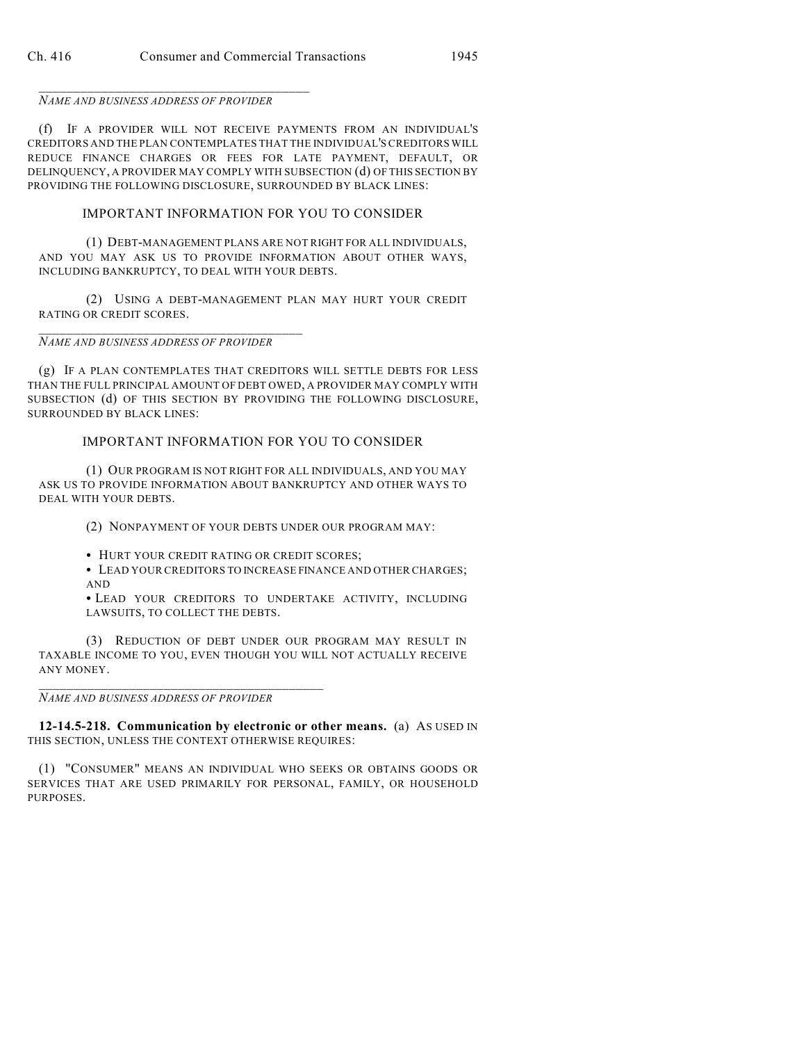\_\_\_\_\_\_\_\_\_\_\_\_\_\_\_\_\_\_\_\_\_\_\_\_\_\_\_\_\_\_\_\_\_\_\_\_\_\_\_\_

*NAME AND BUSINESS ADDRESS OF PROVIDER*

(f) IF A PROVIDER WILL NOT RECEIVE PAYMENTS FROM AN INDIVIDUAL'S CREDITORS AND THE PLAN CONTEMPLATES THAT THE INDIVIDUAL'S CREDITORS WILL REDUCE FINANCE CHARGES OR FEES FOR LATE PAYMENT, DEFAULT, OR DELINQUENCY, A PROVIDER MAY COMPLY WITH SUBSECTION (d) OF THIS SECTION BY PROVIDING THE FOLLOWING DISCLOSURE, SURROUNDED BY BLACK LINES:

IMPORTANT INFORMATION FOR YOU TO CONSIDER

(1) DEBT-MANAGEMENT PLANS ARE NOT RIGHT FOR ALL INDIVIDUALS, AND YOU MAY ASK US TO PROVIDE INFORMATION ABOUT OTHER WAYS, INCLUDING BANKRUPTCY, TO DEAL WITH YOUR DEBTS.

(2) USING A DEBT-MANAGEMENT PLAN MAY HURT YOUR CREDIT RATING OR CREDIT SCORES.

\_\_\_\_\_\_\_\_\_\_\_\_\_\_\_\_\_\_\_\_\_\_\_\_\_\_\_\_\_\_\_\_\_\_\_\_\_\_\_\_

*NAME AND BUSINESS ADDRESS OF PROVIDER*

(g) IF A PLAN CONTEMPLATES THAT CREDITORS WILL SETTLE DEBTS FOR LESS THAN THE FULL PRINCIPAL AMOUNT OF DEBT OWED, A PROVIDER MAY COMPLY WITH SUBSECTION (d) OF THIS SECTION BY PROVIDING THE FOLLOWING DISCLOSURE, SURROUNDED BY BLACK LINES:

IMPORTANT INFORMATION FOR YOU TO CONSIDER

(1) OUR PROGRAM IS NOT RIGHT FOR ALL INDIVIDUALS, AND YOU MAY ASK US TO PROVIDE INFORMATION ABOUT BANKRUPTCY AND OTHER WAYS TO DEAL WITH YOUR DEBTS.

(2) NONPAYMENT OF YOUR DEBTS UNDER OUR PROGRAM MAY:

- HURT YOUR CREDIT RATING OR CREDIT SCORES;
- LEAD YOUR CREDITORS TO INCREASE FINANCE AND OTHER CHARGES; AND
- LEAD YOUR CREDITORS TO UNDERTAKE ACTIVITY, INCLUDING LAWSUITS, TO COLLECT THE DEBTS.

(3) REDUCTION OF DEBT UNDER OUR PROGRAM MAY RESULT IN TAXABLE INCOME TO YOU, EVEN THOUGH YOU WILL NOT ACTUALLY RECEIVE ANY MONEY.

\_\_\_\_\_\_\_\_\_\_\_\_\_\_\_\_\_\_\_\_\_\_\_\_\_\_\_\_\_\_\_\_\_\_\_\_\_\_\_\_

*NAME AND BUSINESS ADDRESS OF PROVIDER*

**12-14.5-218. Communication by electronic or other means.** (a) AS USED IN THIS SECTION, UNLESS THE CONTEXT OTHERWISE REQUIRES:

(1) "CONSUMER" MEANS AN INDIVIDUAL WHO SEEKS OR OBTAINS GOODS OR SERVICES THAT ARE USED PRIMARILY FOR PERSONAL, FAMILY, OR HOUSEHOLD PURPOSES.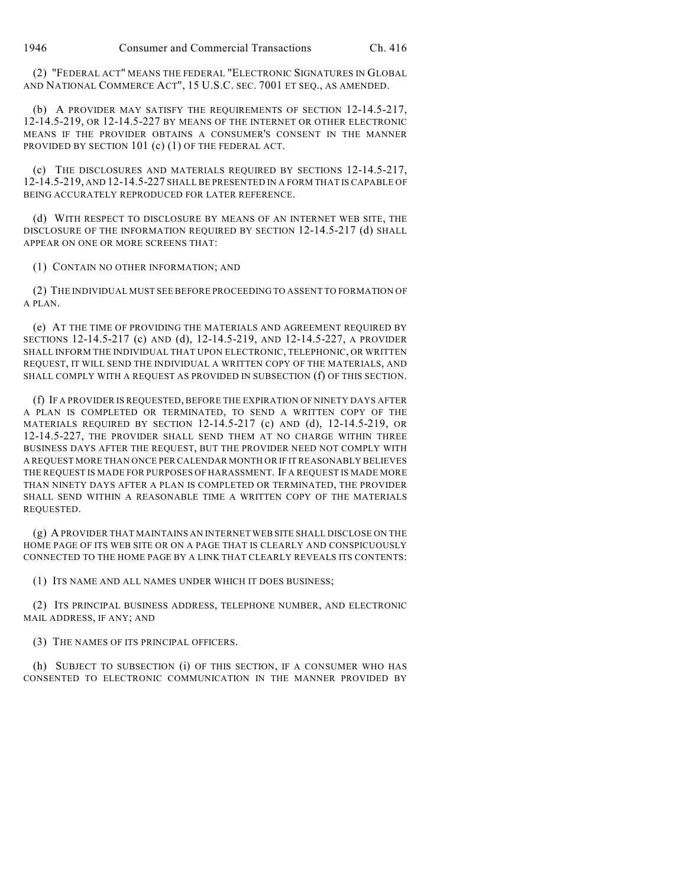(2) "FEDERAL ACT" MEANS THE FEDERAL "ELECTRONIC SIGNATURES IN GLOBAL AND NATIONAL COMMERCE ACT", 15 U.S.C. SEC. 7001 ET SEQ., AS AMENDED.

(b) A PROVIDER MAY SATISFY THE REQUIREMENTS OF SECTION 12-14.5-217, 12-14.5-219, OR 12-14.5-227 BY MEANS OF THE INTERNET OR OTHER ELECTRONIC MEANS IF THE PROVIDER OBTAINS A CONSUMER'S CONSENT IN THE MANNER PROVIDED BY SECTION 101 (c) (1) OF THE FEDERAL ACT.

(c) THE DISCLOSURES AND MATERIALS REQUIRED BY SECTIONS 12-14.5-217, 12-14.5-219, AND 12-14.5-227 SHALL BE PRESENTED IN A FORM THAT IS CAPABLE OF BEING ACCURATELY REPRODUCED FOR LATER REFERENCE.

(d) WITH RESPECT TO DISCLOSURE BY MEANS OF AN INTERNET WEB SITE, THE DISCLOSURE OF THE INFORMATION REQUIRED BY SECTION 12-14.5-217 (d) SHALL APPEAR ON ONE OR MORE SCREENS THAT:

(1) CONTAIN NO OTHER INFORMATION; AND

(2) THE INDIVIDUAL MUST SEE BEFORE PROCEEDING TO ASSENT TO FORMATION OF A PLAN.

(e) AT THE TIME OF PROVIDING THE MATERIALS AND AGREEMENT REQUIRED BY SECTIONS 12-14.5-217 (c) AND (d), 12-14.5-219, AND 12-14.5-227, A PROVIDER SHALL INFORM THE INDIVIDUAL THAT UPON ELECTRONIC, TELEPHONIC, OR WRITTEN REQUEST, IT WILL SEND THE INDIVIDUAL A WRITTEN COPY OF THE MATERIALS, AND SHALL COMPLY WITH A REQUEST AS PROVIDED IN SUBSECTION (f) OF THIS SECTION.

(f) IF A PROVIDER IS REQUESTED, BEFORE THE EXPIRATION OF NINETY DAYS AFTER A PLAN IS COMPLETED OR TERMINATED, TO SEND A WRITTEN COPY OF THE MATERIALS REQUIRED BY SECTION 12-14.5-217 (c) AND (d), 12-14.5-219, OR 12-14.5-227, THE PROVIDER SHALL SEND THEM AT NO CHARGE WITHIN THREE BUSINESS DAYS AFTER THE REQUEST, BUT THE PROVIDER NEED NOT COMPLY WITH A REQUEST MORE THAN ONCE PER CALENDAR MONTH OR IF IT REASONABLY BELIEVES THE REQUEST IS MADE FOR PURPOSES OF HARASSMENT. IF A REQUEST IS MADE MORE THAN NINETY DAYS AFTER A PLAN IS COMPLETED OR TERMINATED, THE PROVIDER SHALL SEND WITHIN A REASONABLE TIME A WRITTEN COPY OF THE MATERIALS REQUESTED.

(g) A PROVIDER THAT MAINTAINS AN INTERNET WEB SITE SHALL DISCLOSE ON THE HOME PAGE OF ITS WEB SITE OR ON A PAGE THAT IS CLEARLY AND CONSPICUOUSLY CONNECTED TO THE HOME PAGE BY A LINK THAT CLEARLY REVEALS ITS CONTENTS:

(1) ITS NAME AND ALL NAMES UNDER WHICH IT DOES BUSINESS;

(2) ITS PRINCIPAL BUSINESS ADDRESS, TELEPHONE NUMBER, AND ELECTRONIC MAIL ADDRESS, IF ANY; AND

(3) THE NAMES OF ITS PRINCIPAL OFFICERS.

(h) SUBJECT TO SUBSECTION (i) OF THIS SECTION, IF A CONSUMER WHO HAS CONSENTED TO ELECTRONIC COMMUNICATION IN THE MANNER PROVIDED BY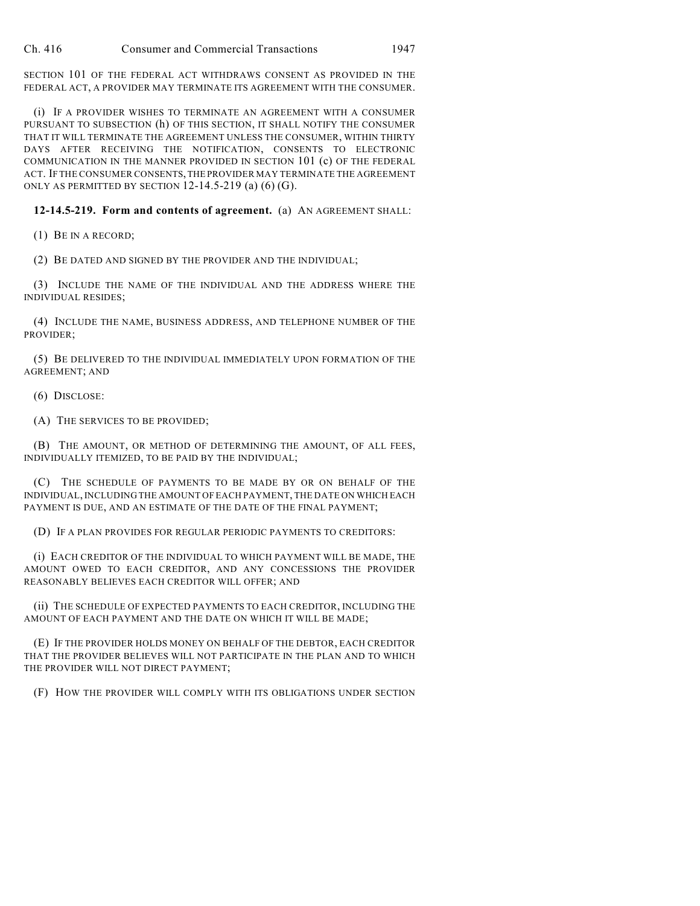SECTION 101 OF THE FEDERAL ACT WITHDRAWS CONSENT AS PROVIDED IN THE FEDERAL ACT, A PROVIDER MAY TERMINATE ITS AGREEMENT WITH THE CONSUMER.

(i) IF A PROVIDER WISHES TO TERMINATE AN AGREEMENT WITH A CONSUMER PURSUANT TO SUBSECTION (h) OF THIS SECTION, IT SHALL NOTIFY THE CONSUMER THAT IT WILL TERMINATE THE AGREEMENT UNLESS THE CONSUMER, WITHIN THIRTY DAYS AFTER RECEIVING THE NOTIFICATION, CONSENTS TO ELECTRONIC COMMUNICATION IN THE MANNER PROVIDED IN SECTION 101 (c) OF THE FEDERAL ACT. IF THE CONSUMER CONSENTS, THE PROVIDER MAY TERMINATE THE AGREEMENT ONLY AS PERMITTED BY SECTION 12-14.5-219 (a) (6) (G).

**12-14.5-219. Form and contents of agreement.** (a) AN AGREEMENT SHALL:

(1) BE IN A RECORD;

(2) BE DATED AND SIGNED BY THE PROVIDER AND THE INDIVIDUAL;

(3) INCLUDE THE NAME OF THE INDIVIDUAL AND THE ADDRESS WHERE THE INDIVIDUAL RESIDES;

(4) INCLUDE THE NAME, BUSINESS ADDRESS, AND TELEPHONE NUMBER OF THE PROVIDER;

(5) BE DELIVERED TO THE INDIVIDUAL IMMEDIATELY UPON FORMATION OF THE AGREEMENT; AND

(6) DISCLOSE:

(A) THE SERVICES TO BE PROVIDED;

(B) THE AMOUNT, OR METHOD OF DETERMINING THE AMOUNT, OF ALL FEES, INDIVIDUALLY ITEMIZED, TO BE PAID BY THE INDIVIDUAL;

(C) THE SCHEDULE OF PAYMENTS TO BE MADE BY OR ON BEHALF OF THE INDIVIDUAL, INCLUDING THE AMOUNT OF EACH PAYMENT, THE DATE ON WHICH EACH PAYMENT IS DUE, AND AN ESTIMATE OF THE DATE OF THE FINAL PAYMENT;

(D) IF A PLAN PROVIDES FOR REGULAR PERIODIC PAYMENTS TO CREDITORS:

(i) EACH CREDITOR OF THE INDIVIDUAL TO WHICH PAYMENT WILL BE MADE, THE AMOUNT OWED TO EACH CREDITOR, AND ANY CONCESSIONS THE PROVIDER REASONABLY BELIEVES EACH CREDITOR WILL OFFER; AND

(ii) THE SCHEDULE OF EXPECTED PAYMENTS TO EACH CREDITOR, INCLUDING THE AMOUNT OF EACH PAYMENT AND THE DATE ON WHICH IT WILL BE MADE;

(E) IF THE PROVIDER HOLDS MONEY ON BEHALF OF THE DEBTOR, EACH CREDITOR THAT THE PROVIDER BELIEVES WILL NOT PARTICIPATE IN THE PLAN AND TO WHICH THE PROVIDER WILL NOT DIRECT PAYMENT;

(F) HOW THE PROVIDER WILL COMPLY WITH ITS OBLIGATIONS UNDER SECTION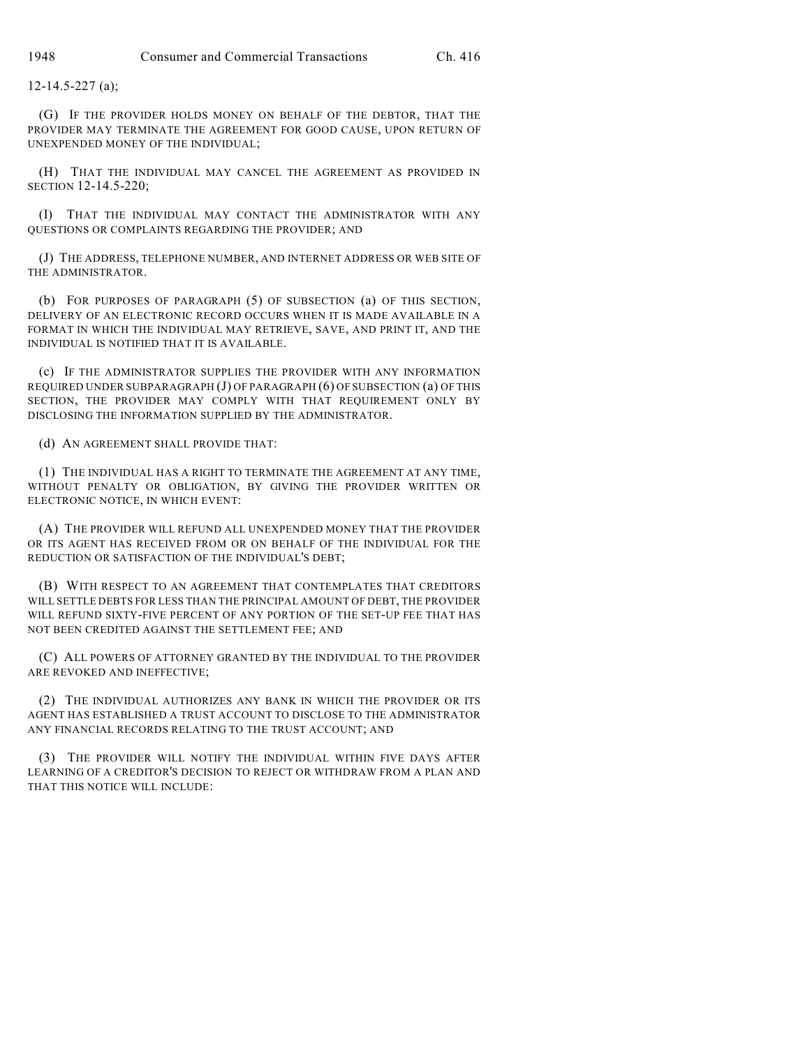12-14.5-227 (a);

(G) IF THE PROVIDER HOLDS MONEY ON BEHALF OF THE DEBTOR, THAT THE PROVIDER MAY TERMINATE THE AGREEMENT FOR GOOD CAUSE, UPON RETURN OF UNEXPENDED MONEY OF THE INDIVIDUAL;

(H) THAT THE INDIVIDUAL MAY CANCEL THE AGREEMENT AS PROVIDED IN SECTION 12-14.5-220;

(I) THAT THE INDIVIDUAL MAY CONTACT THE ADMINISTRATOR WITH ANY QUESTIONS OR COMPLAINTS REGARDING THE PROVIDER; AND

(J) THE ADDRESS, TELEPHONE NUMBER, AND INTERNET ADDRESS OR WEB SITE OF THE ADMINISTRATOR.

(b) FOR PURPOSES OF PARAGRAPH (5) OF SUBSECTION (a) OF THIS SECTION, DELIVERY OF AN ELECTRONIC RECORD OCCURS WHEN IT IS MADE AVAILABLE IN A FORMAT IN WHICH THE INDIVIDUAL MAY RETRIEVE, SAVE, AND PRINT IT, AND THE INDIVIDUAL IS NOTIFIED THAT IT IS AVAILABLE.

(c) IF THE ADMINISTRATOR SUPPLIES THE PROVIDER WITH ANY INFORMATION REQUIRED UNDER SUBPARAGRAPH (J) OF PARAGRAPH (6) OF SUBSECTION (a) OF THIS SECTION, THE PROVIDER MAY COMPLY WITH THAT REQUIREMENT ONLY BY DISCLOSING THE INFORMATION SUPPLIED BY THE ADMINISTRATOR.

(d) AN AGREEMENT SHALL PROVIDE THAT:

(1) THE INDIVIDUAL HAS A RIGHT TO TERMINATE THE AGREEMENT AT ANY TIME, WITHOUT PENALTY OR OBLIGATION, BY GIVING THE PROVIDER WRITTEN OR ELECTRONIC NOTICE, IN WHICH EVENT:

(A) THE PROVIDER WILL REFUND ALL UNEXPENDED MONEY THAT THE PROVIDER OR ITS AGENT HAS RECEIVED FROM OR ON BEHALF OF THE INDIVIDUAL FOR THE REDUCTION OR SATISFACTION OF THE INDIVIDUAL'S DEBT;

(B) WITH RESPECT TO AN AGREEMENT THAT CONTEMPLATES THAT CREDITORS WILL SETTLE DEBTS FOR LESS THAN THE PRINCIPAL AMOUNT OF DEBT, THE PROVIDER WILL REFUND SIXTY-FIVE PERCENT OF ANY PORTION OF THE SET-UP FEE THAT HAS NOT BEEN CREDITED AGAINST THE SETTLEMENT FEE; AND

(C) ALL POWERS OF ATTORNEY GRANTED BY THE INDIVIDUAL TO THE PROVIDER ARE REVOKED AND INEFFECTIVE;

(2) THE INDIVIDUAL AUTHORIZES ANY BANK IN WHICH THE PROVIDER OR ITS AGENT HAS ESTABLISHED A TRUST ACCOUNT TO DISCLOSE TO THE ADMINISTRATOR ANY FINANCIAL RECORDS RELATING TO THE TRUST ACCOUNT; AND

(3) THE PROVIDER WILL NOTIFY THE INDIVIDUAL WITHIN FIVE DAYS AFTER LEARNING OF A CREDITOR'S DECISION TO REJECT OR WITHDRAW FROM A PLAN AND THAT THIS NOTICE WILL INCLUDE: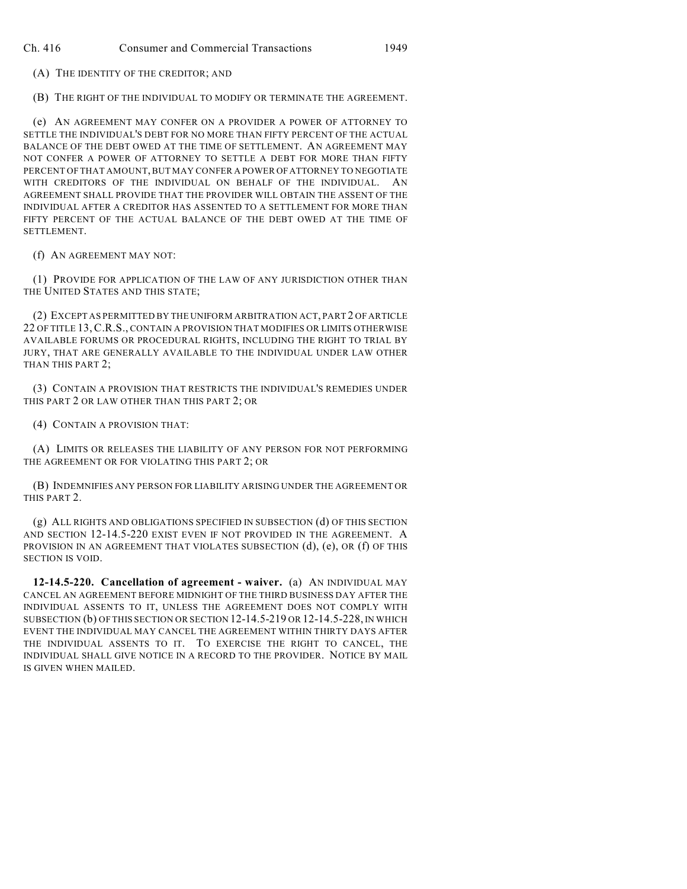(A) THE IDENTITY OF THE CREDITOR; AND

(B) THE RIGHT OF THE INDIVIDUAL TO MODIFY OR TERMINATE THE AGREEMENT.

(e) AN AGREEMENT MAY CONFER ON A PROVIDER A POWER OF ATTORNEY TO SETTLE THE INDIVIDUAL'S DEBT FOR NO MORE THAN FIFTY PERCENT OF THE ACTUAL BALANCE OF THE DEBT OWED AT THE TIME OF SETTLEMENT. AN AGREEMENT MAY NOT CONFER A POWER OF ATTORNEY TO SETTLE A DEBT FOR MORE THAN FIFTY PERCENT OF THAT AMOUNT, BUT MAY CONFER A POWER OF ATTORNEY TO NEGOTIATE WITH CREDITORS OF THE INDIVIDUAL ON BEHALF OF THE INDIVIDUAL. AN AGREEMENT SHALL PROVIDE THAT THE PROVIDER WILL OBTAIN THE ASSENT OF THE INDIVIDUAL AFTER A CREDITOR HAS ASSENTED TO A SETTLEMENT FOR MORE THAN FIFTY PERCENT OF THE ACTUAL BALANCE OF THE DEBT OWED AT THE TIME OF SETTLEMENT.

(f) AN AGREEMENT MAY NOT:

(1) PROVIDE FOR APPLICATION OF THE LAW OF ANY JURISDICTION OTHER THAN THE UNITED STATES AND THIS STATE;

(2) EXCEPT AS PERMITTED BY THE UNIFORM ARBITRATION ACT, PART 2 OF ARTICLE 22 OF TITLE 13, C.R.S., CONTAIN A PROVISION THAT MODIFIES OR LIMITS OTHERWISE AVAILABLE FORUMS OR PROCEDURAL RIGHTS, INCLUDING THE RIGHT TO TRIAL BY JURY, THAT ARE GENERALLY AVAILABLE TO THE INDIVIDUAL UNDER LAW OTHER THAN THIS PART 2;

(3) CONTAIN A PROVISION THAT RESTRICTS THE INDIVIDUAL'S REMEDIES UNDER THIS PART 2 OR LAW OTHER THAN THIS PART 2; OR

(4) CONTAIN A PROVISION THAT:

(A) LIMITS OR RELEASES THE LIABILITY OF ANY PERSON FOR NOT PERFORMING THE AGREEMENT OR FOR VIOLATING THIS PART 2; OR

(B) INDEMNIFIES ANY PERSON FOR LIABILITY ARISING UNDER THE AGREEMENT OR THIS PART 2.

(g) ALL RIGHTS AND OBLIGATIONS SPECIFIED IN SUBSECTION (d) OF THIS SECTION AND SECTION 12-14.5-220 EXIST EVEN IF NOT PROVIDED IN THE AGREEMENT. A PROVISION IN AN AGREEMENT THAT VIOLATES SUBSECTION (d), (e), OR (f) OF THIS SECTION IS VOID.

**12-14.5-220. Cancellation of agreement - waiver.** (a) AN INDIVIDUAL MAY CANCEL AN AGREEMENT BEFORE MIDNIGHT OF THE THIRD BUSINESS DAY AFTER THE INDIVIDUAL ASSENTS TO IT, UNLESS THE AGREEMENT DOES NOT COMPLY WITH SUBSECTION (b) OF THIS SECTION OR SECTION 12-14.5-219 OR 12-14.5-228, IN WHICH EVENT THE INDIVIDUAL MAY CANCEL THE AGREEMENT WITHIN THIRTY DAYS AFTER THE INDIVIDUAL ASSENTS TO IT. TO EXERCISE THE RIGHT TO CANCEL, THE INDIVIDUAL SHALL GIVE NOTICE IN A RECORD TO THE PROVIDER. NOTICE BY MAIL IS GIVEN WHEN MAILED.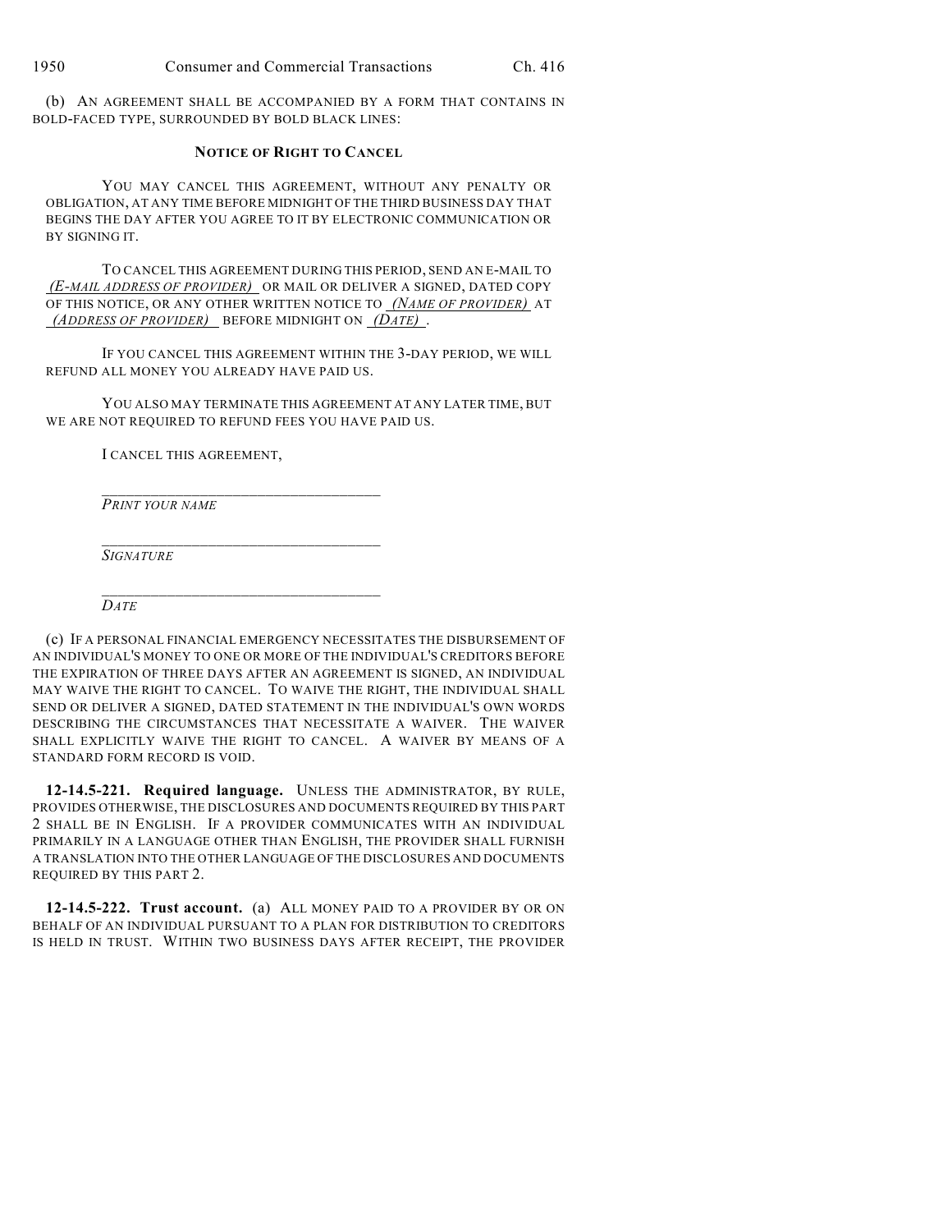(b) AN AGREEMENT SHALL BE ACCOMPANIED BY A FORM THAT CONTAINS IN BOLD-FACED TYPE, SURROUNDED BY BOLD BLACK LINES:

**NOTICE OF RIGHT TO CANCEL**

YOU MAY CANCEL THIS AGREEMENT, WITHOUT ANY PENALTY OR OBLIGATION, AT ANY TIME BEFORE MIDNIGHT OF THE THIRD BUSINESS DAY THAT BEGINS THE DAY AFTER YOU AGREE TO IT BY ELECTRONIC COMMUNICATION OR BY SIGNING IT.

TO CANCEL THIS AGREEMENT DURING THIS PERIOD, SEND AN E-MAIL TO *(E-MAIL ADDRESS OF PROVIDER)* OR MAIL OR DELIVER A SIGNED, DATED COPY OF THIS NOTICE, OR ANY OTHER WRITTEN NOTICE TO *(NAME OF PROVIDER)* AT *(ADDRESS OF PROVIDER)* BEFORE MIDNIGHT ON *(DATE)*.

IF YOU CANCEL THIS AGREEMENT WITHIN THE 3-DAY PERIOD, WE WILL REFUND ALL MONEY YOU ALREADY HAVE PAID US.

YOU ALSO MAY TERMINATE THIS AGREEMENT AT ANY LATER TIME, BUT WE ARE NOT REQUIRED TO REFUND FEES YOU HAVE PAID US.

I CANCEL THIS AGREEMENT,

\_\_\_\_\_\_\_\_\_\_\_\_\_\_\_\_\_\_\_\_\_\_\_\_\_\_\_\_\_\_\_\_\_\_\_
*PRINT YOUR NAME*

\_\_\_\_\_\_\_\_\_\_\_\_\_\_\_\_\_\_\_\_\_\_\_\_\_\_\_\_\_\_\_\_\_\_\_
*SIGNATURE*

\_\_\_\_\_\_\_\_\_\_\_\_\_\_\_\_\_\_\_\_\_\_\_\_\_\_\_\_\_\_\_\_\_\_\_
*DATE*

(c) IF A PERSONAL FINANCIAL EMERGENCY NECESSITATES THE DISBURSEMENT OF AN INDIVIDUAL'S MONEY TO ONE OR MORE OF THE INDIVIDUAL'S CREDITORS BEFORE THE EXPIRATION OF THREE DAYS AFTER AN AGREEMENT IS SIGNED, AN INDIVIDUAL MAY WAIVE THE RIGHT TO CANCEL. TO WAIVE THE RIGHT, THE INDIVIDUAL SHALL SEND OR DELIVER A SIGNED, DATED STATEMENT IN THE INDIVIDUAL'S OWN WORDS DESCRIBING THE CIRCUMSTANCES THAT NECESSITATE A WAIVER. THE WAIVER SHALL EXPLICITLY WAIVE THE RIGHT TO CANCEL. A WAIVER BY MEANS OF A STANDARD FORM RECORD IS VOID.

**12-14.5-221. Required language.** UNLESS THE ADMINISTRATOR, BY RULE, PROVIDES OTHERWISE, THE DISCLOSURES AND DOCUMENTS REQUIRED BY THIS PART 2 SHALL BE IN ENGLISH. IF A PROVIDER COMMUNICATES WITH AN INDIVIDUAL PRIMARILY IN A LANGUAGE OTHER THAN ENGLISH, THE PROVIDER SHALL FURNISH A TRANSLATION INTO THE OTHER LANGUAGE OF THE DISCLOSURES AND DOCUMENTS REQUIRED BY THIS PART 2.

**12-14.5-222. Trust account.** (a) ALL MONEY PAID TO A PROVIDER BY OR ON BEHALF OF AN INDIVIDUAL PURSUANT TO A PLAN FOR DISTRIBUTION TO CREDITORS IS HELD IN TRUST. WITHIN TWO BUSINESS DAYS AFTER RECEIPT, THE PROVIDER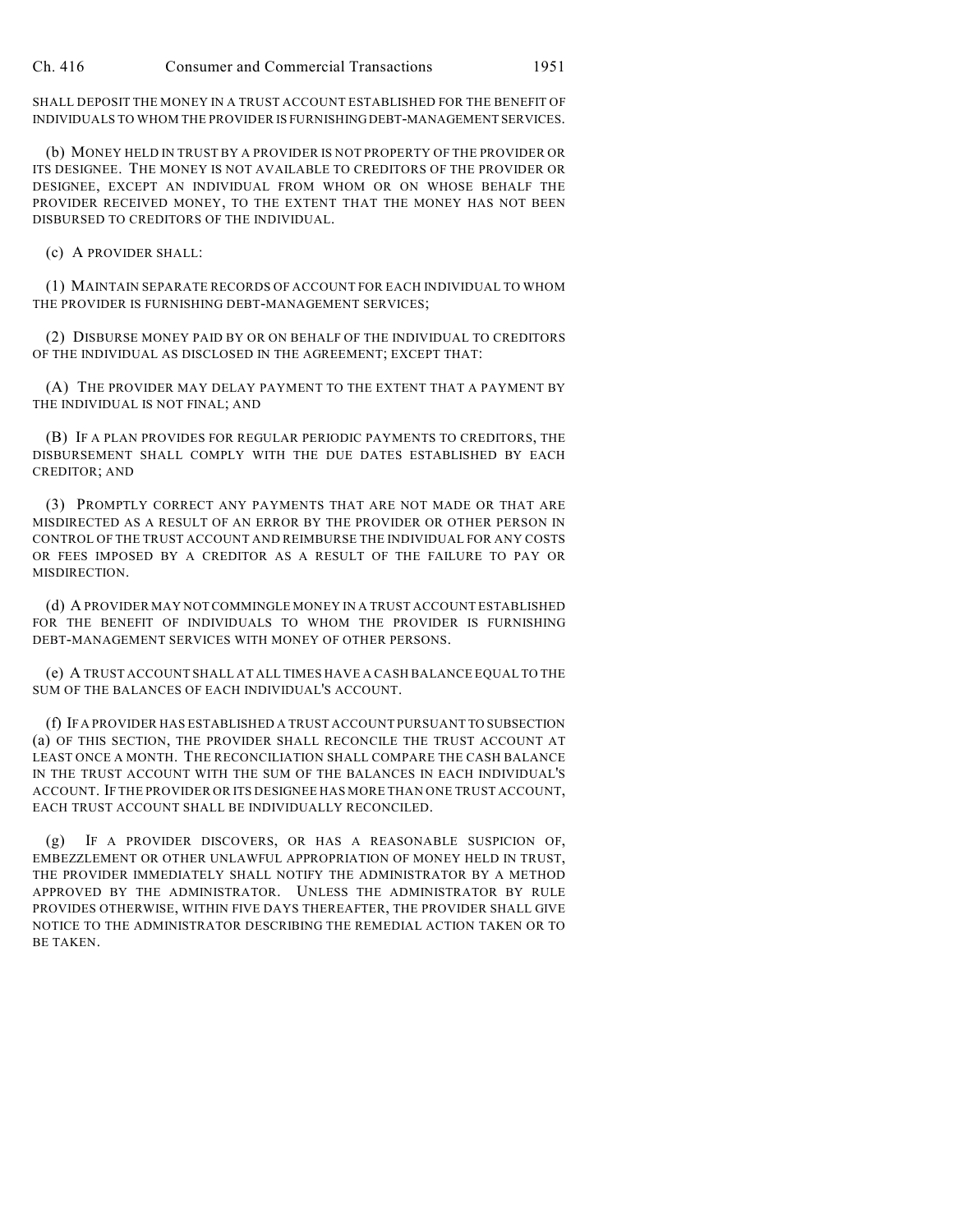SHALL DEPOSIT THE MONEY IN A TRUST ACCOUNT ESTABLISHED FOR THE BENEFIT OF INDIVIDUALS TO WHOM THE PROVIDER IS FURNISHING DEBT-MANAGEMENT SERVICES.

(b) MONEY HELD IN TRUST BY A PROVIDER IS NOT PROPERTY OF THE PROVIDER OR ITS DESIGNEE. THE MONEY IS NOT AVAILABLE TO CREDITORS OF THE PROVIDER OR DESIGNEE, EXCEPT AN INDIVIDUAL FROM WHOM OR ON WHOSE BEHALF THE PROVIDER RECEIVED MONEY, TO THE EXTENT THAT THE MONEY HAS NOT BEEN DISBURSED TO CREDITORS OF THE INDIVIDUAL.

(c) A PROVIDER SHALL:

(1) MAINTAIN SEPARATE RECORDS OF ACCOUNT FOR EACH INDIVIDUAL TO WHOM THE PROVIDER IS FURNISHING DEBT-MANAGEMENT SERVICES;

(2) DISBURSE MONEY PAID BY OR ON BEHALF OF THE INDIVIDUAL TO CREDITORS OF THE INDIVIDUAL AS DISCLOSED IN THE AGREEMENT; EXCEPT THAT:

(A) THE PROVIDER MAY DELAY PAYMENT TO THE EXTENT THAT A PAYMENT BY THE INDIVIDUAL IS NOT FINAL; AND

(B) IF A PLAN PROVIDES FOR REGULAR PERIODIC PAYMENTS TO CREDITORS, THE DISBURSEMENT SHALL COMPLY WITH THE DUE DATES ESTABLISHED BY EACH CREDITOR; AND

(3) PROMPTLY CORRECT ANY PAYMENTS THAT ARE NOT MADE OR THAT ARE MISDIRECTED AS A RESULT OF AN ERROR BY THE PROVIDER OR OTHER PERSON IN CONTROL OF THE TRUST ACCOUNT AND REIMBURSE THE INDIVIDUAL FOR ANY COSTS OR FEES IMPOSED BY A CREDITOR AS A RESULT OF THE FAILURE TO PAY OR MISDIRECTION.

(d) A PROVIDER MAY NOT COMMINGLE MONEY IN A TRUST ACCOUNT ESTABLISHED FOR THE BENEFIT OF INDIVIDUALS TO WHOM THE PROVIDER IS FURNISHING DEBT-MANAGEMENT SERVICES WITH MONEY OF OTHER PERSONS.

(e) A TRUST ACCOUNT SHALL AT ALL TIMES HAVE A CASH BALANCE EQUAL TO THE SUM OF THE BALANCES OF EACH INDIVIDUAL'S ACCOUNT.

(f) IF A PROVIDER HAS ESTABLISHED A TRUST ACCOUNT PURSUANT TO SUBSECTION (a) OF THIS SECTION, THE PROVIDER SHALL RECONCILE THE TRUST ACCOUNT AT LEAST ONCE A MONTH. THE RECONCILIATION SHALL COMPARE THE CASH BALANCE IN THE TRUST ACCOUNT WITH THE SUM OF THE BALANCES IN EACH INDIVIDUAL'S ACCOUNT. IF THE PROVIDER OR ITS DESIGNEE HAS MORE THAN ONE TRUST ACCOUNT, EACH TRUST ACCOUNT SHALL BE INDIVIDUALLY RECONCILED.

(g) IF A PROVIDER DISCOVERS, OR HAS A REASONABLE SUSPICION OF, EMBEZZLEMENT OR OTHER UNLAWFUL APPROPRIATION OF MONEY HELD IN TRUST, THE PROVIDER IMMEDIATELY SHALL NOTIFY THE ADMINISTRATOR BY A METHOD APPROVED BY THE ADMINISTRATOR. UNLESS THE ADMINISTRATOR BY RULE PROVIDES OTHERWISE, WITHIN FIVE DAYS THEREAFTER, THE PROVIDER SHALL GIVE NOTICE TO THE ADMINISTRATOR DESCRIBING THE REMEDIAL ACTION TAKEN OR TO BE TAKEN.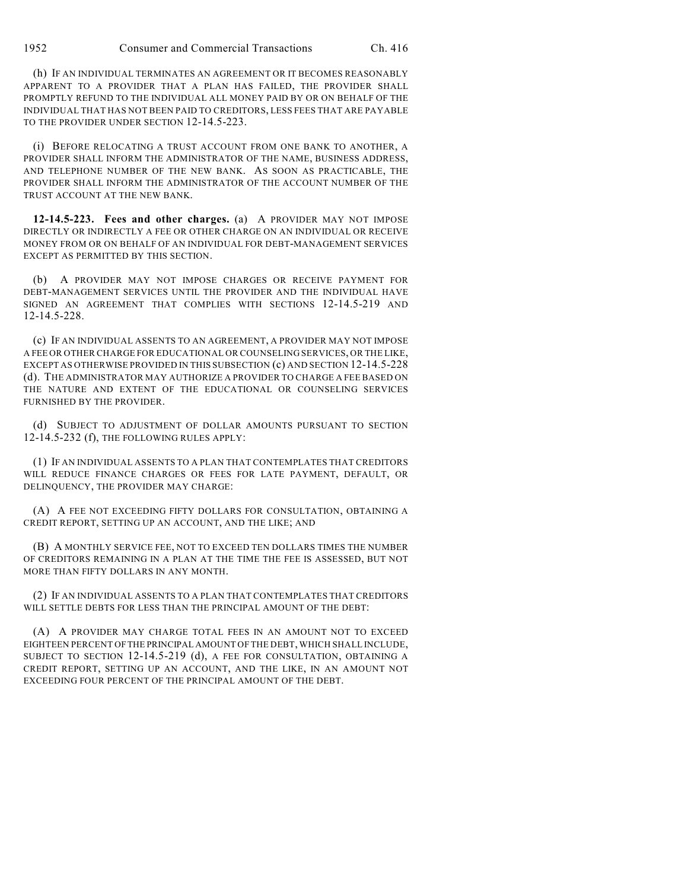(h) IF AN INDIVIDUAL TERMINATES AN AGREEMENT OR IT BECOMES REASONABLY APPARENT TO A PROVIDER THAT A PLAN HAS FAILED, THE PROVIDER SHALL PROMPTLY REFUND TO THE INDIVIDUAL ALL MONEY PAID BY OR ON BEHALF OF THE INDIVIDUAL THAT HAS NOT BEEN PAID TO CREDITORS, LESS FEES THAT ARE PAYABLE TO THE PROVIDER UNDER SECTION 12-14.5-223.

(i) BEFORE RELOCATING A TRUST ACCOUNT FROM ONE BANK TO ANOTHER, A PROVIDER SHALL INFORM THE ADMINISTRATOR OF THE NAME, BUSINESS ADDRESS, AND TELEPHONE NUMBER OF THE NEW BANK. AS SOON AS PRACTICABLE, THE PROVIDER SHALL INFORM THE ADMINISTRATOR OF THE ACCOUNT NUMBER OF THE TRUST ACCOUNT AT THE NEW BANK.

**12-14.5-223. Fees and other charges.** (a) A PROVIDER MAY NOT IMPOSE DIRECTLY OR INDIRECTLY A FEE OR OTHER CHARGE ON AN INDIVIDUAL OR RECEIVE MONEY FROM OR ON BEHALF OF AN INDIVIDUAL FOR DEBT-MANAGEMENT SERVICES EXCEPT AS PERMITTED BY THIS SECTION.

(b) A PROVIDER MAY NOT IMPOSE CHARGES OR RECEIVE PAYMENT FOR DEBT-MANAGEMENT SERVICES UNTIL THE PROVIDER AND THE INDIVIDUAL HAVE SIGNED AN AGREEMENT THAT COMPLIES WITH SECTIONS 12-14.5-219 AND 12-14.5-228.

(c) IF AN INDIVIDUAL ASSENTS TO AN AGREEMENT, A PROVIDER MAY NOT IMPOSE A FEE OR OTHER CHARGE FOR EDUCATIONAL OR COUNSELING SERVICES, OR THE LIKE, EXCEPT AS OTHERWISE PROVIDED IN THIS SUBSECTION (c) AND SECTION 12-14.5-228 (d). THE ADMINISTRATOR MAY AUTHORIZE A PROVIDER TO CHARGE A FEE BASED ON THE NATURE AND EXTENT OF THE EDUCATIONAL OR COUNSELING SERVICES FURNISHED BY THE PROVIDER.

(d) SUBJECT TO ADJUSTMENT OF DOLLAR AMOUNTS PURSUANT TO SECTION 12-14.5-232 (f), THE FOLLOWING RULES APPLY:

(1) IF AN INDIVIDUAL ASSENTS TO A PLAN THAT CONTEMPLATES THAT CREDITORS WILL REDUCE FINANCE CHARGES OR FEES FOR LATE PAYMENT, DEFAULT, OR DELINQUENCY, THE PROVIDER MAY CHARGE:

(A) A FEE NOT EXCEEDING FIFTY DOLLARS FOR CONSULTATION, OBTAINING A CREDIT REPORT, SETTING UP AN ACCOUNT, AND THE LIKE; AND

(B) A MONTHLY SERVICE FEE, NOT TO EXCEED TEN DOLLARS TIMES THE NUMBER OF CREDITORS REMAINING IN A PLAN AT THE TIME THE FEE IS ASSESSED, BUT NOT MORE THAN FIFTY DOLLARS IN ANY MONTH.

(2) IF AN INDIVIDUAL ASSENTS TO A PLAN THAT CONTEMPLATES THAT CREDITORS WILL SETTLE DEBTS FOR LESS THAN THE PRINCIPAL AMOUNT OF THE DEBT:

(A) A PROVIDER MAY CHARGE TOTAL FEES IN AN AMOUNT NOT TO EXCEED EIGHTEEN PERCENT OF THE PRINCIPAL AMOUNT OF THE DEBT, WHICH SHALL INCLUDE, SUBJECT TO SECTION 12-14.5-219 (d), A FEE FOR CONSULTATION, OBTAINING A CREDIT REPORT, SETTING UP AN ACCOUNT, AND THE LIKE, IN AN AMOUNT NOT EXCEEDING FOUR PERCENT OF THE PRINCIPAL AMOUNT OF THE DEBT.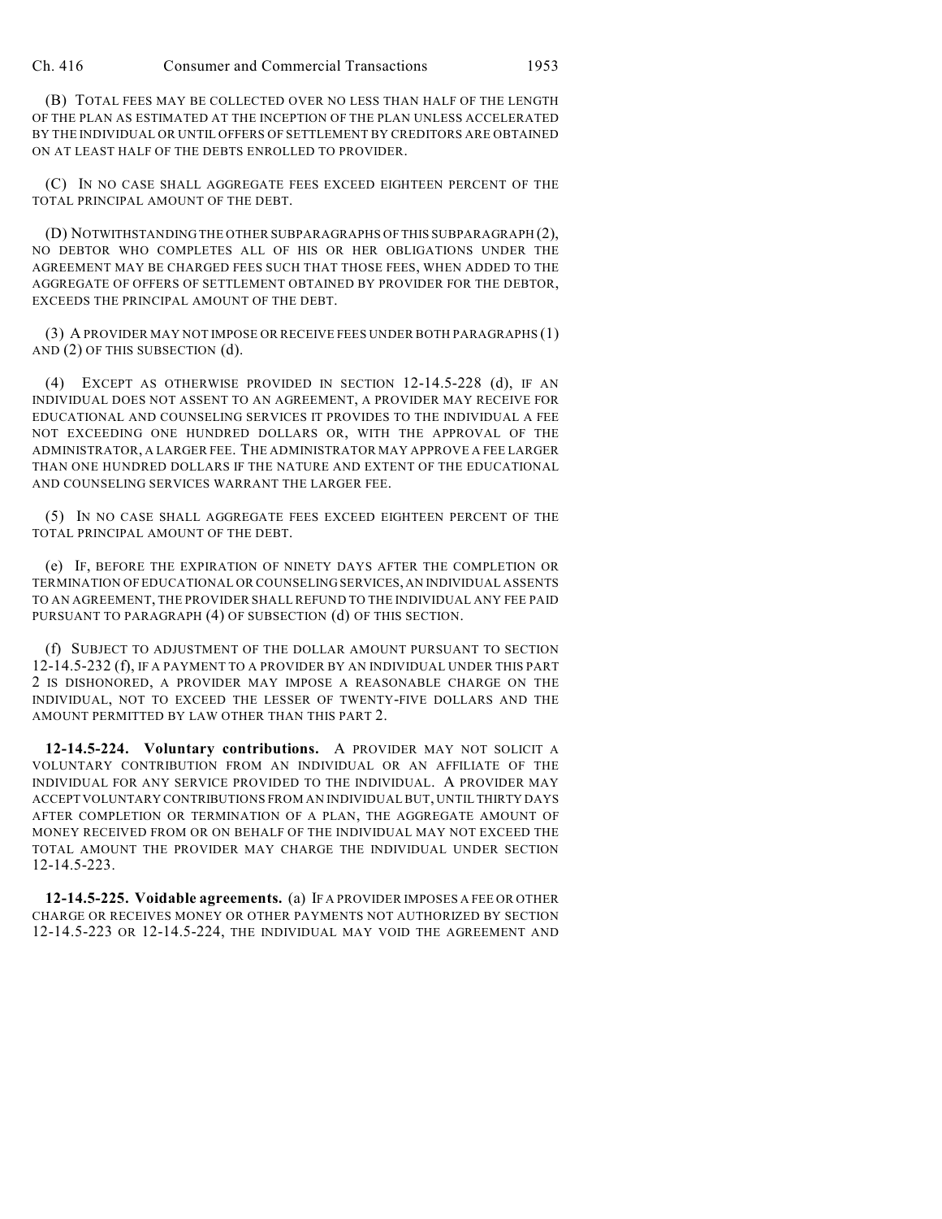(B) TOTAL FEES MAY BE COLLECTED OVER NO LESS THAN HALF OF THE LENGTH OF THE PLAN AS ESTIMATED AT THE INCEPTION OF THE PLAN UNLESS ACCELERATED BY THE INDIVIDUAL OR UNTIL OFFERS OF SETTLEMENT BY CREDITORS ARE OBTAINED ON AT LEAST HALF OF THE DEBTS ENROLLED TO PROVIDER.

(C) IN NO CASE SHALL AGGREGATE FEES EXCEED EIGHTEEN PERCENT OF THE TOTAL PRINCIPAL AMOUNT OF THE DEBT.

(D) NOTWITHSTANDING THE OTHER SUBPARAGRAPHS OF THIS SUBPARAGRAPH (2), NO DEBTOR WHO COMPLETES ALL OF HIS OR HER OBLIGATIONS UNDER THE AGREEMENT MAY BE CHARGED FEES SUCH THAT THOSE FEES, WHEN ADDED TO THE AGGREGATE OF OFFERS OF SETTLEMENT OBTAINED BY PROVIDER FOR THE DEBTOR, EXCEEDS THE PRINCIPAL AMOUNT OF THE DEBT.

(3) A PROVIDER MAY NOT IMPOSE OR RECEIVE FEES UNDER BOTH PARAGRAPHS (1) AND (2) OF THIS SUBSECTION (d).

(4) EXCEPT AS OTHERWISE PROVIDED IN SECTION 12-14.5-228 (d), IF AN INDIVIDUAL DOES NOT ASSENT TO AN AGREEMENT, A PROVIDER MAY RECEIVE FOR EDUCATIONAL AND COUNSELING SERVICES IT PROVIDES TO THE INDIVIDUAL A FEE NOT EXCEEDING ONE HUNDRED DOLLARS OR, WITH THE APPROVAL OF THE ADMINISTRATOR, A LARGER FEE. THE ADMINISTRATOR MAY APPROVE A FEE LARGER THAN ONE HUNDRED DOLLARS IF THE NATURE AND EXTENT OF THE EDUCATIONAL AND COUNSELING SERVICES WARRANT THE LARGER FEE.

(5) IN NO CASE SHALL AGGREGATE FEES EXCEED EIGHTEEN PERCENT OF THE TOTAL PRINCIPAL AMOUNT OF THE DEBT.

(e) IF, BEFORE THE EXPIRATION OF NINETY DAYS AFTER THE COMPLETION OR TERMINATION OF EDUCATIONAL OR COUNSELING SERVICES, AN INDIVIDUAL ASSENTS TO AN AGREEMENT, THE PROVIDER SHALL REFUND TO THE INDIVIDUAL ANY FEE PAID PURSUANT TO PARAGRAPH (4) OF SUBSECTION (d) OF THIS SECTION.

(f) SUBJECT TO ADJUSTMENT OF THE DOLLAR AMOUNT PURSUANT TO SECTION 12-14.5-232 (f), IF A PAYMENT TO A PROVIDER BY AN INDIVIDUAL UNDER THIS PART 2 IS DISHONORED, A PROVIDER MAY IMPOSE A REASONABLE CHARGE ON THE INDIVIDUAL, NOT TO EXCEED THE LESSER OF TWENTY-FIVE DOLLARS AND THE AMOUNT PERMITTED BY LAW OTHER THAN THIS PART 2.

**12-14.5-224. Voluntary contributions.** A PROVIDER MAY NOT SOLICIT A VOLUNTARY CONTRIBUTION FROM AN INDIVIDUAL OR AN AFFILIATE OF THE INDIVIDUAL FOR ANY SERVICE PROVIDED TO THE INDIVIDUAL. A PROVIDER MAY ACCEPT VOLUNTARY CONTRIBUTIONS FROM AN INDIVIDUAL BUT, UNTIL THIRTY DAYS AFTER COMPLETION OR TERMINATION OF A PLAN, THE AGGREGATE AMOUNT OF MONEY RECEIVED FROM OR ON BEHALF OF THE INDIVIDUAL MAY NOT EXCEED THE TOTAL AMOUNT THE PROVIDER MAY CHARGE THE INDIVIDUAL UNDER SECTION 12-14.5-223.

**12-14.5-225. Voidable agreements.** (a) IF A PROVIDER IMPOSES A FEE OR OTHER CHARGE OR RECEIVES MONEY OR OTHER PAYMENTS NOT AUTHORIZED BY SECTION 12-14.5-223 OR 12-14.5-224, THE INDIVIDUAL MAY VOID THE AGREEMENT AND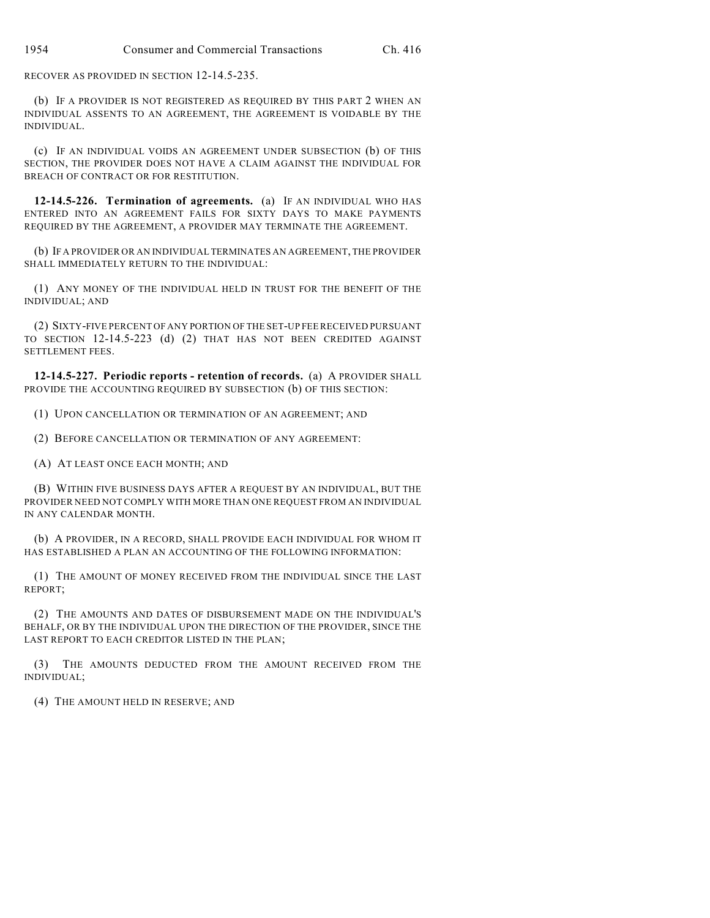RECOVER AS PROVIDED IN SECTION 12-14.5-235.

(b) IF A PROVIDER IS NOT REGISTERED AS REQUIRED BY THIS PART 2 WHEN AN INDIVIDUAL ASSENTS TO AN AGREEMENT, THE AGREEMENT IS VOIDABLE BY THE INDIVIDUAL.

(c) IF AN INDIVIDUAL VOIDS AN AGREEMENT UNDER SUBSECTION (b) OF THIS SECTION, THE PROVIDER DOES NOT HAVE A CLAIM AGAINST THE INDIVIDUAL FOR BREACH OF CONTRACT OR FOR RESTITUTION.

**12-14.5-226. Termination of agreements.** (a) IF AN INDIVIDUAL WHO HAS ENTERED INTO AN AGREEMENT FAILS FOR SIXTY DAYS TO MAKE PAYMENTS REQUIRED BY THE AGREEMENT, A PROVIDER MAY TERMINATE THE AGREEMENT.

(b) IF A PROVIDER OR AN INDIVIDUAL TERMINATES AN AGREEMENT, THE PROVIDER SHALL IMMEDIATELY RETURN TO THE INDIVIDUAL:

(1) ANY MONEY OF THE INDIVIDUAL HELD IN TRUST FOR THE BENEFIT OF THE INDIVIDUAL; AND

(2) SIXTY-FIVE PERCENT OF ANY PORTION OF THE SET-UP FEE RECEIVED PURSUANT TO SECTION 12-14.5-223 (d) (2) THAT HAS NOT BEEN CREDITED AGAINST SETTLEMENT FEES.

**12-14.5-227. Periodic reports - retention of records.** (a) A PROVIDER SHALL PROVIDE THE ACCOUNTING REQUIRED BY SUBSECTION (b) OF THIS SECTION:

(1) UPON CANCELLATION OR TERMINATION OF AN AGREEMENT; AND

(2) BEFORE CANCELLATION OR TERMINATION OF ANY AGREEMENT:

(A) AT LEAST ONCE EACH MONTH; AND

(B) WITHIN FIVE BUSINESS DAYS AFTER A REQUEST BY AN INDIVIDUAL, BUT THE PROVIDER NEED NOT COMPLY WITH MORE THAN ONE REQUEST FROM AN INDIVIDUAL IN ANY CALENDAR MONTH.

(b) A PROVIDER, IN A RECORD, SHALL PROVIDE EACH INDIVIDUAL FOR WHOM IT HAS ESTABLISHED A PLAN AN ACCOUNTING OF THE FOLLOWING INFORMATION:

(1) THE AMOUNT OF MONEY RECEIVED FROM THE INDIVIDUAL SINCE THE LAST REPORT;

(2) THE AMOUNTS AND DATES OF DISBURSEMENT MADE ON THE INDIVIDUAL'S BEHALF, OR BY THE INDIVIDUAL UPON THE DIRECTION OF THE PROVIDER, SINCE THE LAST REPORT TO EACH CREDITOR LISTED IN THE PLAN;

(3) THE AMOUNTS DEDUCTED FROM THE AMOUNT RECEIVED FROM THE INDIVIDUAL;

(4) THE AMOUNT HELD IN RESERVE; AND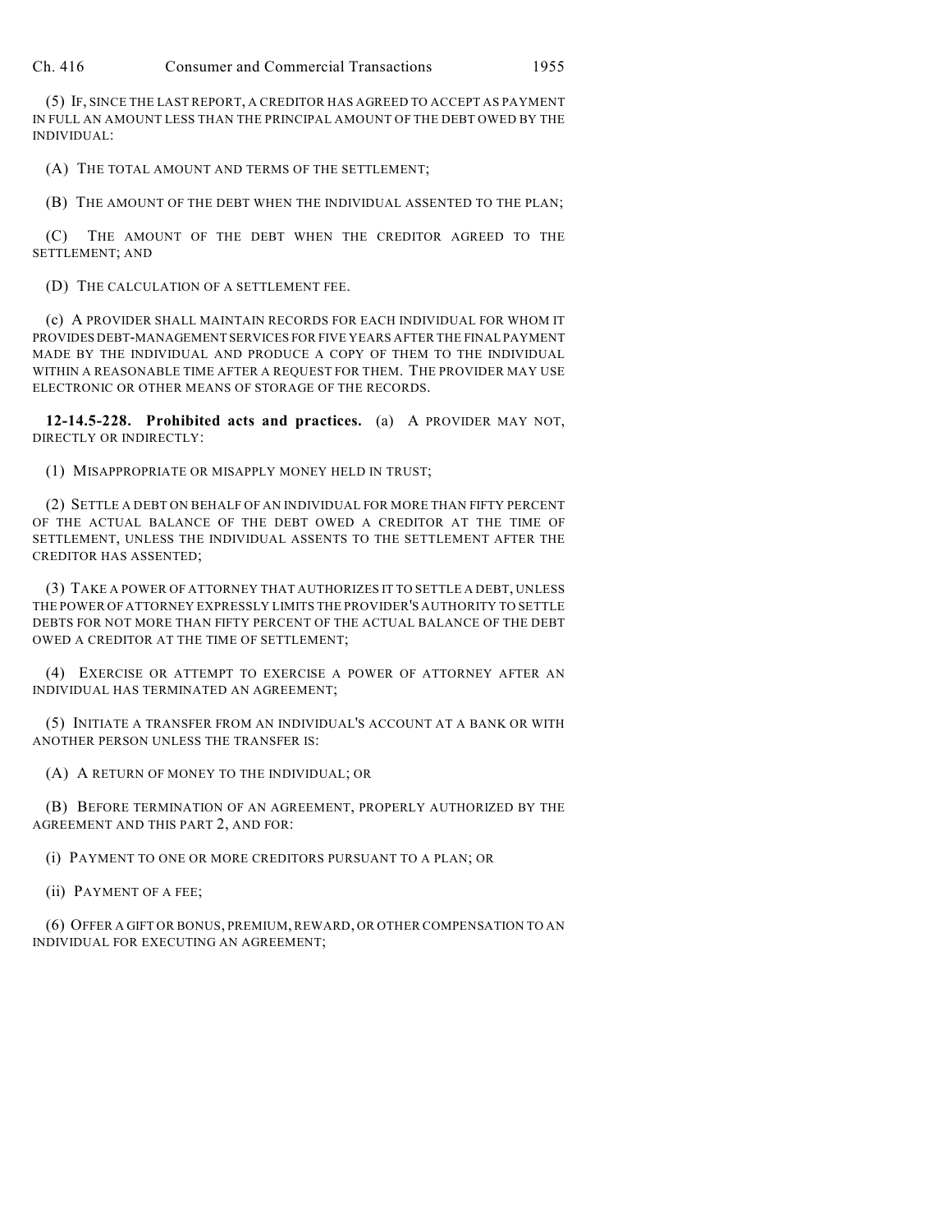(5) IF, SINCE THE LAST REPORT, A CREDITOR HAS AGREED TO ACCEPT AS PAYMENT IN FULL AN AMOUNT LESS THAN THE PRINCIPAL AMOUNT OF THE DEBT OWED BY THE INDIVIDUAL:

(A) THE TOTAL AMOUNT AND TERMS OF THE SETTLEMENT;

(B) THE AMOUNT OF THE DEBT WHEN THE INDIVIDUAL ASSENTED TO THE PLAN;

(C) THE AMOUNT OF THE DEBT WHEN THE CREDITOR AGREED TO THE SETTLEMENT; AND

(D) THE CALCULATION OF A SETTLEMENT FEE.

(c) A PROVIDER SHALL MAINTAIN RECORDS FOR EACH INDIVIDUAL FOR WHOM IT PROVIDES DEBT-MANAGEMENT SERVICES FOR FIVE YEARS AFTER THE FINAL PAYMENT MADE BY THE INDIVIDUAL AND PRODUCE A COPY OF THEM TO THE INDIVIDUAL WITHIN A REASONABLE TIME AFTER A REQUEST FOR THEM. THE PROVIDER MAY USE ELECTRONIC OR OTHER MEANS OF STORAGE OF THE RECORDS.

**12-14.5-228. Prohibited acts and practices.** (a) A PROVIDER MAY NOT, DIRECTLY OR INDIRECTLY:

(1) MISAPPROPRIATE OR MISAPPLY MONEY HELD IN TRUST;

(2) SETTLE A DEBT ON BEHALF OF AN INDIVIDUAL FOR MORE THAN FIFTY PERCENT OF THE ACTUAL BALANCE OF THE DEBT OWED A CREDITOR AT THE TIME OF SETTLEMENT, UNLESS THE INDIVIDUAL ASSENTS TO THE SETTLEMENT AFTER THE CREDITOR HAS ASSENTED;

(3) TAKE A POWER OF ATTORNEY THAT AUTHORIZES IT TO SETTLE A DEBT, UNLESS THE POWER OF ATTORNEY EXPRESSLY LIMITS THE PROVIDER'S AUTHORITY TO SETTLE DEBTS FOR NOT MORE THAN FIFTY PERCENT OF THE ACTUAL BALANCE OF THE DEBT OWED A CREDITOR AT THE TIME OF SETTLEMENT;

(4) EXERCISE OR ATTEMPT TO EXERCISE A POWER OF ATTORNEY AFTER AN INDIVIDUAL HAS TERMINATED AN AGREEMENT;

(5) INITIATE A TRANSFER FROM AN INDIVIDUAL'S ACCOUNT AT A BANK OR WITH ANOTHER PERSON UNLESS THE TRANSFER IS:

(A) A RETURN OF MONEY TO THE INDIVIDUAL; OR

(B) BEFORE TERMINATION OF AN AGREEMENT, PROPERLY AUTHORIZED BY THE AGREEMENT AND THIS PART 2, AND FOR:

(i) PAYMENT TO ONE OR MORE CREDITORS PURSUANT TO A PLAN; OR

(ii) PAYMENT OF A FEE;

(6) OFFER A GIFT OR BONUS, PREMIUM, REWARD, OR OTHER COMPENSATION TO AN INDIVIDUAL FOR EXECUTING AN AGREEMENT;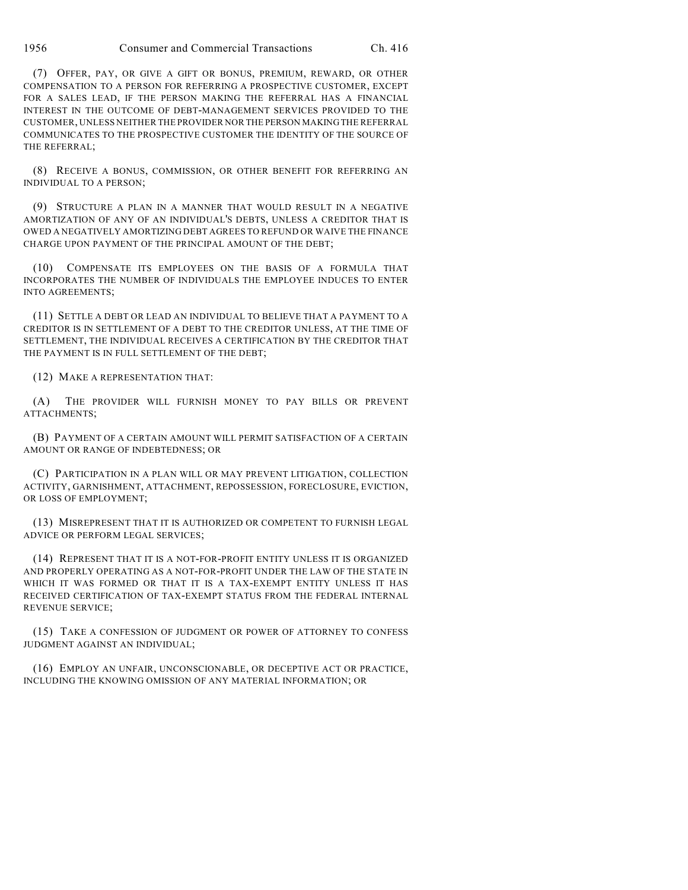(7) OFFER, PAY, OR GIVE A GIFT OR BONUS, PREMIUM, REWARD, OR OTHER COMPENSATION TO A PERSON FOR REFERRING A PROSPECTIVE CUSTOMER, EXCEPT FOR A SALES LEAD, IF THE PERSON MAKING THE REFERRAL HAS A FINANCIAL INTEREST IN THE OUTCOME OF DEBT-MANAGEMENT SERVICES PROVIDED TO THE CUSTOMER, UNLESS NEITHER THE PROVIDER NOR THE PERSON MAKING THE REFERRAL COMMUNICATES TO THE PROSPECTIVE CUSTOMER THE IDENTITY OF THE SOURCE OF THE REFERRAL;

(8) RECEIVE A BONUS, COMMISSION, OR OTHER BENEFIT FOR REFERRING AN INDIVIDUAL TO A PERSON;

(9) STRUCTURE A PLAN IN A MANNER THAT WOULD RESULT IN A NEGATIVE AMORTIZATION OF ANY OF AN INDIVIDUAL'S DEBTS, UNLESS A CREDITOR THAT IS OWED A NEGATIVELY AMORTIZING DEBT AGREES TO REFUND OR WAIVE THE FINANCE CHARGE UPON PAYMENT OF THE PRINCIPAL AMOUNT OF THE DEBT;

(10) COMPENSATE ITS EMPLOYEES ON THE BASIS OF A FORMULA THAT INCORPORATES THE NUMBER OF INDIVIDUALS THE EMPLOYEE INDUCES TO ENTER INTO AGREEMENTS;

(11) SETTLE A DEBT OR LEAD AN INDIVIDUAL TO BELIEVE THAT A PAYMENT TO A CREDITOR IS IN SETTLEMENT OF A DEBT TO THE CREDITOR UNLESS, AT THE TIME OF SETTLEMENT, THE INDIVIDUAL RECEIVES A CERTIFICATION BY THE CREDITOR THAT THE PAYMENT IS IN FULL SETTLEMENT OF THE DEBT;

(12) MAKE A REPRESENTATION THAT:

(A) THE PROVIDER WILL FURNISH MONEY TO PAY BILLS OR PREVENT ATTACHMENTS;

(B) PAYMENT OF A CERTAIN AMOUNT WILL PERMIT SATISFACTION OF A CERTAIN AMOUNT OR RANGE OF INDEBTEDNESS; OR

(C) PARTICIPATION IN A PLAN WILL OR MAY PREVENT LITIGATION, COLLECTION ACTIVITY, GARNISHMENT, ATTACHMENT, REPOSSESSION, FORECLOSURE, EVICTION, OR LOSS OF EMPLOYMENT;

(13) MISREPRESENT THAT IT IS AUTHORIZED OR COMPETENT TO FURNISH LEGAL ADVICE OR PERFORM LEGAL SERVICES;

(14) REPRESENT THAT IT IS A NOT-FOR-PROFIT ENTITY UNLESS IT IS ORGANIZED AND PROPERLY OPERATING AS A NOT-FOR-PROFIT UNDER THE LAW OF THE STATE IN WHICH IT WAS FORMED OR THAT IT IS A TAX-EXEMPT ENTITY UNLESS IT HAS RECEIVED CERTIFICATION OF TAX-EXEMPT STATUS FROM THE FEDERAL INTERNAL REVENUE SERVICE;

(15) TAKE A CONFESSION OF JUDGMENT OR POWER OF ATTORNEY TO CONFESS JUDGMENT AGAINST AN INDIVIDUAL;

(16) EMPLOY AN UNFAIR, UNCONSCIONABLE, OR DECEPTIVE ACT OR PRACTICE, INCLUDING THE KNOWING OMISSION OF ANY MATERIAL INFORMATION; OR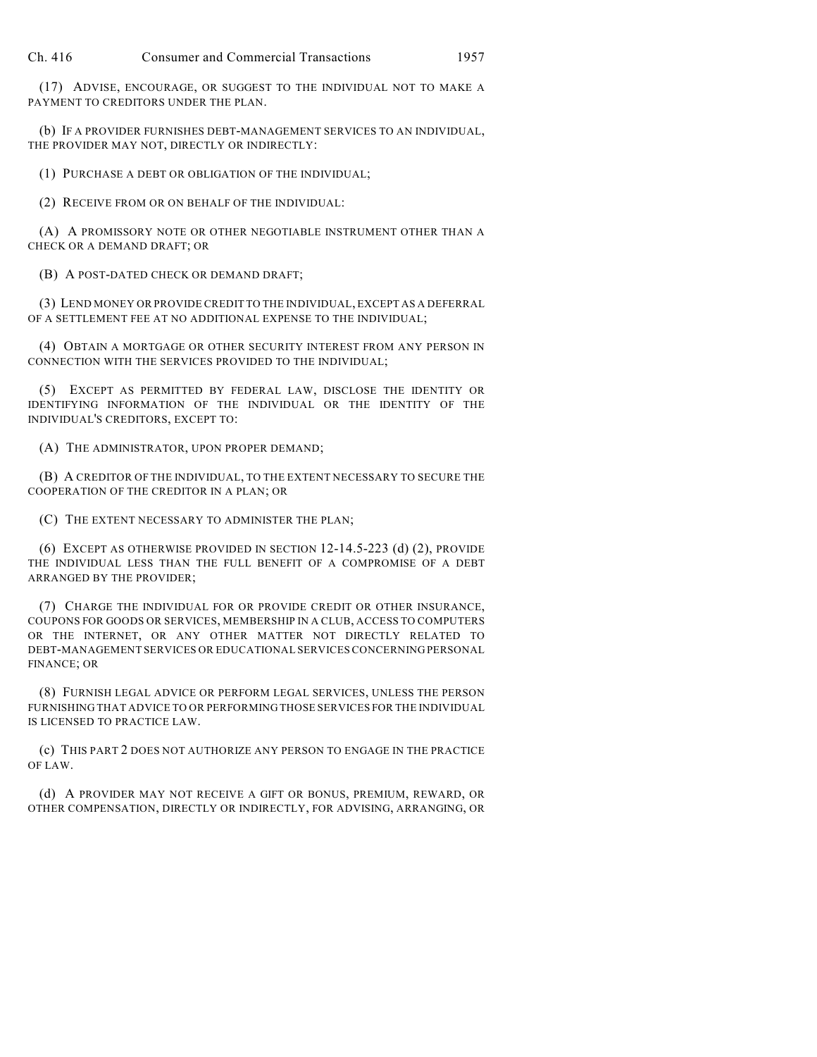(17) ADVISE, ENCOURAGE, OR SUGGEST TO THE INDIVIDUAL NOT TO MAKE A PAYMENT TO CREDITORS UNDER THE PLAN.

(b) IF A PROVIDER FURNISHES DEBT-MANAGEMENT SERVICES TO AN INDIVIDUAL, THE PROVIDER MAY NOT, DIRECTLY OR INDIRECTLY:

(1) PURCHASE A DEBT OR OBLIGATION OF THE INDIVIDUAL;

(2) RECEIVE FROM OR ON BEHALF OF THE INDIVIDUAL:

(A) A PROMISSORY NOTE OR OTHER NEGOTIABLE INSTRUMENT OTHER THAN A CHECK OR A DEMAND DRAFT; OR

(B) A POST-DATED CHECK OR DEMAND DRAFT;

(3) LEND MONEY OR PROVIDE CREDIT TO THE INDIVIDUAL, EXCEPT AS A DEFERRAL OF A SETTLEMENT FEE AT NO ADDITIONAL EXPENSE TO THE INDIVIDUAL;

(4) OBTAIN A MORTGAGE OR OTHER SECURITY INTEREST FROM ANY PERSON IN CONNECTION WITH THE SERVICES PROVIDED TO THE INDIVIDUAL;

(5) EXCEPT AS PERMITTED BY FEDERAL LAW, DISCLOSE THE IDENTITY OR IDENTIFYING INFORMATION OF THE INDIVIDUAL OR THE IDENTITY OF THE INDIVIDUAL'S CREDITORS, EXCEPT TO:

(A) THE ADMINISTRATOR, UPON PROPER DEMAND;

(B) A CREDITOR OF THE INDIVIDUAL, TO THE EXTENT NECESSARY TO SECURE THE COOPERATION OF THE CREDITOR IN A PLAN; OR

(C) THE EXTENT NECESSARY TO ADMINISTER THE PLAN;

(6) EXCEPT AS OTHERWISE PROVIDED IN SECTION 12-14.5-223 (d) (2), PROVIDE THE INDIVIDUAL LESS THAN THE FULL BENEFIT OF A COMPROMISE OF A DEBT ARRANGED BY THE PROVIDER;

(7) CHARGE THE INDIVIDUAL FOR OR PROVIDE CREDIT OR OTHER INSURANCE, COUPONS FOR GOODS OR SERVICES, MEMBERSHIP IN A CLUB, ACCESS TO COMPUTERS OR THE INTERNET, OR ANY OTHER MATTER NOT DIRECTLY RELATED TO DEBT-MANAGEMENT SERVICES OR EDUCATIONAL SERVICES CONCERNING PERSONAL FINANCE; OR

(8) FURNISH LEGAL ADVICE OR PERFORM LEGAL SERVICES, UNLESS THE PERSON FURNISHING THAT ADVICE TO OR PERFORMING THOSE SERVICES FOR THE INDIVIDUAL IS LICENSED TO PRACTICE LAW.

(c) THIS PART 2 DOES NOT AUTHORIZE ANY PERSON TO ENGAGE IN THE PRACTICE OF LAW.

(d) A PROVIDER MAY NOT RECEIVE A GIFT OR BONUS, PREMIUM, REWARD, OR OTHER COMPENSATION, DIRECTLY OR INDIRECTLY, FOR ADVISING, ARRANGING, OR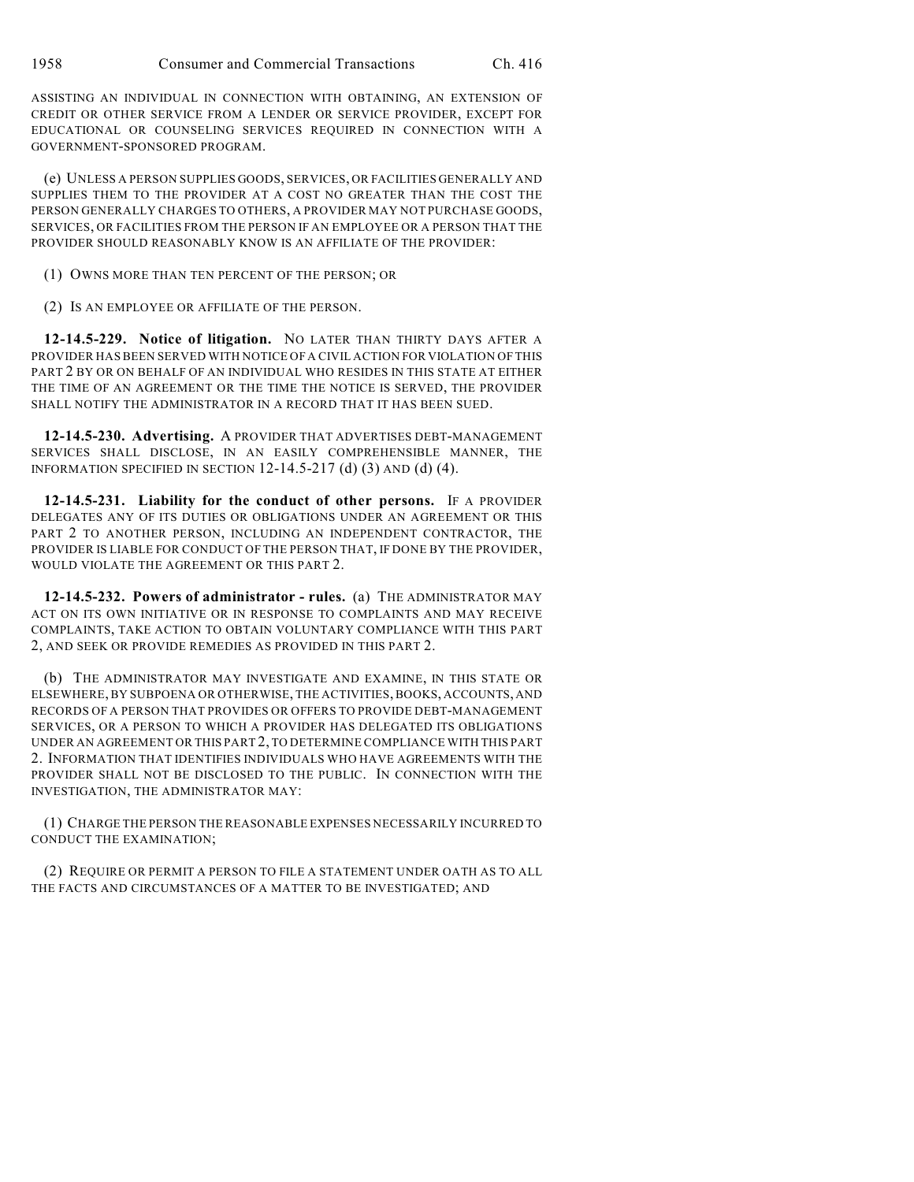ASSISTING AN INDIVIDUAL IN CONNECTION WITH OBTAINING, AN EXTENSION OF CREDIT OR OTHER SERVICE FROM A LENDER OR SERVICE PROVIDER, EXCEPT FOR EDUCATIONAL OR COUNSELING SERVICES REQUIRED IN CONNECTION WITH A GOVERNMENT-SPONSORED PROGRAM.

(e) UNLESS A PERSON SUPPLIES GOODS, SERVICES, OR FACILITIES GENERALLY AND SUPPLIES THEM TO THE PROVIDER AT A COST NO GREATER THAN THE COST THE PERSON GENERALLY CHARGES TO OTHERS, A PROVIDER MAY NOT PURCHASE GOODS, SERVICES, OR FACILITIES FROM THE PERSON IF AN EMPLOYEE OR A PERSON THAT THE PROVIDER SHOULD REASONABLY KNOW IS AN AFFILIATE OF THE PROVIDER:

(1) OWNS MORE THAN TEN PERCENT OF THE PERSON; OR

(2) IS AN EMPLOYEE OR AFFILIATE OF THE PERSON.

**12-14.5-229. Notice of litigation.** NO LATER THAN THIRTY DAYS AFTER A PROVIDER HAS BEEN SERVED WITH NOTICE OF A CIVIL ACTION FOR VIOLATION OF THIS PART 2 BY OR ON BEHALF OF AN INDIVIDUAL WHO RESIDES IN THIS STATE AT EITHER THE TIME OF AN AGREEMENT OR THE TIME THE NOTICE IS SERVED, THE PROVIDER SHALL NOTIFY THE ADMINISTRATOR IN A RECORD THAT IT HAS BEEN SUED.

**12-14.5-230. Advertising.** A PROVIDER THAT ADVERTISES DEBT-MANAGEMENT SERVICES SHALL DISCLOSE, IN AN EASILY COMPREHENSIBLE MANNER, THE INFORMATION SPECIFIED IN SECTION 12-14.5-217 (d) (3) AND (d) (4).

**12-14.5-231. Liability for the conduct of other persons.** IF A PROVIDER DELEGATES ANY OF ITS DUTIES OR OBLIGATIONS UNDER AN AGREEMENT OR THIS PART 2 TO ANOTHER PERSON, INCLUDING AN INDEPENDENT CONTRACTOR, THE PROVIDER IS LIABLE FOR CONDUCT OF THE PERSON THAT, IF DONE BY THE PROVIDER, WOULD VIOLATE THE AGREEMENT OR THIS PART 2.

**12-14.5-232. Powers of administrator - rules.** (a) THE ADMINISTRATOR MAY ACT ON ITS OWN INITIATIVE OR IN RESPONSE TO COMPLAINTS AND MAY RECEIVE COMPLAINTS, TAKE ACTION TO OBTAIN VOLUNTARY COMPLIANCE WITH THIS PART 2, AND SEEK OR PROVIDE REMEDIES AS PROVIDED IN THIS PART 2.

(b) THE ADMINISTRATOR MAY INVESTIGATE AND EXAMINE, IN THIS STATE OR ELSEWHERE, BY SUBPOENA OR OTHERWISE, THE ACTIVITIES, BOOKS, ACCOUNTS, AND RECORDS OF A PERSON THAT PROVIDES OR OFFERS TO PROVIDE DEBT-MANAGEMENT SERVICES, OR A PERSON TO WHICH A PROVIDER HAS DELEGATED ITS OBLIGATIONS UNDER AN AGREEMENT OR THIS PART 2, TO DETERMINE COMPLIANCE WITH THIS PART 2. INFORMATION THAT IDENTIFIES INDIVIDUALS WHO HAVE AGREEMENTS WITH THE PROVIDER SHALL NOT BE DISCLOSED TO THE PUBLIC. IN CONNECTION WITH THE INVESTIGATION, THE ADMINISTRATOR MAY:

(1) CHARGE THE PERSON THE REASONABLE EXPENSES NECESSARILY INCURRED TO CONDUCT THE EXAMINATION;

(2) REQUIRE OR PERMIT A PERSON TO FILE A STATEMENT UNDER OATH AS TO ALL THE FACTS AND CIRCUMSTANCES OF A MATTER TO BE INVESTIGATED; AND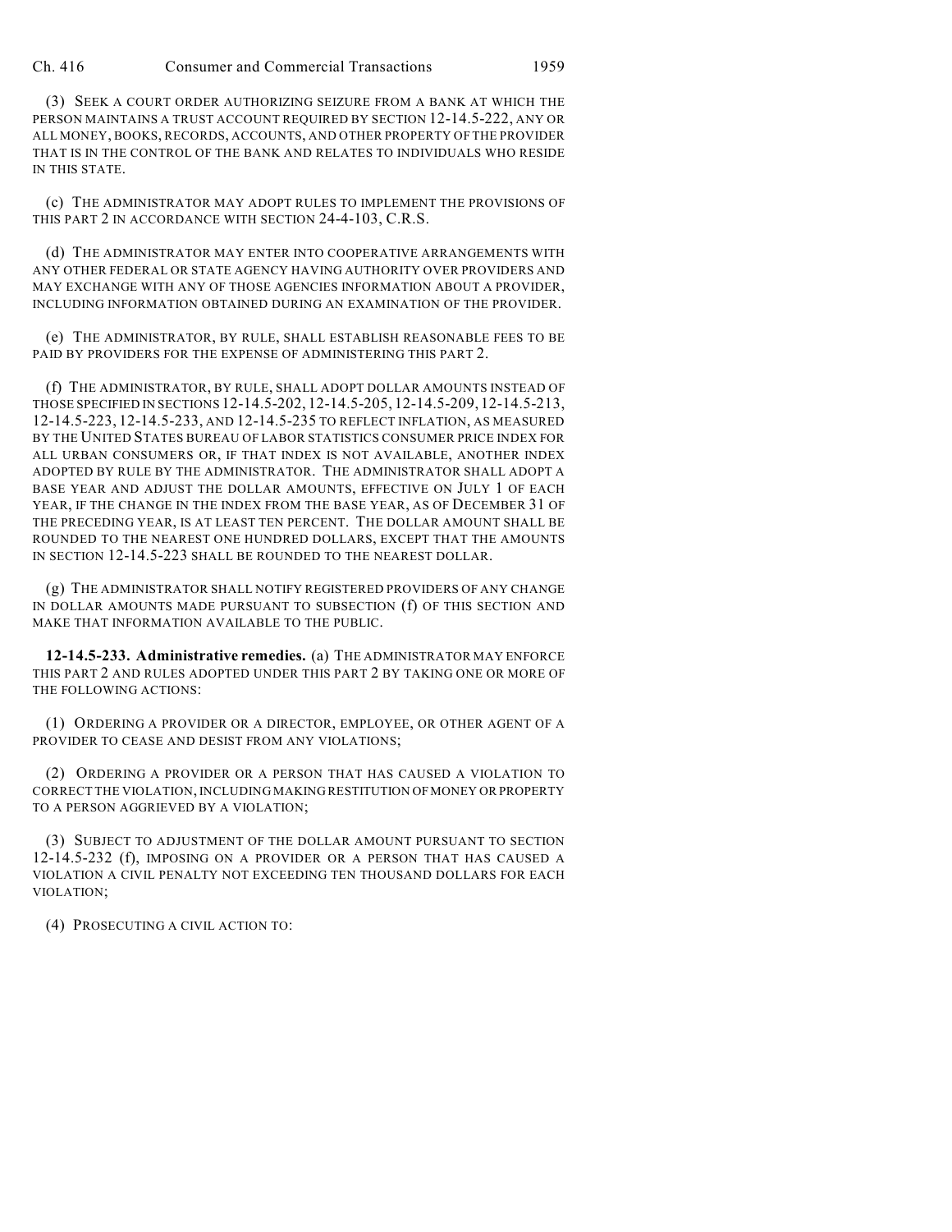(3) SEEK A COURT ORDER AUTHORIZING SEIZURE FROM A BANK AT WHICH THE PERSON MAINTAINS A TRUST ACCOUNT REQUIRED BY SECTION 12-14.5-222, ANY OR ALL MONEY, BOOKS, RECORDS, ACCOUNTS, AND OTHER PROPERTY OF THE PROVIDER THAT IS IN THE CONTROL OF THE BANK AND RELATES TO INDIVIDUALS WHO RESIDE IN THIS STATE.

(c) THE ADMINISTRATOR MAY ADOPT RULES TO IMPLEMENT THE PROVISIONS OF THIS PART 2 IN ACCORDANCE WITH SECTION 24-4-103, C.R.S.

(d) THE ADMINISTRATOR MAY ENTER INTO COOPERATIVE ARRANGEMENTS WITH ANY OTHER FEDERAL OR STATE AGENCY HAVING AUTHORITY OVER PROVIDERS AND MAY EXCHANGE WITH ANY OF THOSE AGENCIES INFORMATION ABOUT A PROVIDER, INCLUDING INFORMATION OBTAINED DURING AN EXAMINATION OF THE PROVIDER.

(e) THE ADMINISTRATOR, BY RULE, SHALL ESTABLISH REASONABLE FEES TO BE PAID BY PROVIDERS FOR THE EXPENSE OF ADMINISTERING THIS PART 2.

(f) THE ADMINISTRATOR, BY RULE, SHALL ADOPT DOLLAR AMOUNTS INSTEAD OF THOSE SPECIFIED IN SECTIONS 12-14.5-202, 12-14.5-205, 12-14.5-209, 12-14.5-213, 12-14.5-223, 12-14.5-233, AND 12-14.5-235 TO REFLECT INFLATION, AS MEASURED BY THE UNITED STATES BUREAU OF LABOR STATISTICS CONSUMER PRICE INDEX FOR ALL URBAN CONSUMERS OR, IF THAT INDEX IS NOT AVAILABLE, ANOTHER INDEX ADOPTED BY RULE BY THE ADMINISTRATOR. THE ADMINISTRATOR SHALL ADOPT A BASE YEAR AND ADJUST THE DOLLAR AMOUNTS, EFFECTIVE ON JULY 1 OF EACH YEAR, IF THE CHANGE IN THE INDEX FROM THE BASE YEAR, AS OF DECEMBER 31 OF THE PRECEDING YEAR, IS AT LEAST TEN PERCENT. THE DOLLAR AMOUNT SHALL BE ROUNDED TO THE NEAREST ONE HUNDRED DOLLARS, EXCEPT THAT THE AMOUNTS IN SECTION 12-14.5-223 SHALL BE ROUNDED TO THE NEAREST DOLLAR.

(g) THE ADMINISTRATOR SHALL NOTIFY REGISTERED PROVIDERS OF ANY CHANGE IN DOLLAR AMOUNTS MADE PURSUANT TO SUBSECTION (f) OF THIS SECTION AND MAKE THAT INFORMATION AVAILABLE TO THE PUBLIC.

**12-14.5-233. Administrative remedies.** (a) THE ADMINISTRATOR MAY ENFORCE THIS PART 2 AND RULES ADOPTED UNDER THIS PART 2 BY TAKING ONE OR MORE OF THE FOLLOWING ACTIONS:

(1) ORDERING A PROVIDER OR A DIRECTOR, EMPLOYEE, OR OTHER AGENT OF A PROVIDER TO CEASE AND DESIST FROM ANY VIOLATIONS;

(2) ORDERING A PROVIDER OR A PERSON THAT HAS CAUSED A VIOLATION TO CORRECT THE VIOLATION, INCLUDING MAKING RESTITUTION OF MONEY OR PROPERTY TO A PERSON AGGRIEVED BY A VIOLATION;

(3) SUBJECT TO ADJUSTMENT OF THE DOLLAR AMOUNT PURSUANT TO SECTION 12-14.5-232 (f), IMPOSING ON A PROVIDER OR A PERSON THAT HAS CAUSED A VIOLATION A CIVIL PENALTY NOT EXCEEDING TEN THOUSAND DOLLARS FOR EACH VIOLATION;

(4) PROSECUTING A CIVIL ACTION TO: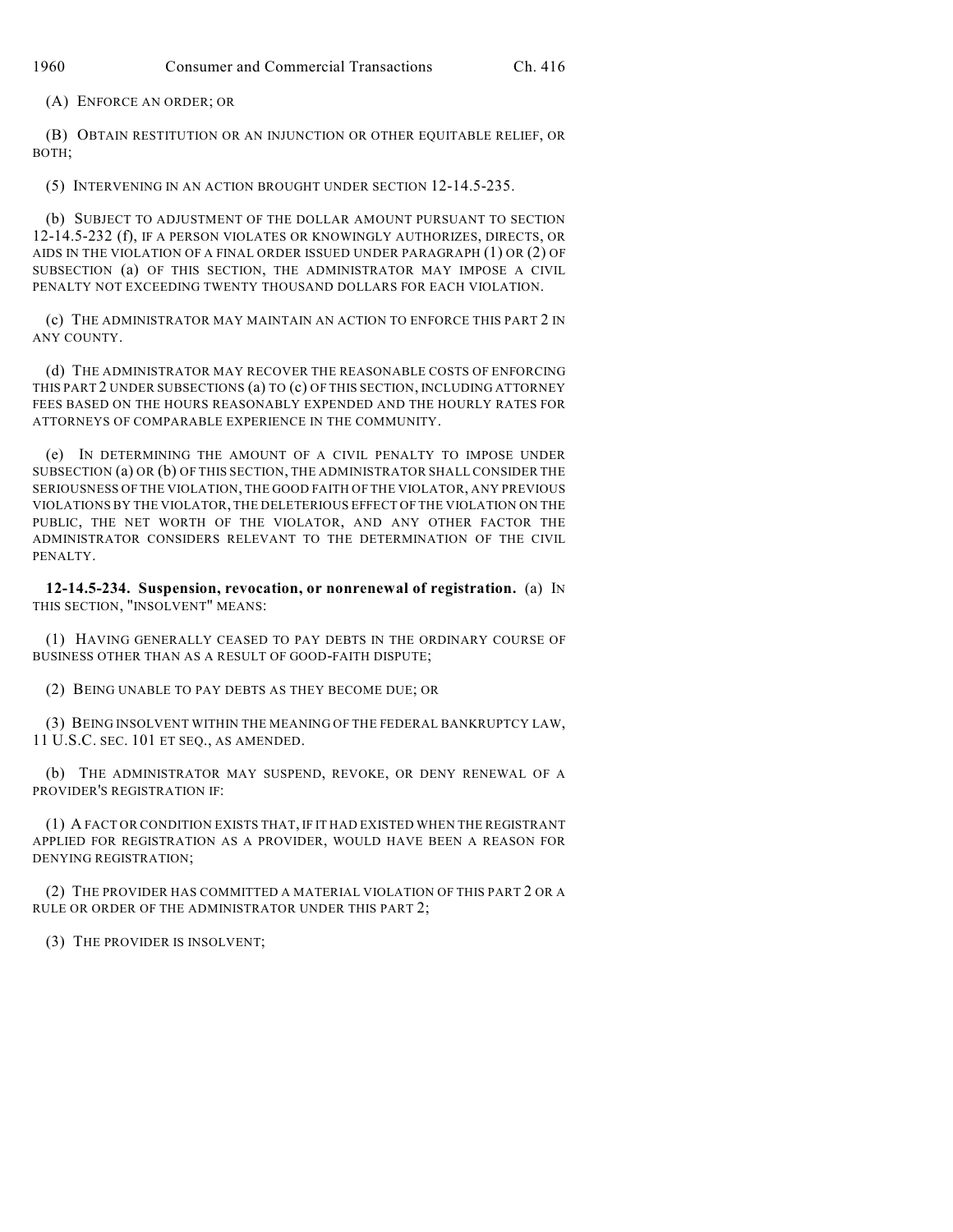(A) ENFORCE AN ORDER; OR

(B) OBTAIN RESTITUTION OR AN INJUNCTION OR OTHER EQUITABLE RELIEF, OR BOTH;

(5) INTERVENING IN AN ACTION BROUGHT UNDER SECTION 12-14.5-235.

(b) SUBJECT TO ADJUSTMENT OF THE DOLLAR AMOUNT PURSUANT TO SECTION 12-14.5-232 (f), IF A PERSON VIOLATES OR KNOWINGLY AUTHORIZES, DIRECTS, OR AIDS IN THE VIOLATION OF A FINAL ORDER ISSUED UNDER PARAGRAPH (1) OR (2) OF SUBSECTION (a) OF THIS SECTION, THE ADMINISTRATOR MAY IMPOSE A CIVIL PENALTY NOT EXCEEDING TWENTY THOUSAND DOLLARS FOR EACH VIOLATION.

(c) THE ADMINISTRATOR MAY MAINTAIN AN ACTION TO ENFORCE THIS PART 2 IN ANY COUNTY.

(d) THE ADMINISTRATOR MAY RECOVER THE REASONABLE COSTS OF ENFORCING THIS PART 2 UNDER SUBSECTIONS (a) TO (c) OF THIS SECTION, INCLUDING ATTORNEY FEES BASED ON THE HOURS REASONABLY EXPENDED AND THE HOURLY RATES FOR ATTORNEYS OF COMPARABLE EXPERIENCE IN THE COMMUNITY.

(e) IN DETERMINING THE AMOUNT OF A CIVIL PENALTY TO IMPOSE UNDER SUBSECTION (a) OR (b) OF THIS SECTION, THE ADMINISTRATOR SHALL CONSIDER THE SERIOUSNESS OF THE VIOLATION, THE GOOD FAITH OF THE VIOLATOR, ANY PREVIOUS VIOLATIONS BY THE VIOLATOR, THE DELETERIOUS EFFECT OF THE VIOLATION ON THE PUBLIC, THE NET WORTH OF THE VIOLATOR, AND ANY OTHER FACTOR THE ADMINISTRATOR CONSIDERS RELEVANT TO THE DETERMINATION OF THE CIVIL PENALTY.

**12-14.5-234. Suspension, revocation, or nonrenewal of registration.** (a) IN THIS SECTION, "INSOLVENT" MEANS:

(1) HAVING GENERALLY CEASED TO PAY DEBTS IN THE ORDINARY COURSE OF BUSINESS OTHER THAN AS A RESULT OF GOOD-FAITH DISPUTE;

(2) BEING UNABLE TO PAY DEBTS AS THEY BECOME DUE; OR

(3) BEING INSOLVENT WITHIN THE MEANING OF THE FEDERAL BANKRUPTCY LAW, 11 U.S.C. SEC. 101 ET SEQ., AS AMENDED.

(b) THE ADMINISTRATOR MAY SUSPEND, REVOKE, OR DENY RENEWAL OF A PROVIDER'S REGISTRATION IF:

(1) A FACT OR CONDITION EXISTS THAT, IF IT HAD EXISTED WHEN THE REGISTRANT APPLIED FOR REGISTRATION AS A PROVIDER, WOULD HAVE BEEN A REASON FOR DENYING REGISTRATION;

(2) THE PROVIDER HAS COMMITTED A MATERIAL VIOLATION OF THIS PART 2 OR A RULE OR ORDER OF THE ADMINISTRATOR UNDER THIS PART 2;

(3) THE PROVIDER IS INSOLVENT;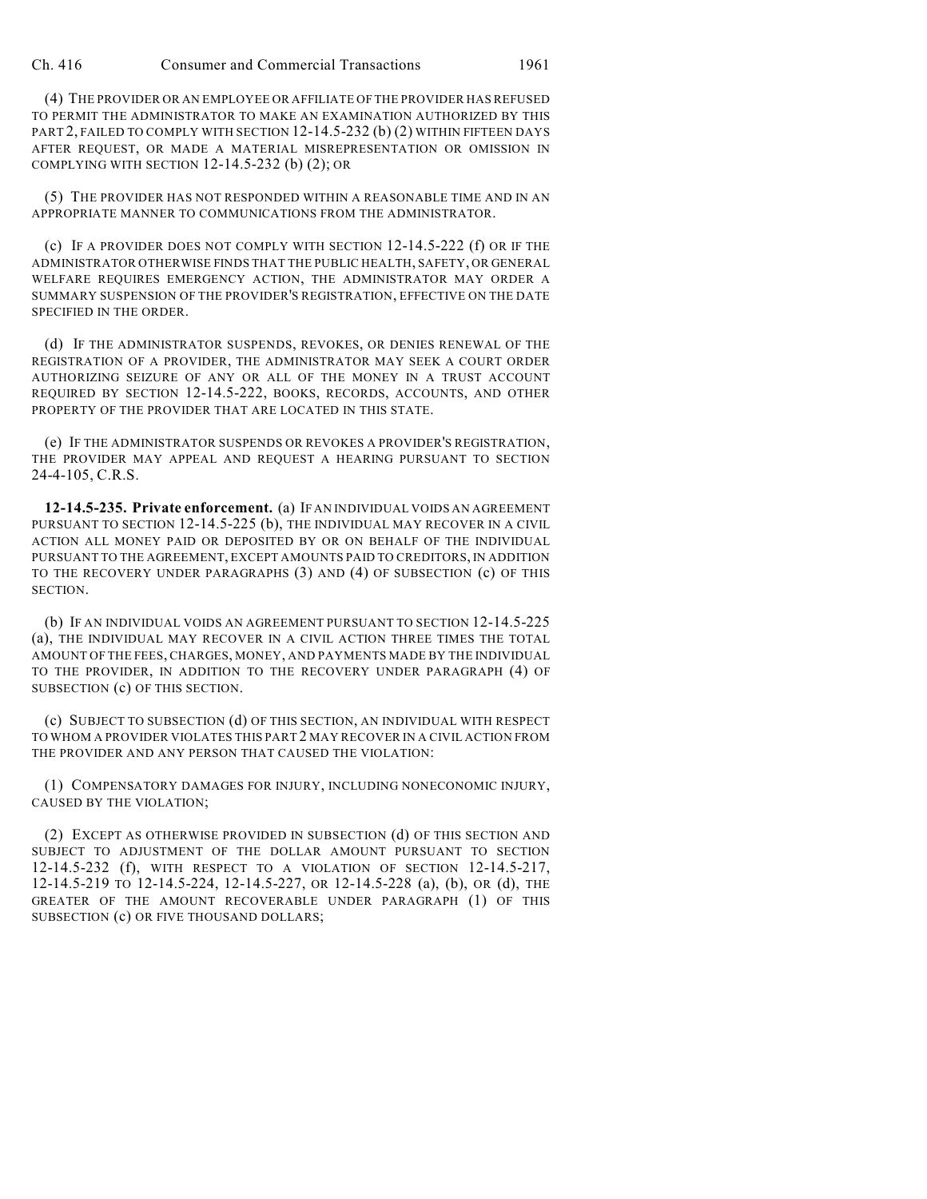(4) THE PROVIDER OR AN EMPLOYEE OR AFFILIATE OF THE PROVIDER HAS REFUSED TO PERMIT THE ADMINISTRATOR TO MAKE AN EXAMINATION AUTHORIZED BY THIS PART 2, FAILED TO COMPLY WITH SECTION 12-14.5-232 (b) (2) WITHIN FIFTEEN DAYS AFTER REQUEST, OR MADE A MATERIAL MISREPRESENTATION OR OMISSION IN COMPLYING WITH SECTION 12-14.5-232 (b) (2); OR

(5) THE PROVIDER HAS NOT RESPONDED WITHIN A REASONABLE TIME AND IN AN APPROPRIATE MANNER TO COMMUNICATIONS FROM THE ADMINISTRATOR.

(c) IF A PROVIDER DOES NOT COMPLY WITH SECTION 12-14.5-222 (f) OR IF THE ADMINISTRATOR OTHERWISE FINDS THAT THE PUBLIC HEALTH, SAFETY, OR GENERAL WELFARE REQUIRES EMERGENCY ACTION, THE ADMINISTRATOR MAY ORDER A SUMMARY SUSPENSION OF THE PROVIDER'S REGISTRATION, EFFECTIVE ON THE DATE SPECIFIED IN THE ORDER.

(d) IF THE ADMINISTRATOR SUSPENDS, REVOKES, OR DENIES RENEWAL OF THE REGISTRATION OF A PROVIDER, THE ADMINISTRATOR MAY SEEK A COURT ORDER AUTHORIZING SEIZURE OF ANY OR ALL OF THE MONEY IN A TRUST ACCOUNT REQUIRED BY SECTION 12-14.5-222, BOOKS, RECORDS, ACCOUNTS, AND OTHER PROPERTY OF THE PROVIDER THAT ARE LOCATED IN THIS STATE.

(e) IF THE ADMINISTRATOR SUSPENDS OR REVOKES A PROVIDER'S REGISTRATION, THE PROVIDER MAY APPEAL AND REQUEST A HEARING PURSUANT TO SECTION 24-4-105, C.R.S.

**12-14.5-235. Private enforcement.** (a) IF AN INDIVIDUAL VOIDS AN AGREEMENT PURSUANT TO SECTION 12-14.5-225 (b), THE INDIVIDUAL MAY RECOVER IN A CIVIL ACTION ALL MONEY PAID OR DEPOSITED BY OR ON BEHALF OF THE INDIVIDUAL PURSUANT TO THE AGREEMENT, EXCEPT AMOUNTS PAID TO CREDITORS, IN ADDITION TO THE RECOVERY UNDER PARAGRAPHS (3) AND (4) OF SUBSECTION (c) OF THIS SECTION.

(b) IF AN INDIVIDUAL VOIDS AN AGREEMENT PURSUANT TO SECTION 12-14.5-225 (a), THE INDIVIDUAL MAY RECOVER IN A CIVIL ACTION THREE TIMES THE TOTAL AMOUNT OF THE FEES, CHARGES, MONEY, AND PAYMENTS MADE BY THE INDIVIDUAL TO THE PROVIDER, IN ADDITION TO THE RECOVERY UNDER PARAGRAPH (4) OF SUBSECTION (c) OF THIS SECTION.

(c) SUBJECT TO SUBSECTION (d) OF THIS SECTION, AN INDIVIDUAL WITH RESPECT TO WHOM A PROVIDER VIOLATES THIS PART 2 MAY RECOVER IN A CIVIL ACTION FROM THE PROVIDER AND ANY PERSON THAT CAUSED THE VIOLATION:

(1) COMPENSATORY DAMAGES FOR INJURY, INCLUDING NONECONOMIC INJURY, CAUSED BY THE VIOLATION;

(2) EXCEPT AS OTHERWISE PROVIDED IN SUBSECTION (d) OF THIS SECTION AND SUBJECT TO ADJUSTMENT OF THE DOLLAR AMOUNT PURSUANT TO SECTION 12-14.5-232 (f), WITH RESPECT TO A VIOLATION OF SECTION 12-14.5-217, 12-14.5-219 TO 12-14.5-224, 12-14.5-227, OR 12-14.5-228 (a), (b), OR (d), THE GREATER OF THE AMOUNT RECOVERABLE UNDER PARAGRAPH (1) OF THIS SUBSECTION (c) OR FIVE THOUSAND DOLLARS;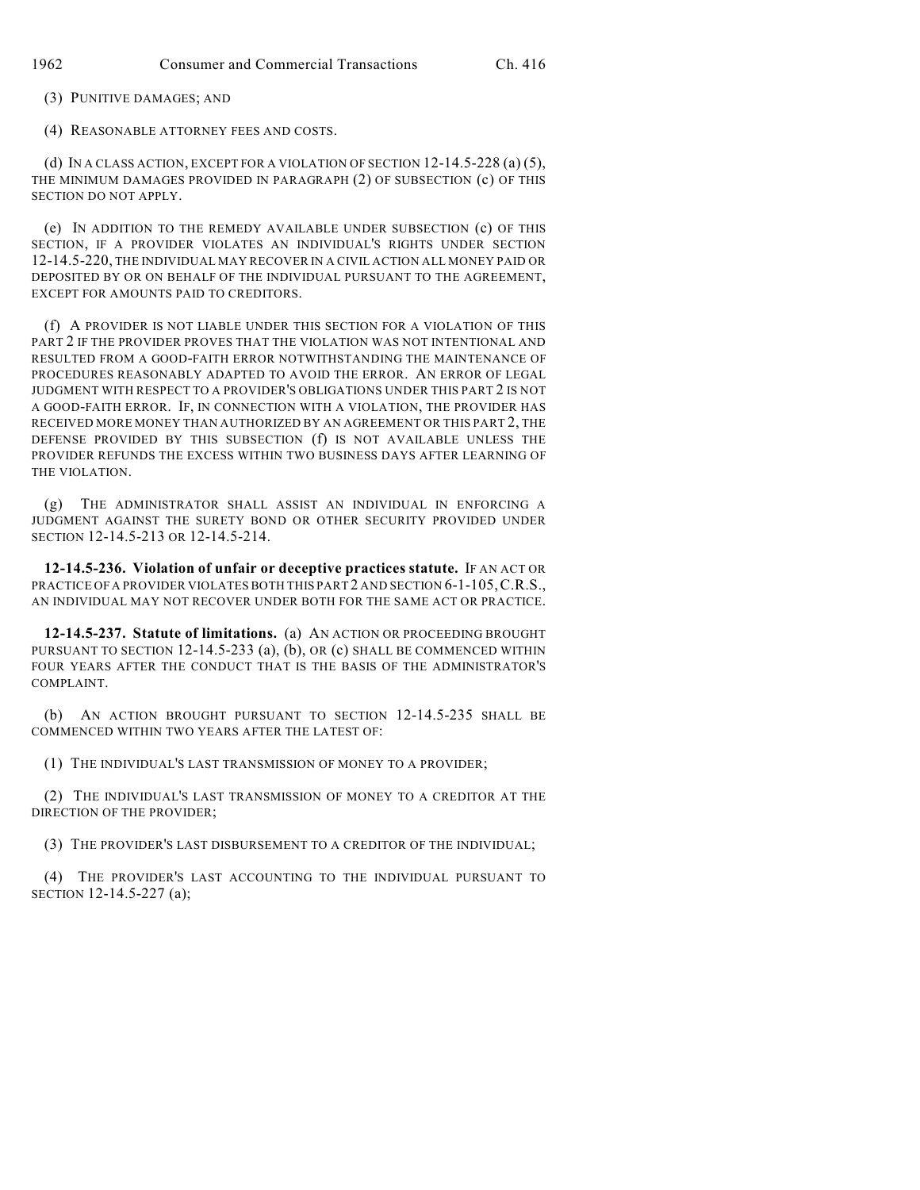(3) PUNITIVE DAMAGES; AND

(4) REASONABLE ATTORNEY FEES AND COSTS.

(d) IN A CLASS ACTION, EXCEPT FOR A VIOLATION OF SECTION 12-14.5-228 (a) (5), THE MINIMUM DAMAGES PROVIDED IN PARAGRAPH (2) OF SUBSECTION (c) OF THIS SECTION DO NOT APPLY.

(e) IN ADDITION TO THE REMEDY AVAILABLE UNDER SUBSECTION (c) OF THIS SECTION, IF A PROVIDER VIOLATES AN INDIVIDUAL'S RIGHTS UNDER SECTION 12-14.5-220, THE INDIVIDUAL MAY RECOVER IN A CIVIL ACTION ALL MONEY PAID OR DEPOSITED BY OR ON BEHALF OF THE INDIVIDUAL PURSUANT TO THE AGREEMENT, EXCEPT FOR AMOUNTS PAID TO CREDITORS.

(f) A PROVIDER IS NOT LIABLE UNDER THIS SECTION FOR A VIOLATION OF THIS PART 2 IF THE PROVIDER PROVES THAT THE VIOLATION WAS NOT INTENTIONAL AND RESULTED FROM A GOOD-FAITH ERROR NOTWITHSTANDING THE MAINTENANCE OF PROCEDURES REASONABLY ADAPTED TO AVOID THE ERROR. AN ERROR OF LEGAL JUDGMENT WITH RESPECT TO A PROVIDER'S OBLIGATIONS UNDER THIS PART 2 IS NOT A GOOD-FAITH ERROR. IF, IN CONNECTION WITH A VIOLATION, THE PROVIDER HAS RECEIVED MORE MONEY THAN AUTHORIZED BY AN AGREEMENT OR THIS PART 2, THE DEFENSE PROVIDED BY THIS SUBSECTION (f) IS NOT AVAILABLE UNLESS THE PROVIDER REFUNDS THE EXCESS WITHIN TWO BUSINESS DAYS AFTER LEARNING OF THE VIOLATION.

(g) THE ADMINISTRATOR SHALL ASSIST AN INDIVIDUAL IN ENFORCING A JUDGMENT AGAINST THE SURETY BOND OR OTHER SECURITY PROVIDED UNDER SECTION 12-14.5-213 OR 12-14.5-214.

**12-14.5-236. Violation of unfair or deceptive practices statute.** IF AN ACT OR PRACTICE OF A PROVIDER VIOLATES BOTH THIS PART 2 AND SECTION 6-1-105, C.R.S., AN INDIVIDUAL MAY NOT RECOVER UNDER BOTH FOR THE SAME ACT OR PRACTICE.

**12-14.5-237. Statute of limitations.** (a) AN ACTION OR PROCEEDING BROUGHT PURSUANT TO SECTION 12-14.5-233 (a), (b), OR (c) SHALL BE COMMENCED WITHIN FOUR YEARS AFTER THE CONDUCT THAT IS THE BASIS OF THE ADMINISTRATOR'S COMPLAINT.

(b) AN ACTION BROUGHT PURSUANT TO SECTION 12-14.5-235 SHALL BE COMMENCED WITHIN TWO YEARS AFTER THE LATEST OF:

(1) THE INDIVIDUAL'S LAST TRANSMISSION OF MONEY TO A PROVIDER;

(2) THE INDIVIDUAL'S LAST TRANSMISSION OF MONEY TO A CREDITOR AT THE DIRECTION OF THE PROVIDER;

(3) THE PROVIDER'S LAST DISBURSEMENT TO A CREDITOR OF THE INDIVIDUAL;

(4) THE PROVIDER'S LAST ACCOUNTING TO THE INDIVIDUAL PURSUANT TO SECTION 12-14.5-227 (a);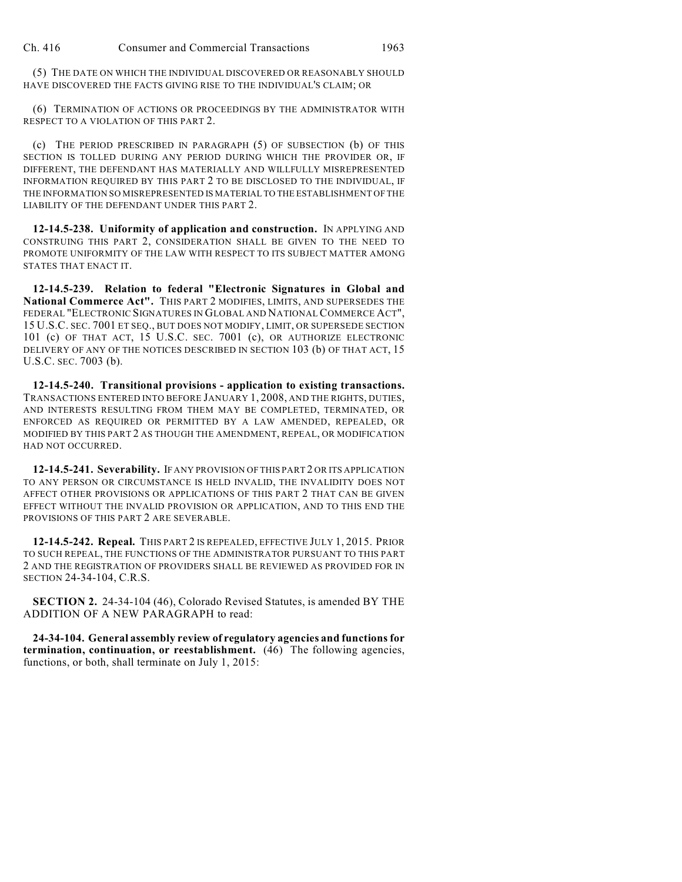(5) THE DATE ON WHICH THE INDIVIDUAL DISCOVERED OR REASONABLY SHOULD HAVE DISCOVERED THE FACTS GIVING RISE TO THE INDIVIDUAL'S CLAIM; OR

(6) TERMINATION OF ACTIONS OR PROCEEDINGS BY THE ADMINISTRATOR WITH RESPECT TO A VIOLATION OF THIS PART 2.

(c) THE PERIOD PRESCRIBED IN PARAGRAPH (5) OF SUBSECTION (b) OF THIS SECTION IS TOLLED DURING ANY PERIOD DURING WHICH THE PROVIDER OR, IF DIFFERENT, THE DEFENDANT HAS MATERIALLY AND WILLFULLY MISREPRESENTED INFORMATION REQUIRED BY THIS PART 2 TO BE DISCLOSED TO THE INDIVIDUAL, IF THE INFORMATION SO MISREPRESENTED IS MATERIAL TO THE ESTABLISHMENT OF THE LIABILITY OF THE DEFENDANT UNDER THIS PART 2.

**12-14.5-238. Uniformity of application and construction.** IN APPLYING AND CONSTRUING THIS PART 2, CONSIDERATION SHALL BE GIVEN TO THE NEED TO PROMOTE UNIFORMITY OF THE LAW WITH RESPECT TO ITS SUBJECT MATTER AMONG STATES THAT ENACT IT.

**12-14.5-239. Relation to federal "Electronic Signatures in Global and National Commerce Act".** THIS PART 2 MODIFIES, LIMITS, AND SUPERSEDES THE FEDERAL "ELECTRONIC SIGNATURES IN GLOBAL AND NATIONAL COMMERCE ACT", 15 U.S.C. SEC. 7001 ET SEQ., BUT DOES NOT MODIFY, LIMIT, OR SUPERSEDE SECTION 101 (c) OF THAT ACT, 15 U.S.C. SEC. 7001 (c), OR AUTHORIZE ELECTRONIC DELIVERY OF ANY OF THE NOTICES DESCRIBED IN SECTION 103 (b) OF THAT ACT, 15 U.S.C. SEC. 7003 (b).

**12-14.5-240. Transitional provisions - application to existing transactions.** TRANSACTIONS ENTERED INTO BEFORE JANUARY 1, 2008, AND THE RIGHTS, DUTIES, AND INTERESTS RESULTING FROM THEM MAY BE COMPLETED, TERMINATED, OR ENFORCED AS REQUIRED OR PERMITTED BY A LAW AMENDED, REPEALED, OR MODIFIED BY THIS PART 2 AS THOUGH THE AMENDMENT, REPEAL, OR MODIFICATION HAD NOT OCCURRED.

**12-14.5-241. Severability.** IF ANY PROVISION OF THIS PART 2 OR ITS APPLICATION TO ANY PERSON OR CIRCUMSTANCE IS HELD INVALID, THE INVALIDITY DOES NOT AFFECT OTHER PROVISIONS OR APPLICATIONS OF THIS PART 2 THAT CAN BE GIVEN EFFECT WITHOUT THE INVALID PROVISION OR APPLICATION, AND TO THIS END THE PROVISIONS OF THIS PART 2 ARE SEVERABLE.

**12-14.5-242. Repeal.** THIS PART 2 IS REPEALED, EFFECTIVE JULY 1, 2015. PRIOR TO SUCH REPEAL, THE FUNCTIONS OF THE ADMINISTRATOR PURSUANT TO THIS PART 2 AND THE REGISTRATION OF PROVIDERS SHALL BE REVIEWED AS PROVIDED FOR IN SECTION 24-34-104, C.R.S.

**SECTION 2.** 24-34-104 (46), Colorado Revised Statutes, is amended BY THE ADDITION OF A NEW PARAGRAPH to read:

**24-34-104. General assembly review of regulatory agencies and functions for termination, continuation, or reestablishment.** (46) The following agencies, functions, or both, shall terminate on July 1, 2015: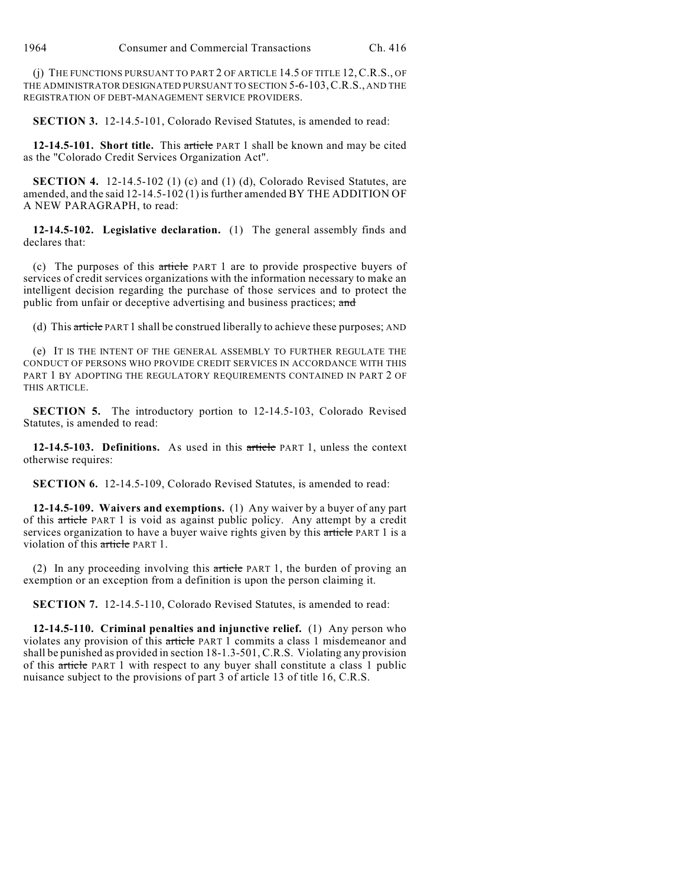(j) THE FUNCTIONS PURSUANT TO PART 2 OF ARTICLE 14.5 OF TITLE 12, C.R.S., OF THE ADMINISTRATOR DESIGNATED PURSUANT TO SECTION 5-6-103, C.R.S., AND THE REGISTRATION OF DEBT-MANAGEMENT SERVICE PROVIDERS.

**SECTION 3.** 12-14.5-101, Colorado Revised Statutes, is amended to read:

**12-14.5-101. Short title.** This ~~article~~ PART 1 shall be known and may be cited as the "Colorado Credit Services Organization Act".

**SECTION 4.** 12-14.5-102 (1) (c) and (1) (d), Colorado Revised Statutes, are amended, and the said 12-14.5-102 (1) is further amended BY THE ADDITION OF A NEW PARAGRAPH, to read:

**12-14.5-102. Legislative declaration.** (1) The general assembly finds and declares that:

(c) The purposes of this ~~article~~ PART 1 are to provide prospective buyers of services of credit services organizations with the information necessary to make an intelligent decision regarding the purchase of those services and to protect the public from unfair or deceptive advertising and business practices; ~~and~~

(d) This ~~article~~ PART 1 shall be construed liberally to achieve these purposes; AND

(e) IT IS THE INTENT OF THE GENERAL ASSEMBLY TO FURTHER REGULATE THE CONDUCT OF PERSONS WHO PROVIDE CREDIT SERVICES IN ACCORDANCE WITH THIS PART 1 BY ADOPTING THE REGULATORY REQUIREMENTS CONTAINED IN PART 2 OF THIS ARTICLE.

**SECTION 5.** The introductory portion to 12-14.5-103, Colorado Revised Statutes, is amended to read:

**12-14.5-103. Definitions.** As used in this ~~article~~ PART 1, unless the context otherwise requires:

**SECTION 6.** 12-14.5-109, Colorado Revised Statutes, is amended to read:

**12-14.5-109. Waivers and exemptions.** (1) Any waiver by a buyer of any part of this ~~article~~ PART 1 is void as against public policy. Any attempt by a credit services organization to have a buyer waive rights given by this ~~article~~ PART 1 is a violation of this ~~article~~ PART 1.

(2) In any proceeding involving this ~~article~~ PART 1, the burden of proving an exemption or an exception from a definition is upon the person claiming it.

**SECTION 7.** 12-14.5-110, Colorado Revised Statutes, is amended to read:

**12-14.5-110. Criminal penalties and injunctive relief.** (1) Any person who violates any provision of this ~~article~~ PART 1 commits a class 1 misdemeanor and shall be punished as provided in section 18-1.3-501, C.R.S. Violating any provision of this ~~article~~ PART 1 with respect to any buyer shall constitute a class 1 public nuisance subject to the provisions of part 3 of article 13 of title 16, C.R.S.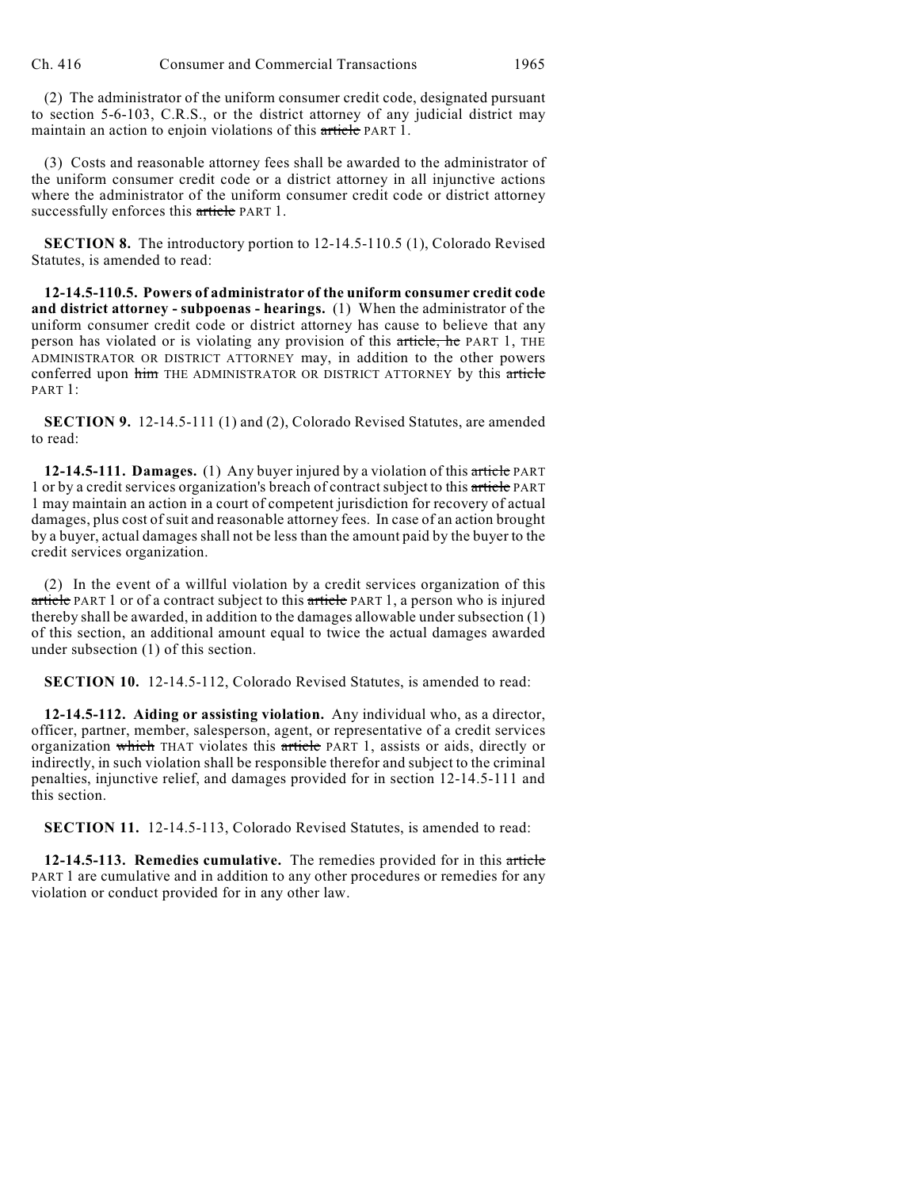(2) The administrator of the uniform consumer credit code, designated pursuant to section 5-6-103, C.R.S., or the district attorney of any judicial district may maintain an action to enjoin violations of this ~~article~~ PART 1.

(3) Costs and reasonable attorney fees shall be awarded to the administrator of the uniform consumer credit code or a district attorney in all injunctive actions where the administrator of the uniform consumer credit code or district attorney successfully enforces this ~~article~~ PART 1.

**SECTION 8.** The introductory portion to 12-14.5-110.5 (1), Colorado Revised Statutes, is amended to read:

**12-14.5-110.5. Powers of administrator of the uniform consumer credit code and district attorney - subpoenas - hearings.** (1) When the administrator of the uniform consumer credit code or district attorney has cause to believe that any person has violated or is violating any provision of this ~~article, he~~ PART 1, THE ADMINISTRATOR OR DISTRICT ATTORNEY may, in addition to the other powers conferred upon ~~him~~ THE ADMINISTRATOR OR DISTRICT ATTORNEY by this ~~article~~ PART 1:

**SECTION 9.** 12-14.5-111 (1) and (2), Colorado Revised Statutes, are amended to read:

**12-14.5-111. Damages.** (1) Any buyer injured by a violation of this ~~article~~ PART 1 or by a credit services organization's breach of contract subject to this ~~article~~ PART 1 may maintain an action in a court of competent jurisdiction for recovery of actual damages, plus cost of suit and reasonable attorney fees. In case of an action brought by a buyer, actual damages shall not be less than the amount paid by the buyer to the credit services organization.

(2) In the event of a willful violation by a credit services organization of this ~~article~~ PART 1 or of a contract subject to this ~~article~~ PART 1, a person who is injured thereby shall be awarded, in addition to the damages allowable under subsection (1) of this section, an additional amount equal to twice the actual damages awarded under subsection (1) of this section.

**SECTION 10.** 12-14.5-112, Colorado Revised Statutes, is amended to read:

**12-14.5-112. Aiding or assisting violation.** Any individual who, as a director, officer, partner, member, salesperson, agent, or representative of a credit services organization ~~which~~ THAT violates this ~~article~~ PART 1, assists or aids, directly or indirectly, in such violation shall be responsible therefor and subject to the criminal penalties, injunctive relief, and damages provided for in section 12-14.5-111 and this section.

**SECTION 11.** 12-14.5-113, Colorado Revised Statutes, is amended to read:

**12-14.5-113. Remedies cumulative.** The remedies provided for in this ~~article~~ PART 1 are cumulative and in addition to any other procedures or remedies for any violation or conduct provided for in any other law.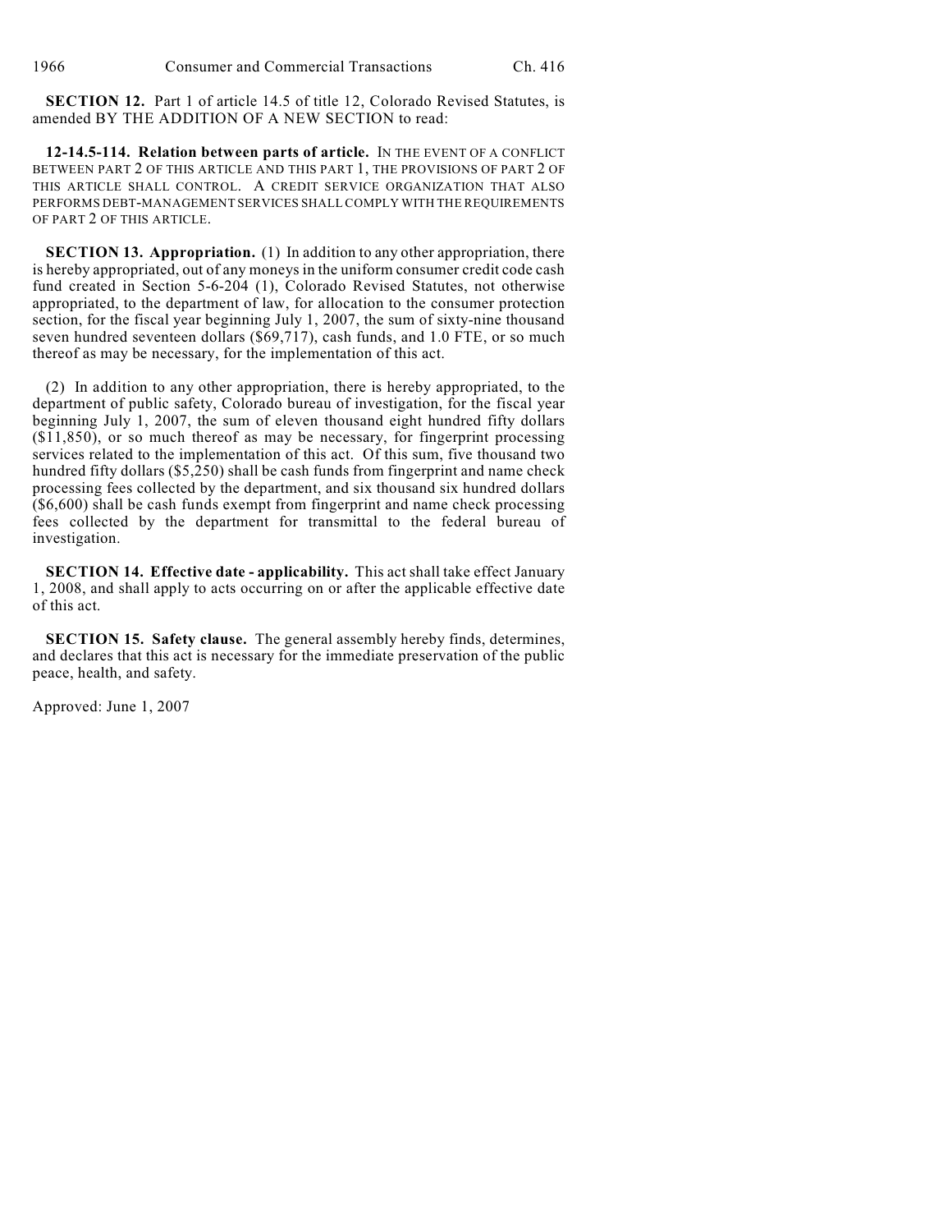**SECTION 12.** Part 1 of article 14.5 of title 12, Colorado Revised Statutes, is amended BY THE ADDITION OF A NEW SECTION to read:

**12-14.5-114. Relation between parts of article.** IN THE EVENT OF A CONFLICT BETWEEN PART 2 OF THIS ARTICLE AND THIS PART 1, THE PROVISIONS OF PART 2 OF THIS ARTICLE SHALL CONTROL. A CREDIT SERVICE ORGANIZATION THAT ALSO PERFORMS DEBT-MANAGEMENT SERVICES SHALL COMPLY WITH THE REQUIREMENTS OF PART 2 OF THIS ARTICLE.

**SECTION 13. Appropriation.** (1) In addition to any other appropriation, there is hereby appropriated, out of any moneys in the uniform consumer credit code cash fund created in Section 5-6-204 (1), Colorado Revised Statutes, not otherwise appropriated, to the department of law, for allocation to the consumer protection section, for the fiscal year beginning July 1, 2007, the sum of sixty-nine thousand seven hundred seventeen dollars ($69,717), cash funds, and 1.0 FTE, or so much thereof as may be necessary, for the implementation of this act.

(2) In addition to any other appropriation, there is hereby appropriated, to the department of public safety, Colorado bureau of investigation, for the fiscal year beginning July 1, 2007, the sum of eleven thousand eight hundred fifty dollars ($11,850), or so much thereof as may be necessary, for fingerprint processing services related to the implementation of this act. Of this sum, five thousand two hundred fifty dollars ($5,250) shall be cash funds from fingerprint and name check processing fees collected by the department, and six thousand six hundred dollars ($6,600) shall be cash funds exempt from fingerprint and name check processing fees collected by the department for transmittal to the federal bureau of investigation.

**SECTION 14. Effective date - applicability.** This act shall take effect January 1, 2008, and shall apply to acts occurring on or after the applicable effective date of this act.

**SECTION 15. Safety clause.** The general assembly hereby finds, determines, and declares that this act is necessary for the immediate preservation of the public peace, health, and safety.

Approved: June 1, 2007